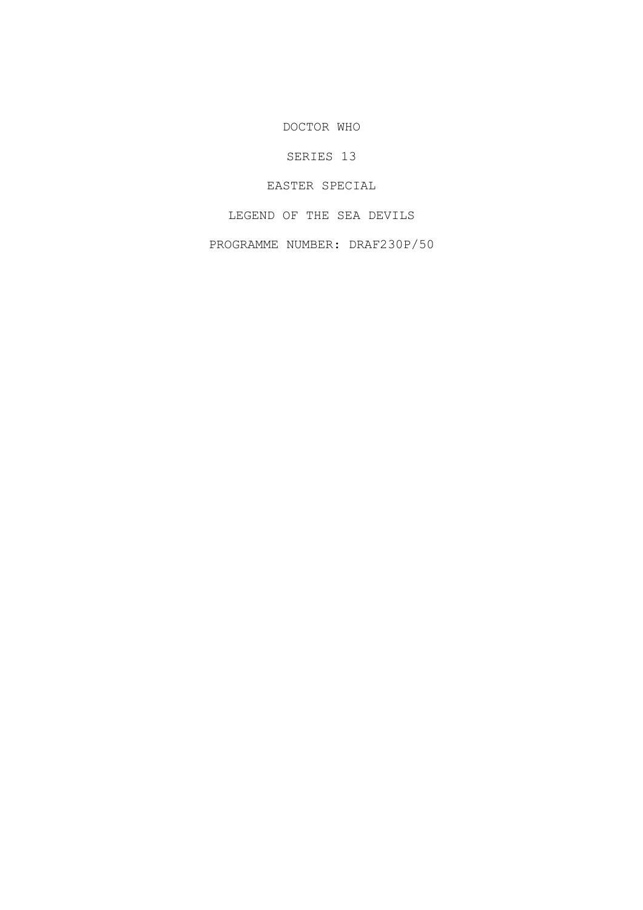DOCTOR WHO

SERIES 13

EASTER SPECIAL

LEGEND OF THE SEA DEVILS

PROGRAMME NUMBER: DRAF230P/50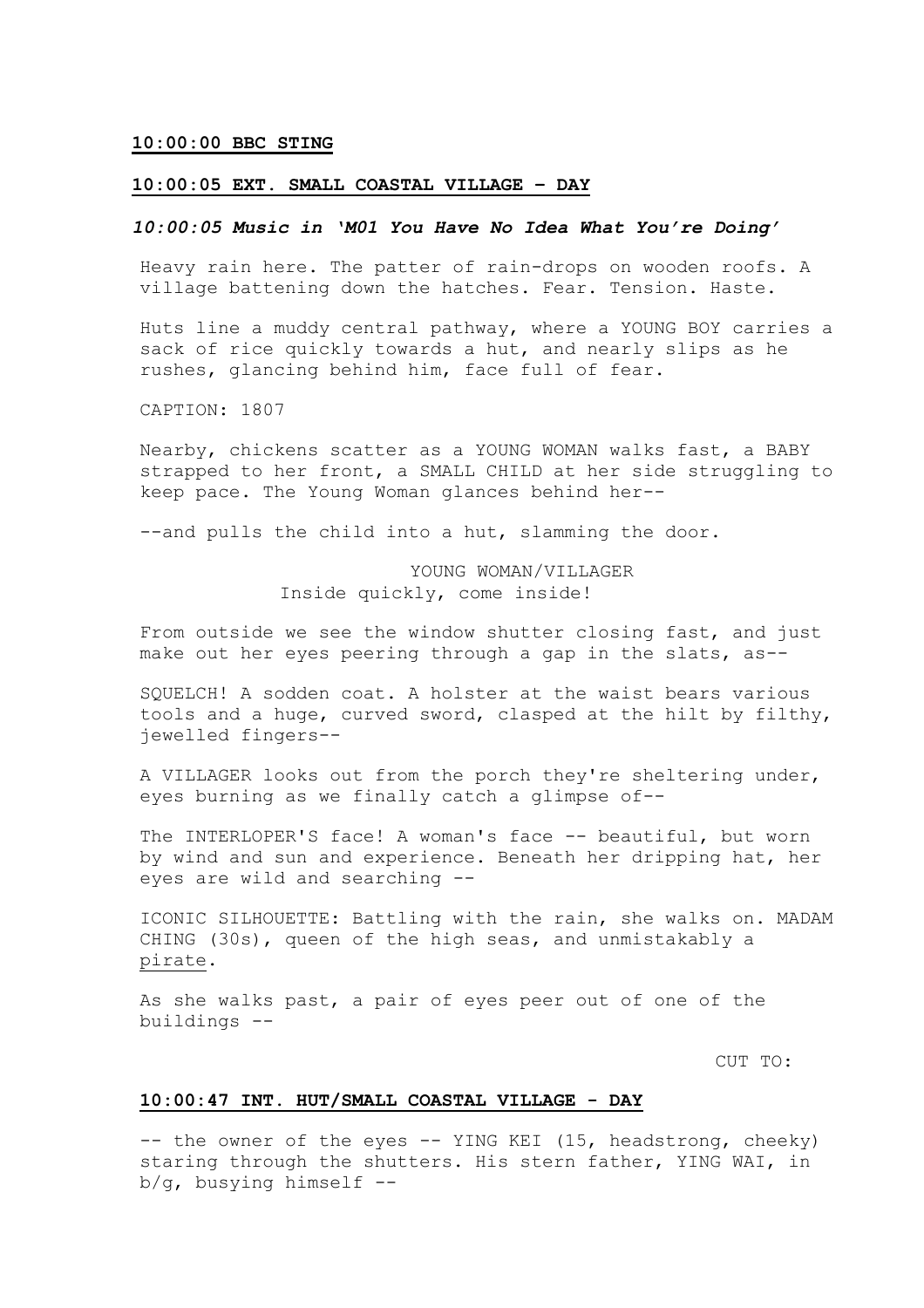**10:00:00 BBC STING**

**10:00:05 EXT. SMALL COASTAL VILLAGE – DAY**

***10:00:05 Music in 'M01 You Have No Idea What You're Doing'***

Heavy rain here. The patter of rain-drops on wooden roofs. A village battening down the hatches. Fear. Tension. Haste.

Huts line a muddy central pathway, where a YOUNG BOY carries a sack of rice quickly towards a hut, and nearly slips as he rushes, glancing behind him, face full of fear.

CAPTION: 1807

Nearby, chickens scatter as a YOUNG WOMAN walks fast, a BABY strapped to her front, a SMALL CHILD at her side struggling to keep pace. The Young Woman glances behind her--

--and pulls the child into a hut, slamming the door.

YOUNG WOMAN/VILLAGER
Inside quickly, come inside!

From outside we see the window shutter closing fast, and just make out her eyes peering through a gap in the slats, as--

SQUELCH! A sodden coat. A holster at the waist bears various tools and a huge, curved sword, clasped at the hilt by filthy, jewelled fingers--

A VILLAGER looks out from the porch they're sheltering under, eyes burning as we finally catch a glimpse of--

The INTERLOPER'S face! A woman's face -- beautiful, but worn by wind and sun and experience. Beneath her dripping hat, her eyes are wild and searching --

ICONIC SILHOUETTE: Battling with the rain, she walks on. MADAM CHING (30s), queen of the high seas, and unmistakably a <u>pirate</u>.

As she walks past, a pair of eyes peer out of one of the buildings --

CUT TO:

**10:00:47 INT. HUT/SMALL COASTAL VILLAGE - DAY**

-- the owner of the eyes -- YING KEI (15, headstrong, cheeky) staring through the shutters. His stern father, YING WAI, in b/g, busying himself --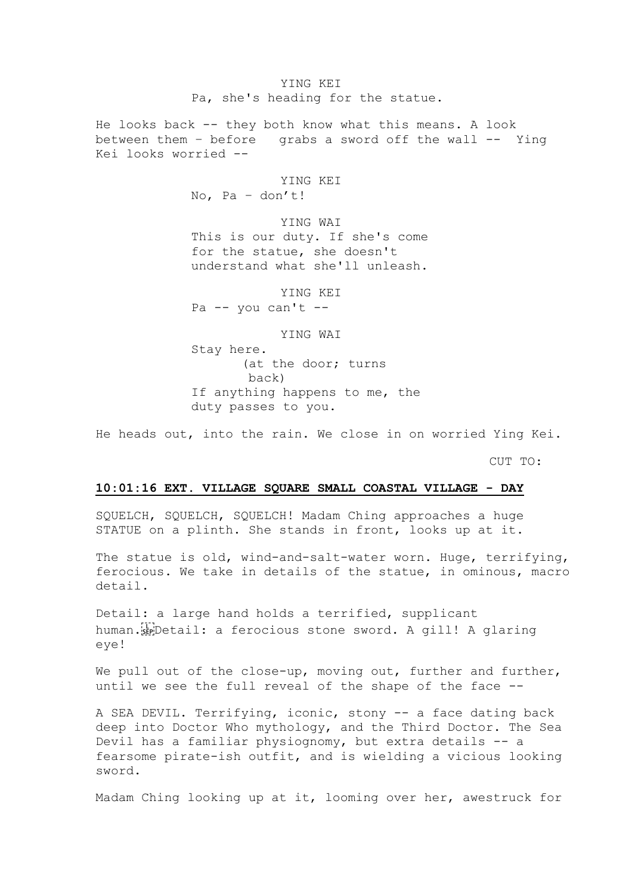YING KEI
Pa, she's heading for the statue.

He looks back -- they both know what this means. A look between them – before  grabs a sword off the wall --  Ying Kei looks worried --

YING KEI
No, Pa – don't!

YING WAI
This is our duty. If she's come for the statue, she doesn't understand what she'll unleash.

YING KEI
Pa -- you can't --

YING WAI
Stay here.
(at the door; turns back)
If anything happens to me, the duty passes to you.

He heads out, into the rain. We close in on worried Ying Kei.

CUT TO:

**10:01:16 EXT. VILLAGE SQUARE SMALL COASTAL VILLAGE - DAY**

SQUELCH, SQUELCH, SQUELCH! Madam Ching approaches a huge STATUE on a plinth. She stands in front, looks up at it.

The statue is old, wind-and-salt-water worn. Huge, terrifying, ferocious. We take in details of the statue, in ominous, macro detail.

Detail: a large hand holds a terrified, supplicant human. Detail: a ferocious stone sword. A gill! A glaring eye!

We pull out of the close-up, moving out, further and further, until we see the full reveal of the shape of the face --

A SEA DEVIL. Terrifying, iconic, stony -- a face dating back deep into Doctor Who mythology, and the Third Doctor. The Sea Devil has a familiar physiognomy, but extra details -- a fearsome pirate-ish outfit, and is wielding a vicious looking sword.

Madam Ching looking up at it, looming over her, awestruck for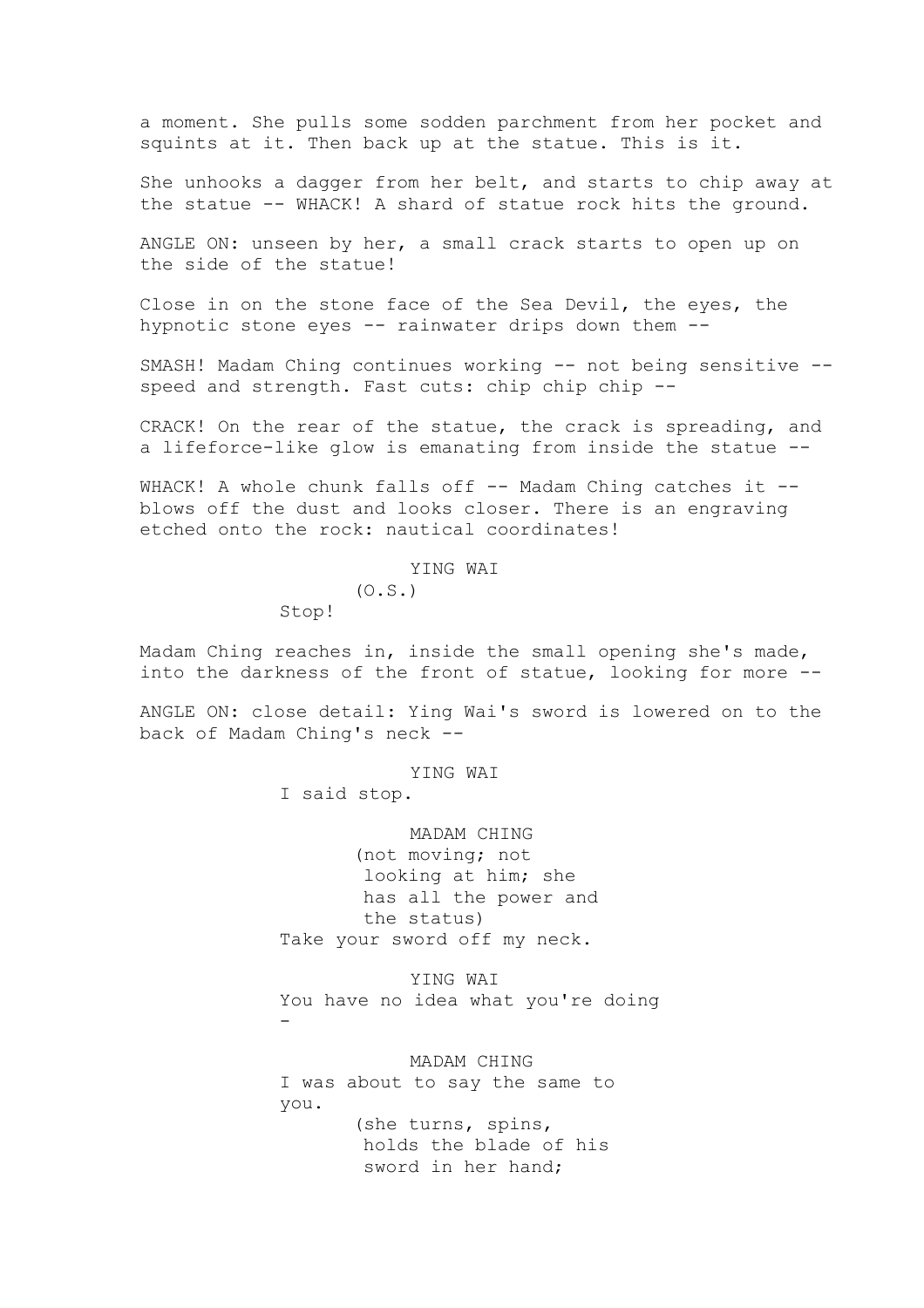a moment. She pulls some sodden parchment from her pocket and squints at it. Then back up at the statue. This is it.

She unhooks a dagger from her belt, and starts to chip away at the statue -- WHACK! A shard of statue rock hits the ground.

ANGLE ON: unseen by her, a small crack starts to open up on the side of the statue!

Close in on the stone face of the Sea Devil, the eyes, the hypnotic stone eyes -- rainwater drips down them --

SMASH! Madam Ching continues working -- not being sensitive -- speed and strength. Fast cuts: chip chip chip --

CRACK! On the rear of the statue, the crack is spreading, and a lifeforce-like glow is emanating from inside the statue --

WHACK! A whole chunk falls off -- Madam Ching catches it -- blows off the dust and looks closer. There is an engraving etched onto the rock: nautical coordinates!

YING WAI
(O.S.)
Stop!

Madam Ching reaches in, inside the small opening she's made, into the darkness of the front of statue, looking for more --

ANGLE ON: close detail: Ying Wai's sword is lowered on to the back of Madam Ching's neck --

YING WAI
I said stop.

MADAM CHING
(not moving; not looking at him; she has all the power and the status)
Take your sword off my neck.

YING WAI
You have no idea what you're doing -

MADAM CHING
I was about to say the same to you.
(she turns, spins, holds the blade of his sword in her hand;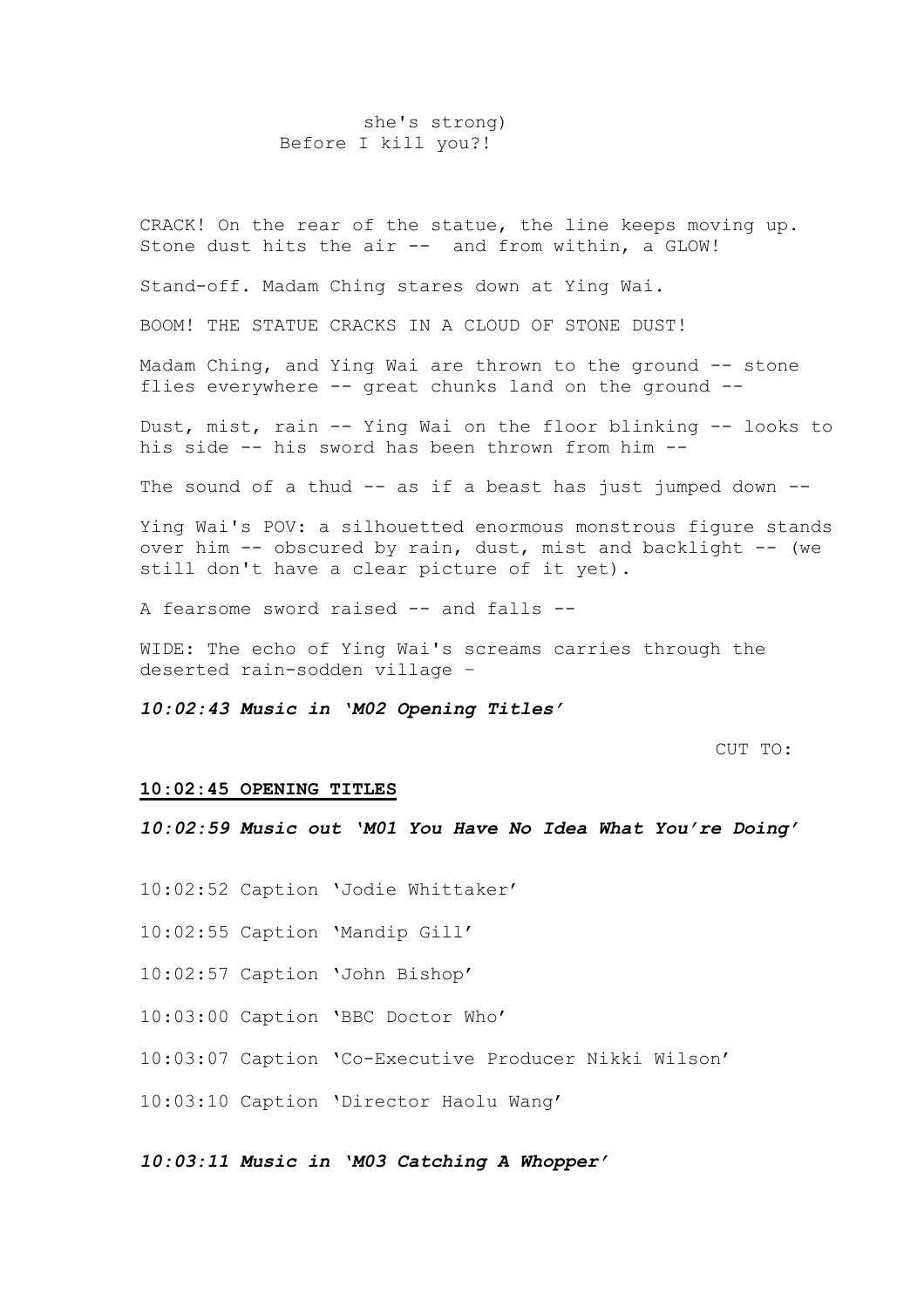she's strong)
Before I kill you?!

CRACK! On the rear of the statue, the line keeps moving up. Stone dust hits the air -- and from within, a GLOW!

Stand-off. Madam Ching stares down at Ying Wai.

BOOM! THE STATUE CRACKS IN A CLOUD OF STONE DUST!

Madam Ching, and Ying Wai are thrown to the ground -- stone flies everywhere -- great chunks land on the ground --

Dust, mist, rain -- Ying Wai on the floor blinking -- looks to his side -- his sword has been thrown from him --

The sound of a thud -- as if a beast has just jumped down --

Ying Wai's POV: a silhouetted enormous monstrous figure stands over him -- obscured by rain, dust, mist and backlight -- (we still don't have a clear picture of it yet).

A fearsome sword raised -- and falls --

WIDE: The echo of Ying Wai's screams carries through the deserted rain-sodden village –

***10:02:43 Music in 'M02 Opening Titles'***

CUT TO:

**10:02:45 OPENING TITLES**

***10:02:59 Music out 'M01 You Have No Idea What You're Doing'***

10:02:52 Caption 'Jodie Whittaker'

10:02:55 Caption 'Mandip Gill'

10:02:57 Caption 'John Bishop'

10:03:00 Caption 'BBC Doctor Who'

10:03:07 Caption 'Co-Executive Producer Nikki Wilson'

10:03:10 Caption 'Director Haolu Wang'

***10:03:11 Music in 'M03 Catching A Whopper'***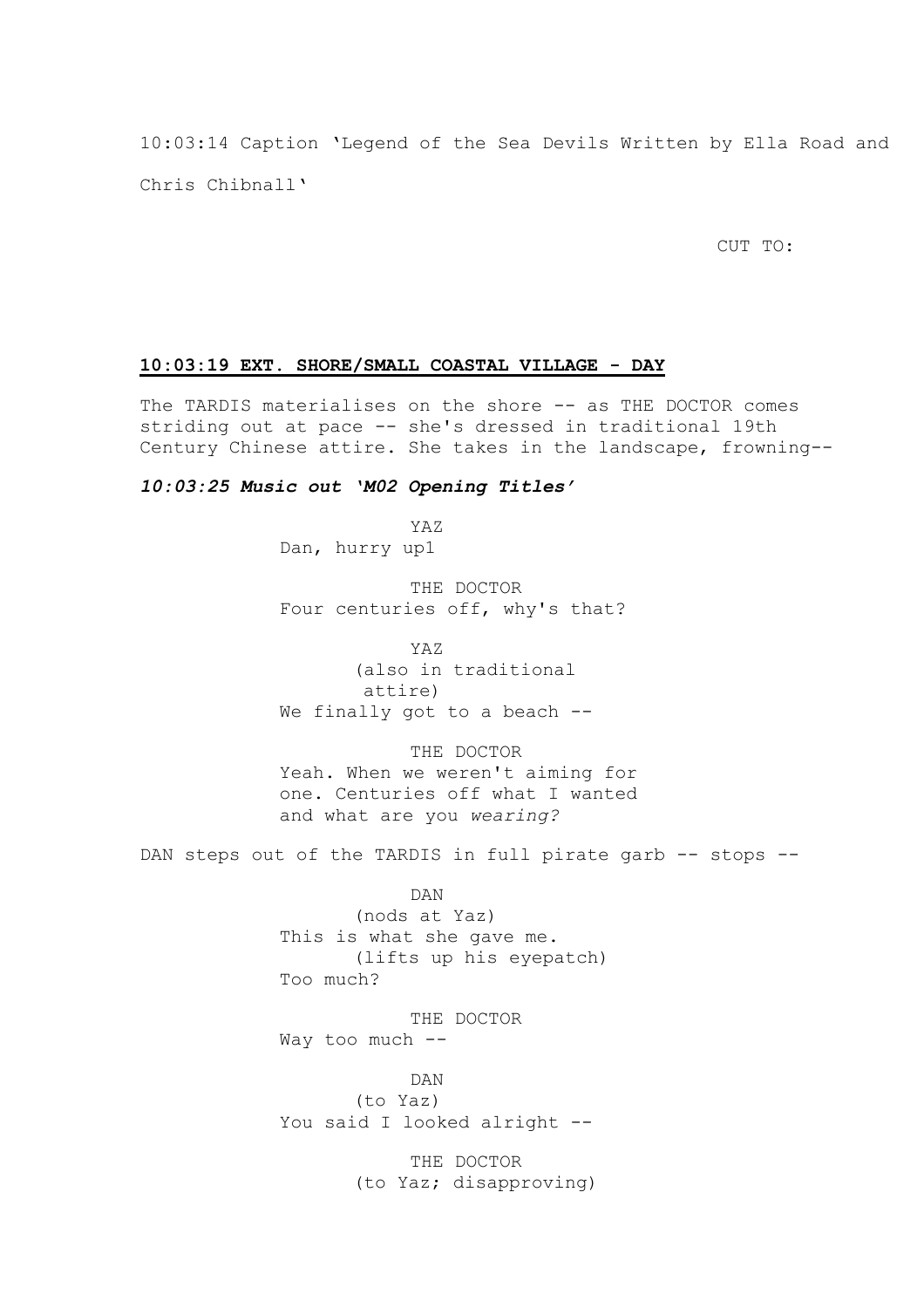10:03:14 Caption 'Legend of the Sea Devils Written by Ella Road and Chris Chibnall'

CUT TO:

**10:03:19 EXT. SHORE/SMALL COASTAL VILLAGE - DAY**

The TARDIS materialises on the shore -- as THE DOCTOR comes striding out at pace -- she's dressed in traditional 19th Century Chinese attire. She takes in the landscape, frowning--

***10:03:25 Music out 'M02 Opening Titles'***

YAZ
Dan, hurry up1

THE DOCTOR
Four centuries off, why's that?

YAZ
(also in traditional attire)
We finally got to a beach --

THE DOCTOR
Yeah. When we weren't aiming for one. Centuries off what I wanted and what are you *wearing?*

DAN steps out of the TARDIS in full pirate garb -- stops --

DAN
(nods at Yaz)
This is what she gave me.
(lifts up his eyepatch)
Too much?

THE DOCTOR
Way too much --

DAN
(to Yaz)
You said I looked alright --

THE DOCTOR
(to Yaz; disapproving)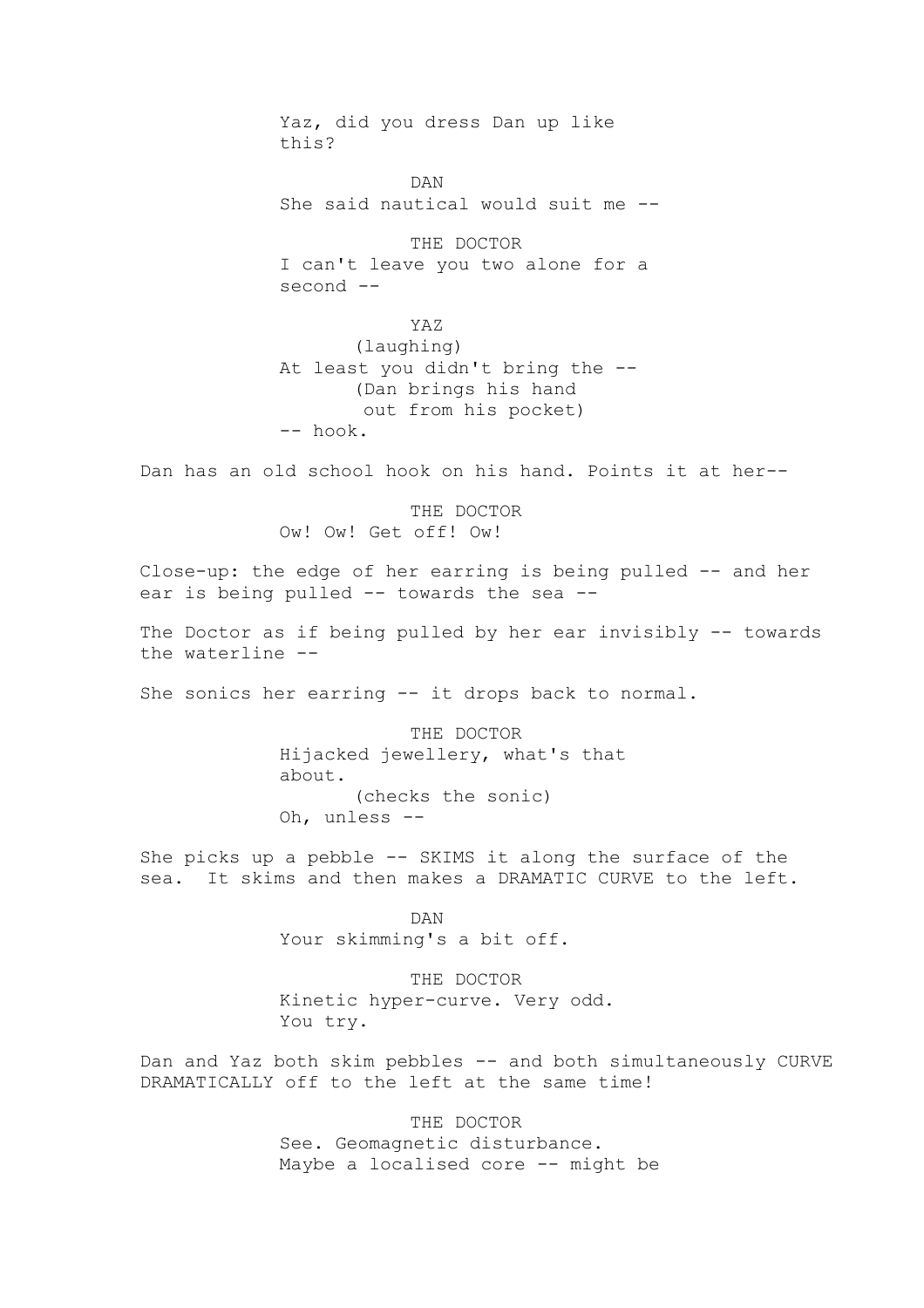Yaz, did you dress Dan up like this?

DAN
She said nautical would suit me --

THE DOCTOR
I can't leave you two alone for a second --

YAZ
(laughing)
At least you didn't bring the --
(Dan brings his hand out from his pocket)
-- hook.

Dan has an old school hook on his hand. Points it at her--

THE DOCTOR
Ow! Ow! Get off! Ow!

Close-up: the edge of her earring is being pulled -- and her ear is being pulled -- towards the sea --

The Doctor as if being pulled by her ear invisibly -- towards the waterline --

She sonics her earring -- it drops back to normal.

THE DOCTOR
Hijacked jewellery, what's that about.
(checks the sonic)
Oh, unless --

She picks up a pebble -- SKIMS it along the surface of the sea. It skims and then makes a DRAMATIC CURVE to the left.

DAN
Your skimming's a bit off.

THE DOCTOR
Kinetic hyper-curve. Very odd. You try.

Dan and Yaz both skim pebbles -- and both simultaneously CURVE DRAMATICALLY off to the left at the same time!

THE DOCTOR
See. Geomagnetic disturbance. Maybe a localised core -- might be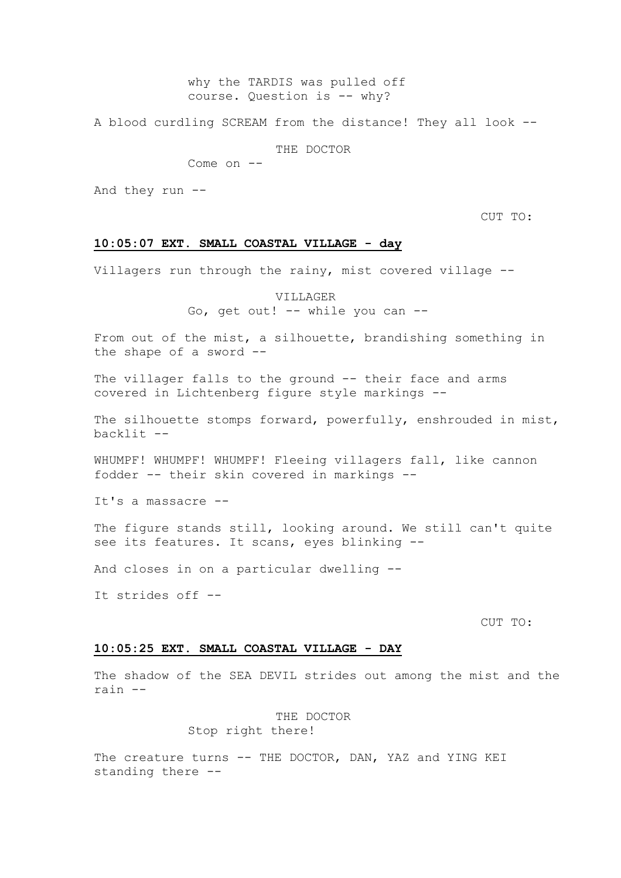why the TARDIS was pulled off course. Question is -- why?

A blood curdling SCREAM from the distance! They all look --

THE DOCTOR
Come on --

And they run --

CUT TO:

**10:05:07 EXT. SMALL COASTAL VILLAGE - day**

Villagers run through the rainy, mist covered village --

VILLAGER
Go, get out! -- while you can --

From out of the mist, a silhouette, brandishing something in the shape of a sword --

The villager falls to the ground -- their face and arms covered in Lichtenberg figure style markings --

The silhouette stomps forward, powerfully, enshrouded in mist, backlit --

WHUMPF! WHUMPF! WHUMPF! Fleeing villagers fall, like cannon fodder -- their skin covered in markings --

It's a massacre --

The figure stands still, looking around. We still can't quite see its features. It scans, eyes blinking --

And closes in on a particular dwelling --

It strides off --

CUT TO:

**10:05:25 EXT. SMALL COASTAL VILLAGE - DAY**

The shadow of the SEA DEVIL strides out among the mist and the rain --

THE DOCTOR
Stop right there!

The creature turns -- THE DOCTOR, DAN, YAZ and YING KEI standing there --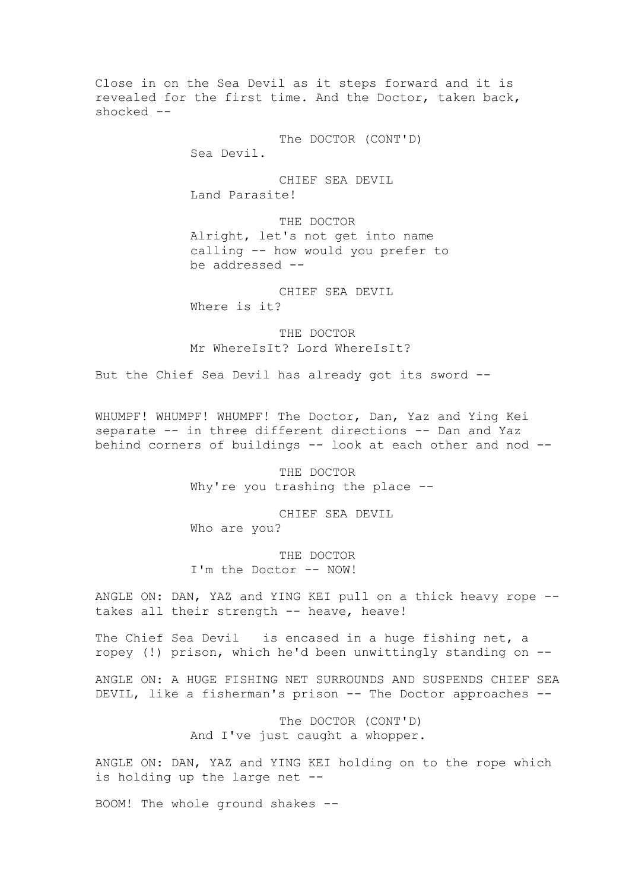Close in on the Sea Devil as it steps forward and it is revealed for the first time. And the Doctor, taken back, shocked --

The DOCTOR (CONT'D)
Sea Devil.

CHIEF SEA DEVIL
Land Parasite!

THE DOCTOR
Alright, let's not get into name calling -- how would you prefer to be addressed --

CHIEF SEA DEVIL
Where is it?

THE DOCTOR
Mr WhereIsIt? Lord WhereIsIt?

But the Chief Sea Devil has already got its sword --

WHUMPF! WHUMPF! WHUMPF! The Doctor, Dan, Yaz and Ying Kei separate -- in three different directions -- Dan and Yaz behind corners of buildings -- look at each other and nod --

THE DOCTOR
Why're you trashing the place --

CHIEF SEA DEVIL
Who are you?

THE DOCTOR
I'm the Doctor -- NOW!

ANGLE ON: DAN, YAZ and YING KEI pull on a thick heavy rope -- takes all their strength -- heave, heave!

The Chief Sea Devil is encased in a huge fishing net, a ropey (!) prison, which he'd been unwittingly standing on --

ANGLE ON: A HUGE FISHING NET SURROUNDS AND SUSPENDS CHIEF SEA DEVIL, like a fisherman's prison -- The Doctor approaches --

The DOCTOR (CONT'D)
And I've just caught a whopper.

ANGLE ON: DAN, YAZ and YING KEI holding on to the rope which is holding up the large net --

BOOM! The whole ground shakes --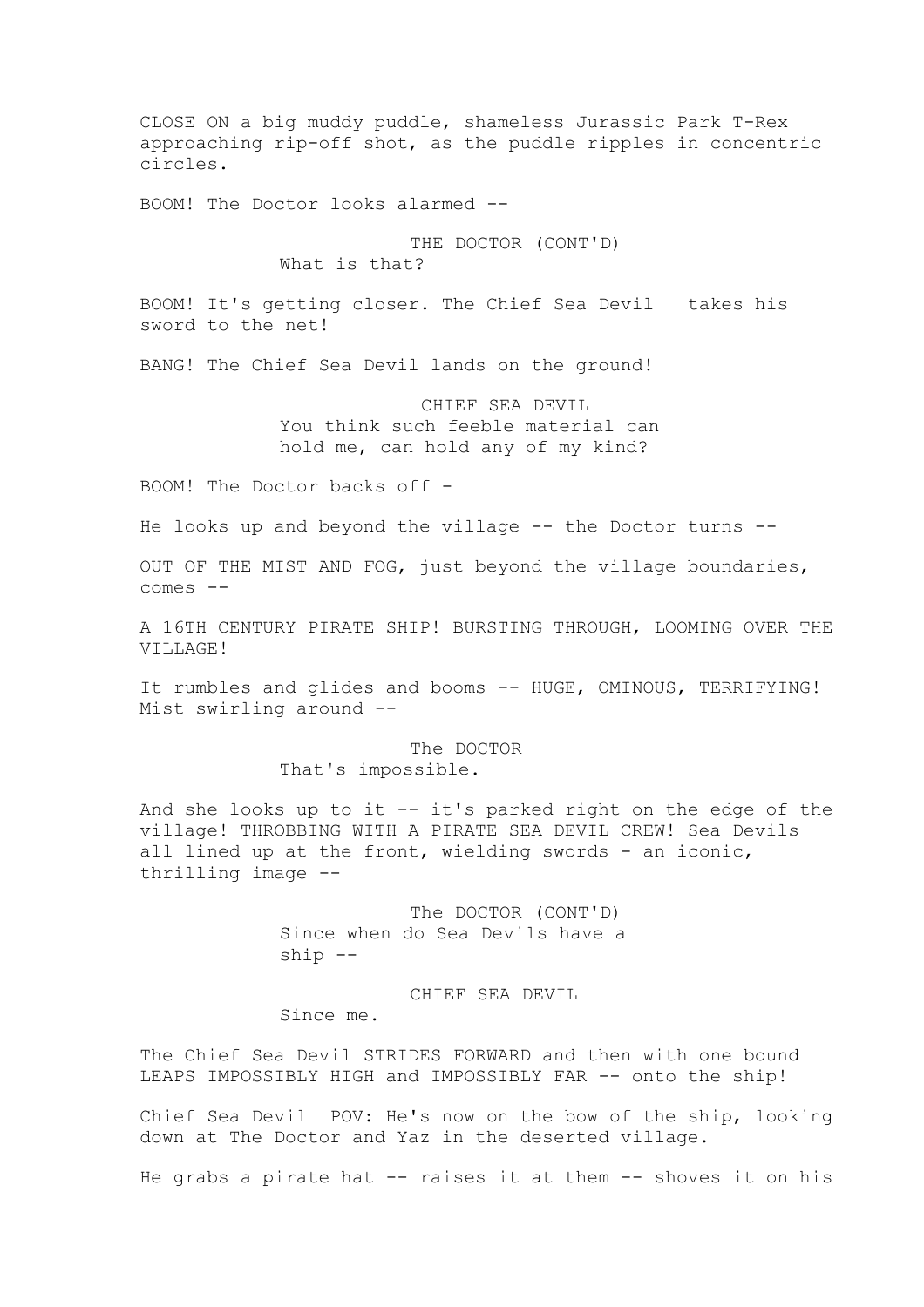CLOSE ON a big muddy puddle, shameless Jurassic Park T-Rex approaching rip-off shot, as the puddle ripples in concentric circles.

BOOM! The Doctor looks alarmed --

THE DOCTOR (CONT'D)
What is that?

BOOM! It's getting closer. The Chief Sea Devil takes his sword to the net!

BANG! The Chief Sea Devil lands on the ground!

CHIEF SEA DEVIL
You think such feeble material can hold me, can hold any of my kind?

BOOM! The Doctor backs off -

He looks up and beyond the village -- the Doctor turns --

OUT OF THE MIST AND FOG, just beyond the village boundaries, comes --

A 16TH CENTURY PIRATE SHIP! BURSTING THROUGH, LOOMING OVER THE VILLAGE!

It rumbles and glides and booms -- HUGE, OMINOUS, TERRIFYING! Mist swirling around --

The DOCTOR
That's impossible.

And she looks up to it -- it's parked right on the edge of the village! THROBBING WITH A PIRATE SEA DEVIL CREW! Sea Devils all lined up at the front, wielding swords - an iconic, thrilling image --

The DOCTOR (CONT'D)
Since when do Sea Devils have a ship --

CHIEF SEA DEVIL
Since me.

The Chief Sea Devil STRIDES FORWARD and then with one bound LEAPS IMPOSSIBLY HIGH and IMPOSSIBLY FAR -- onto the ship!

Chief Sea Devil POV: He's now on the bow of the ship, looking down at The Doctor and Yaz in the deserted village.

He grabs a pirate hat -- raises it at them -- shoves it on his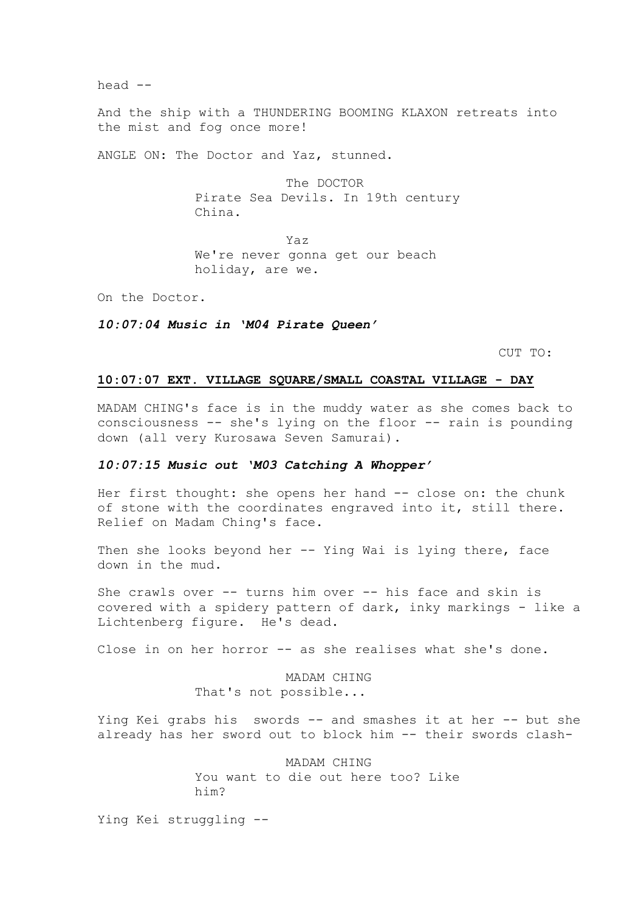head --

And the ship with a THUNDERING BOOMING KLAXON retreats into the mist and fog once more!

ANGLE ON: The Doctor and Yaz, stunned.

The DOCTOR
Pirate Sea Devils. In 19th century China.

Yaz
We're never gonna get our beach holiday, are we.

On the Doctor.

***10:07:04 Music in 'M04 Pirate Queen'***

CUT TO:

**10:07:07 EXT. VILLAGE SQUARE/SMALL COASTAL VILLAGE - DAY**

MADAM CHING's face is in the muddy water as she comes back to consciousness -- she's lying on the floor -- rain is pounding down (all very Kurosawa Seven Samurai).

***10:07:15 Music out 'M03 Catching A Whopper'***

Her first thought: she opens her hand -- close on: the chunk of stone with the coordinates engraved into it, still there. Relief on Madam Ching's face.

Then she looks beyond her -- Ying Wai is lying there, face down in the mud.

She crawls over -- turns him over -- his face and skin is covered with a spidery pattern of dark, inky markings - like a Lichtenberg figure. He's dead.

Close in on her horror -- as she realises what she's done.

MADAM CHING
That's not possible...

Ying Kei grabs his swords -- and smashes it at her -- but she already has her sword out to block him -- their swords clash-

MADAM CHING
You want to die out here too? Like him?

Ying Kei struggling --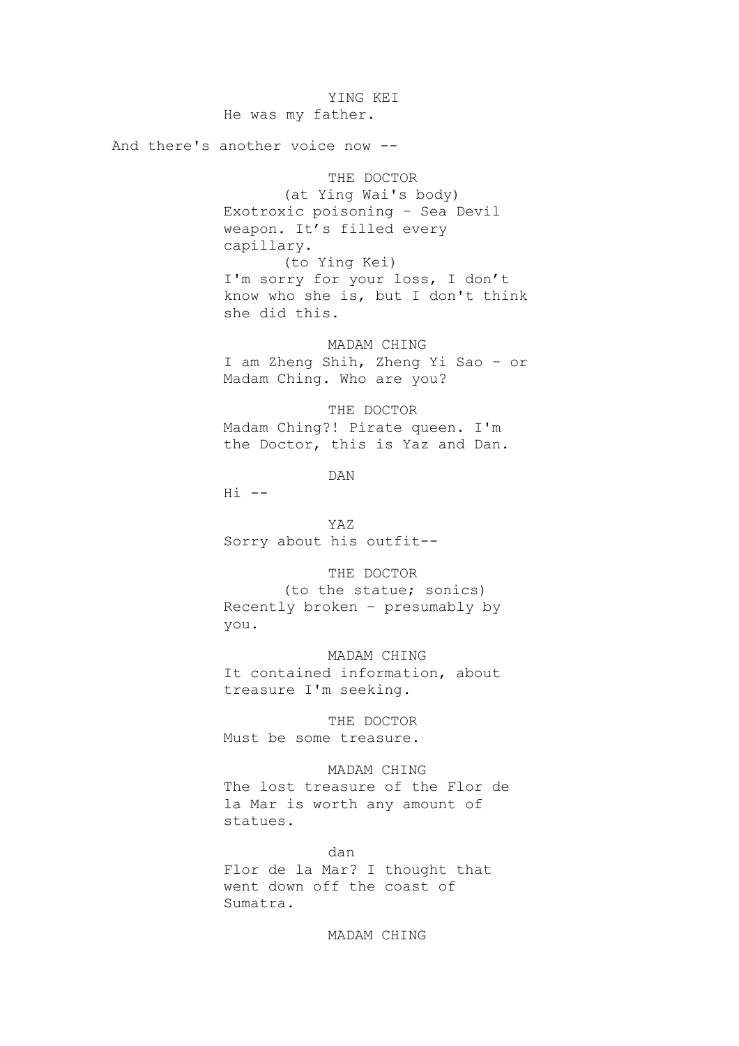YING KEI
He was my father.

And there's another voice now --

THE DOCTOR
(at Ying Wai's body)
Exotroxic poisoning – Sea Devil weapon. It's filled every capillary.
(to Ying Kei)
I'm sorry for your loss, I don't know who she is, but I don't think she did this.

MADAM CHING
I am Zheng Shih, Zheng Yi Sao – or Madam Ching. Who are you?

THE DOCTOR
Madam Ching?! Pirate queen. I'm the Doctor, this is Yaz and Dan.

DAN
Hi --

YAZ
Sorry about his outfit--

THE DOCTOR
(to the statue; sonics)
Recently broken – presumably by you.

MADAM CHING
It contained information, about treasure I'm seeking.

THE DOCTOR
Must be some treasure.

MADAM CHING
The lost treasure of the Flor de la Mar is worth any amount of statues.

dan
Flor de la Mar? I thought that went down off the coast of Sumatra.

MADAM CHING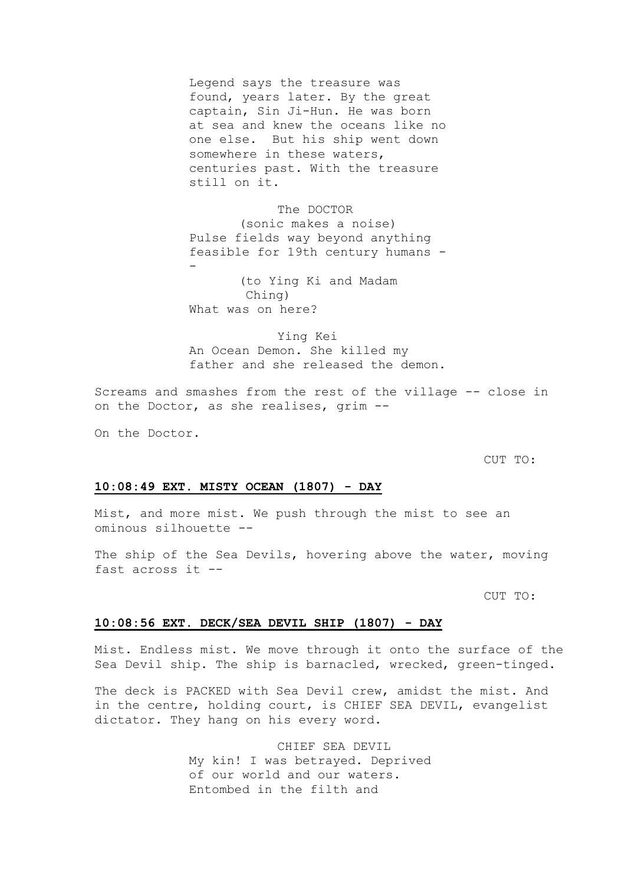Legend says the treasure was found, years later. By the great captain, Sin Ji-Hun. He was born at sea and knew the oceans like no one else. But his ship went down somewhere in these waters, centuries past. With the treasure still on it.

The DOCTOR
(sonic makes a noise)
Pulse fields way beyond anything feasible for 19th century humans --
(to Ying Ki and Madam Ching)
What was on here?

Ying Kei
An Ocean Demon. She killed my father and she released the demon.

Screams and smashes from the rest of the village -- close in on the Doctor, as she realises, grim --

On the Doctor.

CUT TO:

**10:08:49 EXT. MISTY OCEAN (1807) - DAY**

Mist, and more mist. We push through the mist to see an ominous silhouette --

The ship of the Sea Devils, hovering above the water, moving fast across it --

CUT TO:

**10:08:56 EXT. DECK/SEA DEVIL SHIP (1807) - DAY**

Mist. Endless mist. We move through it onto the surface of the Sea Devil ship. The ship is barnacled, wrecked, green-tinged.

The deck is PACKED with Sea Devil crew, amidst the mist. And in the centre, holding court, is CHIEF SEA DEVIL, evangelist dictator. They hang on his every word.

CHIEF SEA DEVIL
My kin! I was betrayed. Deprived of our world and our waters. Entombed in the filth and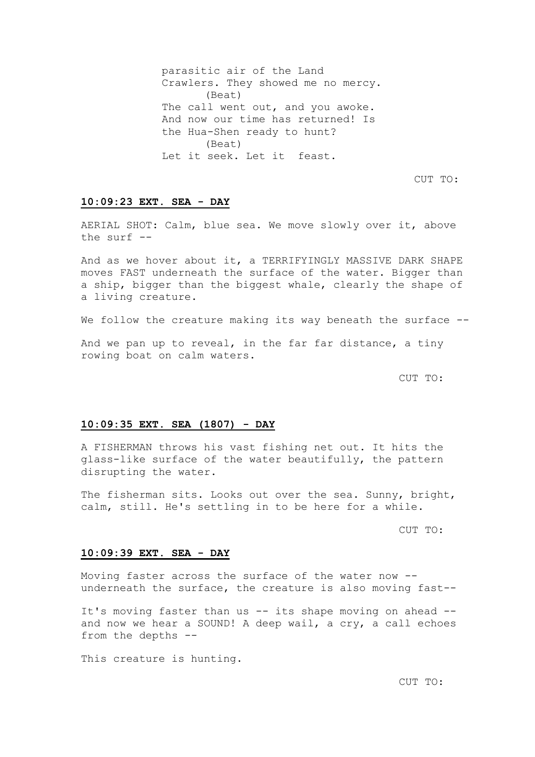parasitic air of the Land Crawlers. They showed me no mercy.
(Beat)
The call went out, and you awoke. And now our time has returned! Is the Hua-Shen ready to hunt?
(Beat)
Let it seek. Let it  feast.

CUT TO:

**10:09:23 EXT. SEA - DAY**

AERIAL SHOT: Calm, blue sea. We move slowly over it, above the surf --

And as we hover about it, a TERRIFYINGLY MASSIVE DARK SHAPE moves FAST underneath the surface of the water. Bigger than a ship, bigger than the biggest whale, clearly the shape of a living creature.

We follow the creature making its way beneath the surface --

And we pan up to reveal, in the far far distance, a tiny rowing boat on calm waters.

CUT TO:

**10:09:35 EXT. SEA (1807) - DAY**

A FISHERMAN throws his vast fishing net out. It hits the glass-like surface of the water beautifully, the pattern disrupting the water.

The fisherman sits. Looks out over the sea. Sunny, bright, calm, still. He's settling in to be here for a while.

CUT TO:

**10:09:39 EXT. SEA - DAY**

Moving faster across the surface of the water now -- underneath the surface, the creature is also moving fast--

It's moving faster than us -- its shape moving on ahead -- and now we hear a SOUND! A deep wail, a cry, a call echoes from the depths --

This creature is hunting.

CUT TO: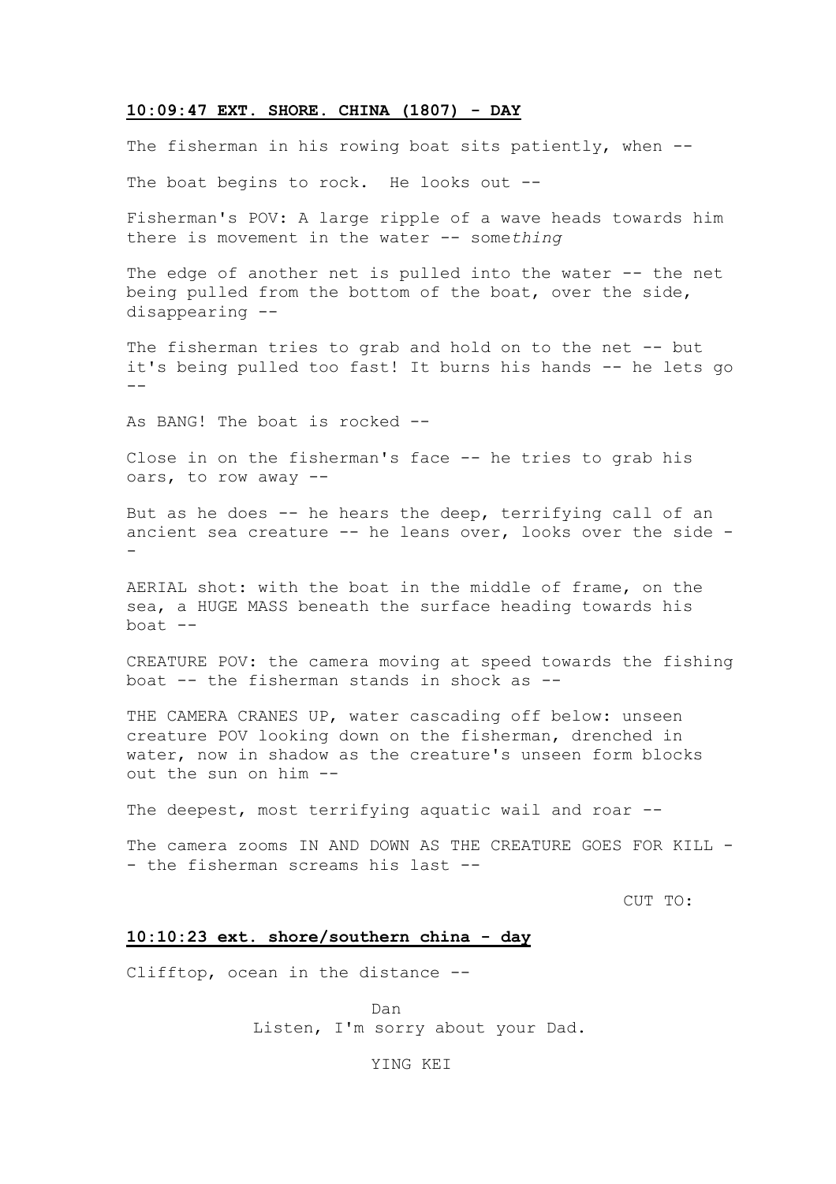**10:09:47 EXT. SHORE. CHINA (1807) - DAY**

The fisherman in his rowing boat sits patiently, when --

The boat begins to rock. He looks out --

Fisherman's POV: A large ripple of a wave heads towards him there is movement in the water -- some*thing*

The edge of another net is pulled into the water -- the net being pulled from the bottom of the boat, over the side, disappearing --

The fisherman tries to grab and hold on to the net -- but it's being pulled too fast! It burns his hands -- he lets go --

As BANG! The boat is rocked --

Close in on the fisherman's face -- he tries to grab his oars, to row away --

But as he does -- he hears the deep, terrifying call of an ancient sea creature -- he leans over, looks over the side --

AERIAL shot: with the boat in the middle of frame, on the sea, a HUGE MASS beneath the surface heading towards his boat --

CREATURE POV: the camera moving at speed towards the fishing boat -- the fisherman stands in shock as --

THE CAMERA CRANES UP, water cascading off below: unseen creature POV looking down on the fisherman, drenched in water, now in shadow as the creature's unseen form blocks out the sun on him --

The deepest, most terrifying aquatic wail and roar --

The camera zooms IN AND DOWN AS THE CREATURE GOES FOR KILL -- the fisherman screams his last --

CUT TO:

**10:10:23 ext. shore/southern china - day**

Clifftop, ocean in the distance --

Dan
Listen, I'm sorry about your Dad.

YING KEI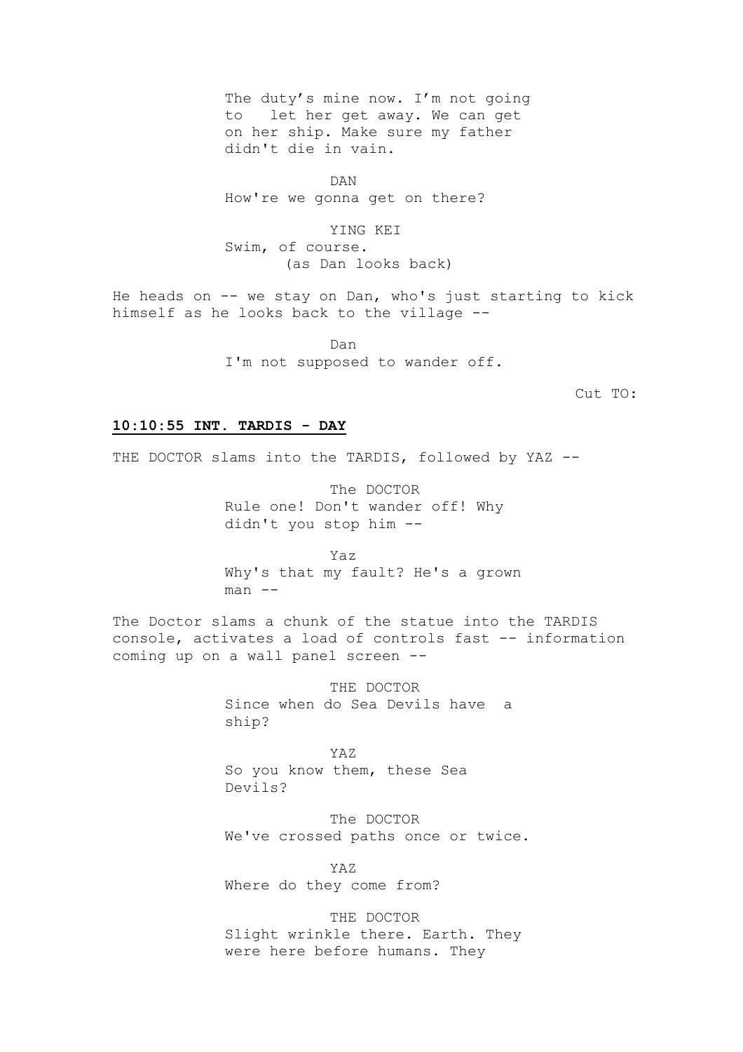The duty's mine now. I'm not going to let her get away. We can get on her ship. Make sure my father didn't die in vain.

DAN
How're we gonna get on there?

YING KEI
Swim, of course.
(as Dan looks back)

He heads on -- we stay on Dan, who's just starting to kick himself as he looks back to the village --

Dan
I'm not supposed to wander off.

Cut TO:

**10:10:55 INT. TARDIS - DAY**

THE DOCTOR slams into the TARDIS, followed by YAZ --

The DOCTOR
Rule one! Don't wander off! Why didn't you stop him --

Yaz
Why's that my fault? He's a grown man --

The Doctor slams a chunk of the statue into the TARDIS console, activates a load of controls fast -- information coming up on a wall panel screen --

THE DOCTOR
Since when do Sea Devils have a ship?

YAZ
So you know them, these Sea Devils?

The DOCTOR
We've crossed paths once or twice.

YAZ
Where do they come from?

THE DOCTOR
Slight wrinkle there. Earth. They were here before humans. They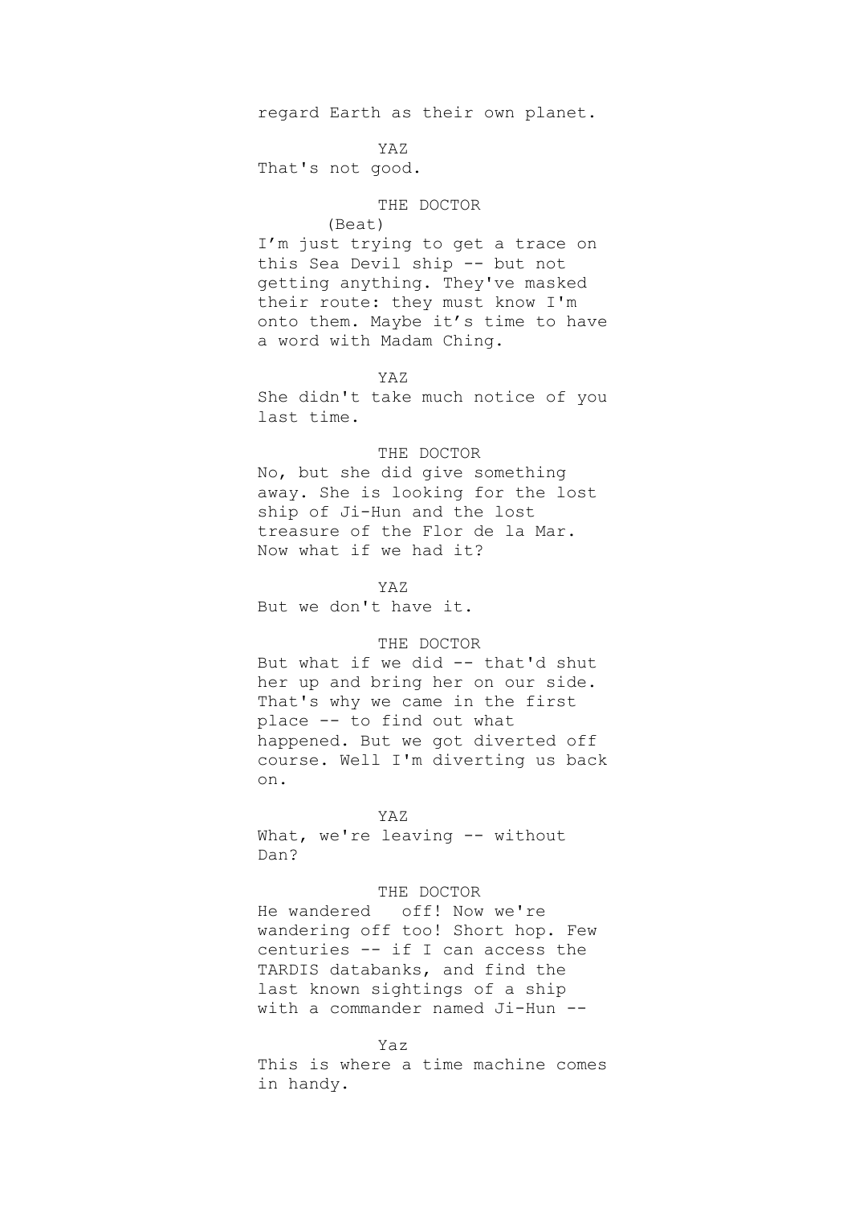regard Earth as their own planet.

YAZ

That's not good.

THE DOCTOR

(Beat)

I'm just trying to get a trace on this Sea Devil ship -- but not getting anything. They've masked their route: they must know I'm onto them. Maybe it's time to have a word with Madam Ching.

YAZ

She didn't take much notice of you last time.

THE DOCTOR

No, but she did give something away. She is looking for the lost ship of Ji-Hun and the lost treasure of the Flor de la Mar. Now what if we had it?

YAZ

But we don't have it.

THE DOCTOR

But what if we did -- that'd shut her up and bring her on our side. That's why we came in the first place -- to find out what happened. But we got diverted off course. Well I'm diverting us back on.

YAZ

What, we're leaving -- without Dan?

THE DOCTOR

He wandered off! Now we're wandering off too! Short hop. Few centuries -- if I can access the TARDIS databanks, and find the last known sightings of a ship with a commander named Ji-Hun --

Yaz

This is where a time machine comes in handy.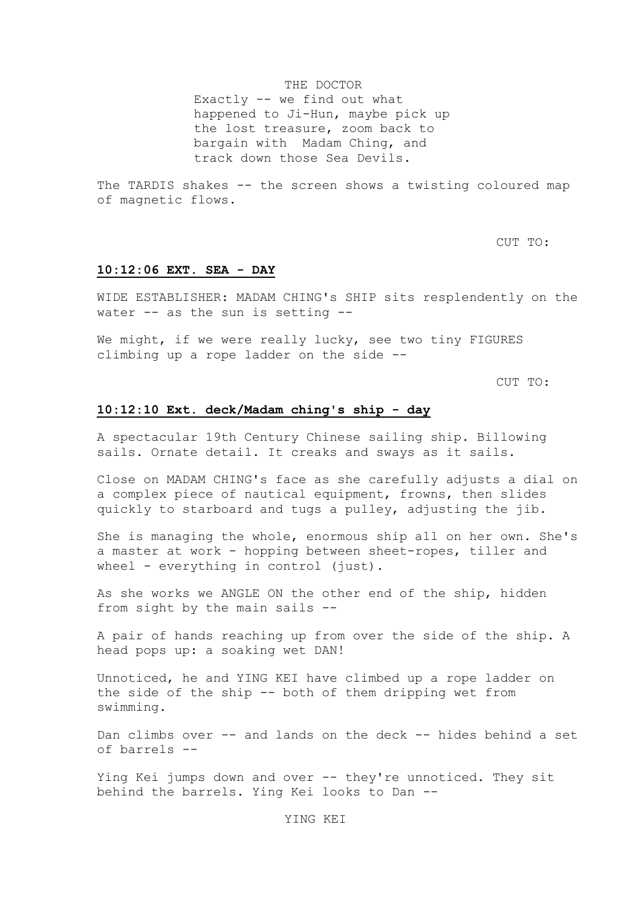THE DOCTOR

Exactly -- we find out what happened to Ji-Hun, maybe pick up the lost treasure, zoom back to bargain with  Madam Ching, and track down those Sea Devils.

The TARDIS shakes -- the screen shows a twisting coloured map of magnetic flows.

CUT TO:

**10:12:06 EXT. SEA - DAY**

WIDE ESTABLISHER: MADAM CHING's SHIP sits resplendently on the water -- as the sun is setting --

We might, if we were really lucky, see two tiny FIGURES climbing up a rope ladder on the side --

CUT TO:

**10:12:10 Ext. deck/Madam ching's ship - day**

A spectacular 19th Century Chinese sailing ship. Billowing sails. Ornate detail. It creaks and sways as it sails.

Close on MADAM CHING's face as she carefully adjusts a dial on a complex piece of nautical equipment, frowns, then slides quickly to starboard and tugs a pulley, adjusting the jib.

She is managing the whole, enormous ship all on her own. She's a master at work - hopping between sheet-ropes, tiller and wheel - everything in control (just).

As she works we ANGLE ON the other end of the ship, hidden from sight by the main sails --

A pair of hands reaching up from over the side of the ship. A head pops up: a soaking wet DAN!

Unnoticed, he and YING KEI have climbed up a rope ladder on the side of the ship -- both of them dripping wet from swimming.

Dan climbs over -- and lands on the deck -- hides behind a set of barrels --

Ying Kei jumps down and over -- they're unnoticed. They sit behind the barrels. Ying Kei looks to Dan --

YING KEI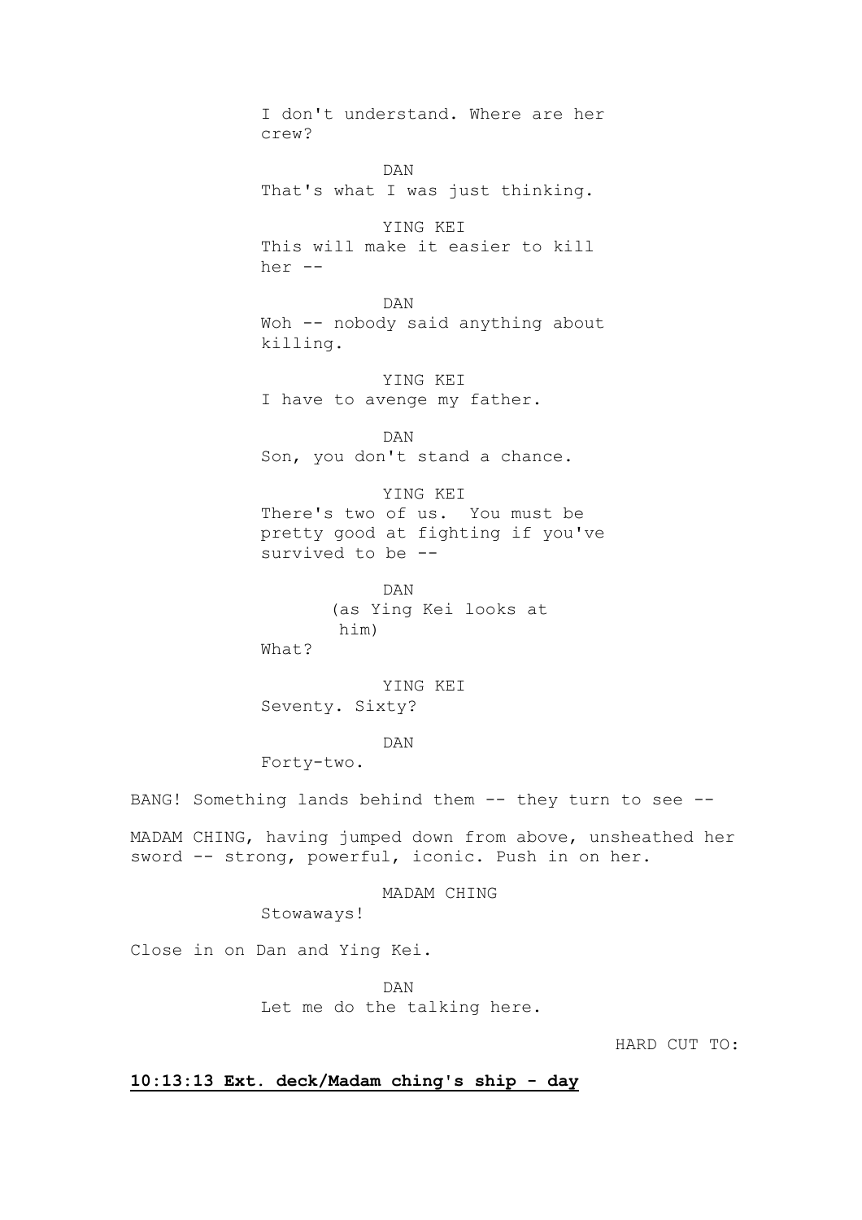I don't understand. Where are her crew?

DAN

That's what I was just thinking.

YING KEI

This will make it easier to kill her --

DAN

Woh -- nobody said anything about killing.

YING KEI

I have to avenge my father.

DAN

Son, you don't stand a chance.

YING KEI

There's two of us. You must be pretty good at fighting if you've survived to be --

DAN

(as Ying Kei looks at him)

What?

YING KEI

Seventy. Sixty?

DAN

Forty-two.

BANG! Something lands behind them -- they turn to see --

MADAM CHING, having jumped down from above, unsheathed her sword -- strong, powerful, iconic. Push in on her.

MADAM CHING

Stowaways!

Close in on Dan and Ying Kei.

DAN

Let me do the talking here.

HARD CUT TO:

**10:13:13 Ext. deck/Madam ching's ship - day**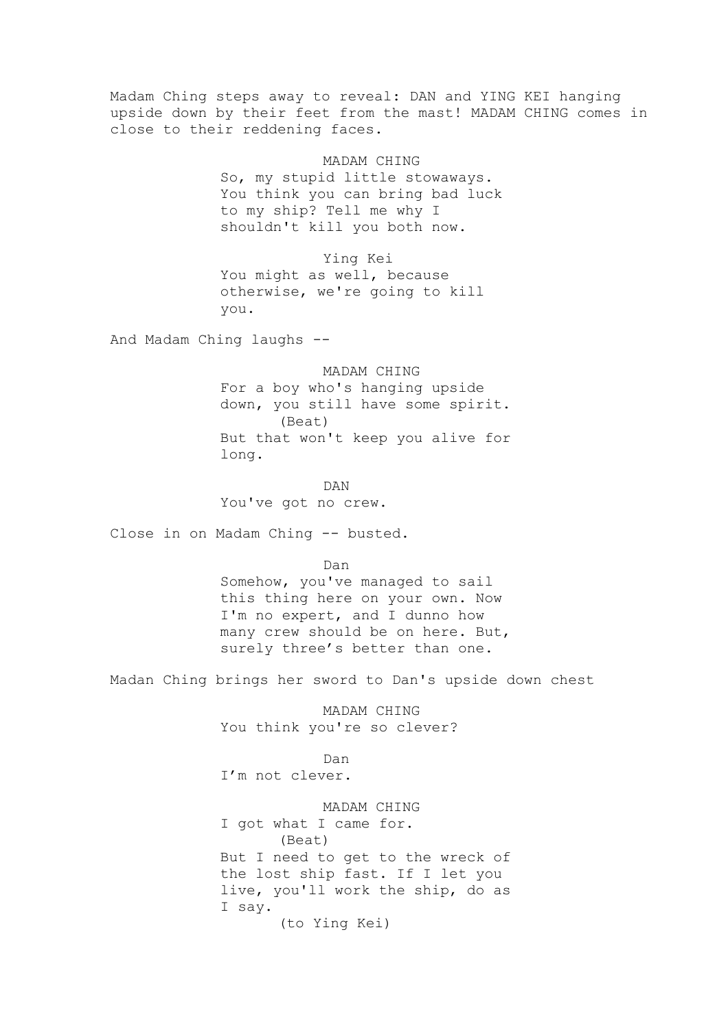Madam Ching steps away to reveal: DAN and YING KEI hanging upside down by their feet from the mast! MADAM CHING comes in close to their reddening faces.

MADAM CHING
So, my stupid little stowaways. You think you can bring bad luck to my ship? Tell me why I shouldn't kill you both now.

Ying Kei
You might as well, because otherwise, we're going to kill you.

And Madam Ching laughs --

MADAM CHING
For a boy who's hanging upside down, you still have some spirit.
(Beat)
But that won't keep you alive for long.

DAN
You've got no crew.

Close in on Madam Ching -- busted.

Dan
Somehow, you've managed to sail this thing here on your own. Now I'm no expert, and I dunno how many crew should be on here. But, surely three’s better than one.

Madan Ching brings her sword to Dan's upside down chest

MADAM CHING
You think you're so clever?

Dan
I’m not clever.

MADAM CHING
I got what I came for.
(Beat)
But I need to get to the wreck of the lost ship fast. If I let you live, you'll work the ship, do as I say.
(to Ying Kei)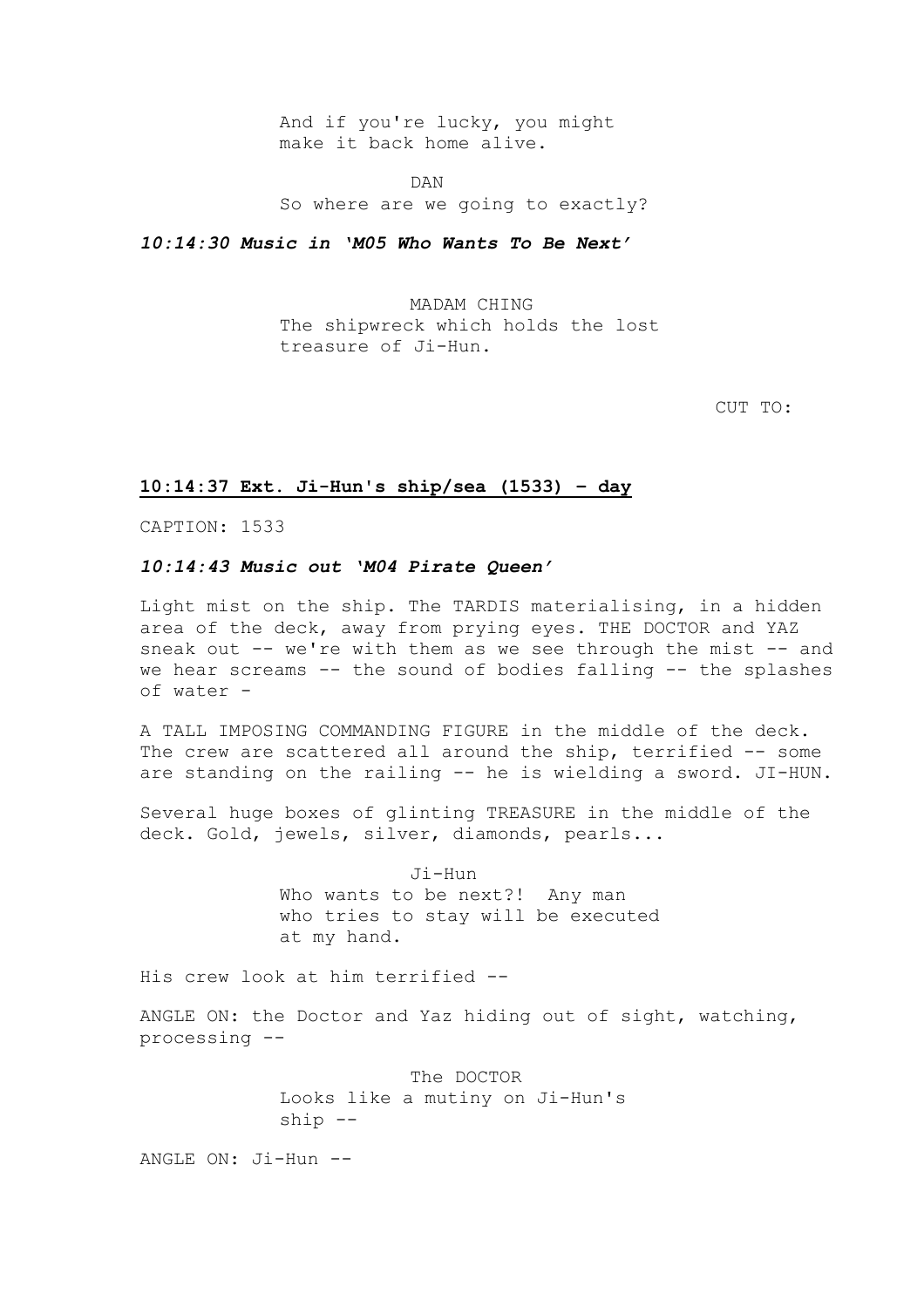And if you're lucky, you might make it back home alive.

DAN
So where are we going to exactly?

***10:14:30 Music in 'M05 Who Wants To Be Next'***

MADAM CHING
The shipwreck which holds the lost treasure of Ji-Hun.

CUT TO:

**10:14:37 Ext. Ji-Hun's ship/sea (1533) - day**

CAPTION: 1533

***10:14:43 Music out 'M04 Pirate Queen'***

Light mist on the ship. The TARDIS materialising, in a hidden area of the deck, away from prying eyes. THE DOCTOR and YAZ sneak out -- we're with them as we see through the mist -- and we hear screams -- the sound of bodies falling -- the splashes of water -

A TALL IMPOSING COMMANDING FIGURE in the middle of the deck. The crew are scattered all around the ship, terrified -- some are standing on the railing -- he is wielding a sword. JI-HUN.

Several huge boxes of glinting TREASURE in the middle of the deck. Gold, jewels, silver, diamonds, pearls...

Ji-Hun
Who wants to be next?! Any man who tries to stay will be executed at my hand.

His crew look at him terrified --

ANGLE ON: the Doctor and Yaz hiding out of sight, watching, processing --

The DOCTOR
Looks like a mutiny on Ji-Hun's ship --

ANGLE ON: Ji-Hun --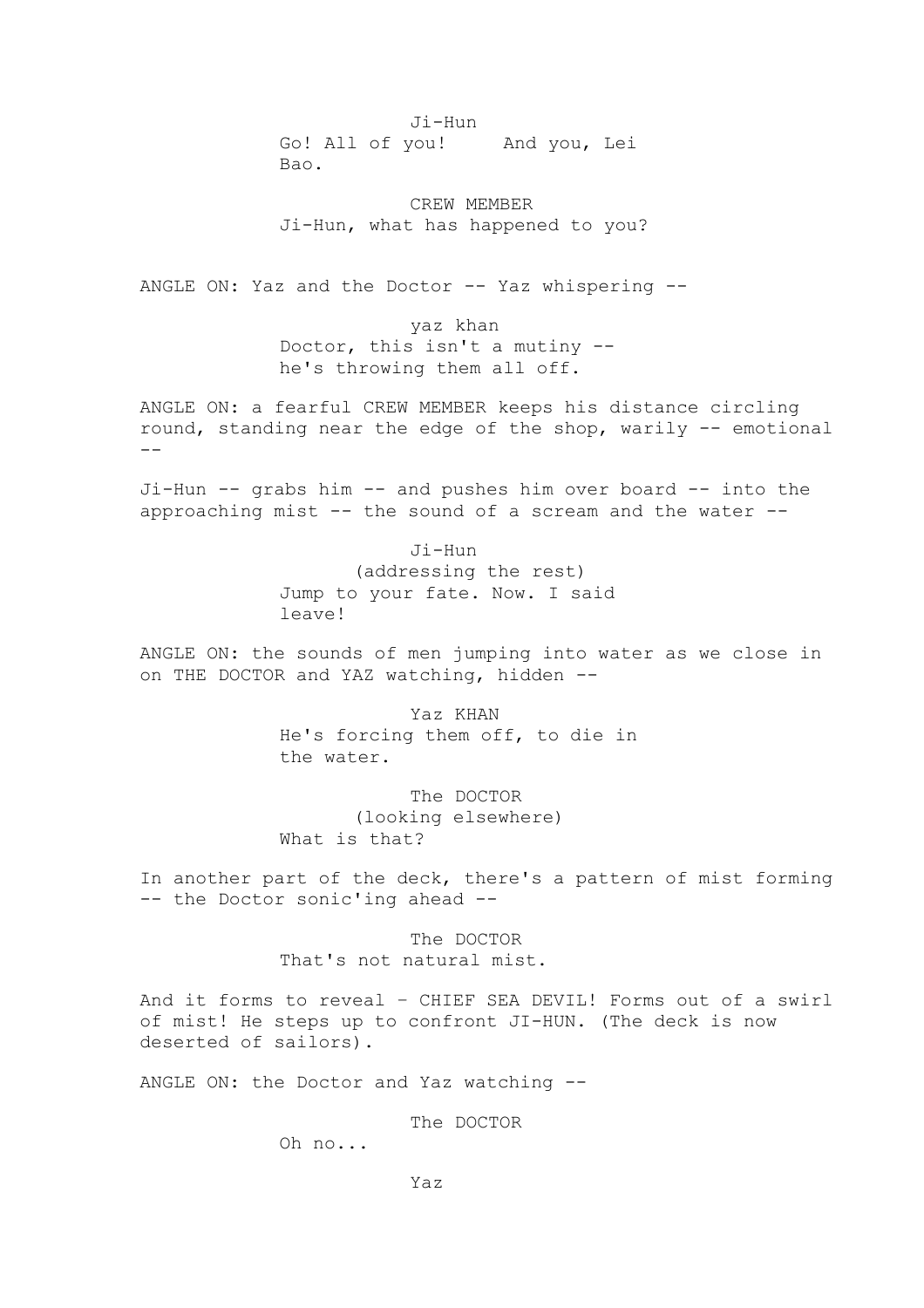Ji-Hun
Go! All of you! And you, Lei Bao.

CREW MEMBER
Ji-Hun, what has happened to you?

ANGLE ON: Yaz and the Doctor -- Yaz whispering --

yaz khan
Doctor, this isn't a mutiny -- he's throwing them all off.

ANGLE ON: a fearful CREW MEMBER keeps his distance circling round, standing near the edge of the shop, warily -- emotional --

Ji-Hun -- grabs him -- and pushes him over board -- into the approaching mist -- the sound of a scream and the water --

Ji-Hun
(addressing the rest)
Jump to your fate. Now. I said leave!

ANGLE ON: the sounds of men jumping into water as we close in on THE DOCTOR and YAZ watching, hidden --

Yaz KHAN
He's forcing them off, to die in the water.

The DOCTOR
(looking elsewhere)
What is that?

In another part of the deck, there's a pattern of mist forming -- the Doctor sonic'ing ahead --

The DOCTOR
That's not natural mist.

And it forms to reveal – CHIEF SEA DEVIL! Forms out of a swirl of mist! He steps up to confront JI-HUN. (The deck is now deserted of sailors).

ANGLE ON: the Doctor and Yaz watching --

The DOCTOR
Oh no...

Yaz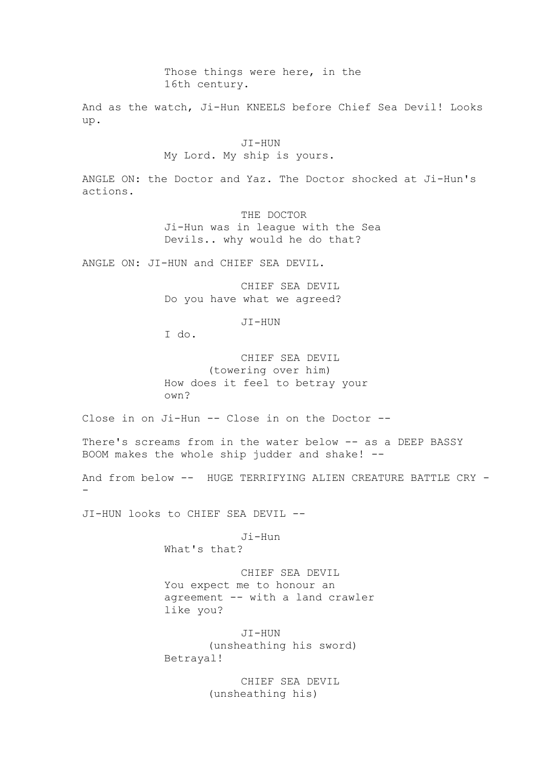Those things were here, in the 16th century.

And as the watch, Ji-Hun KNEELS before Chief Sea Devil! Looks up.

JI-HUN
My Lord. My ship is yours.

ANGLE ON: the Doctor and Yaz. The Doctor shocked at Ji-Hun's actions.

THE DOCTOR
Ji-Hun was in league with the Sea Devils.. why would he do that?

ANGLE ON: JI-HUN and CHIEF SEA DEVIL.

CHIEF SEA DEVIL
Do you have what we agreed?

JI-HUN
I do.

CHIEF SEA DEVIL
(towering over him)
How does it feel to betray your own?

Close in on Ji-Hun -- Close in on the Doctor --

There's screams from in the water below -- as a DEEP BASSY BOOM makes the whole ship judder and shake! --

And from below -- HUGE TERRIFYING ALIEN CREATURE BATTLE CRY --

JI-HUN looks to CHIEF SEA DEVIL --

Ji-Hun
What's that?

CHIEF SEA DEVIL
You expect me to honour an agreement -- with a land crawler like you?

JI-HUN
(unsheathing his sword)
Betrayal!

CHIEF SEA DEVIL
(unsheathing his)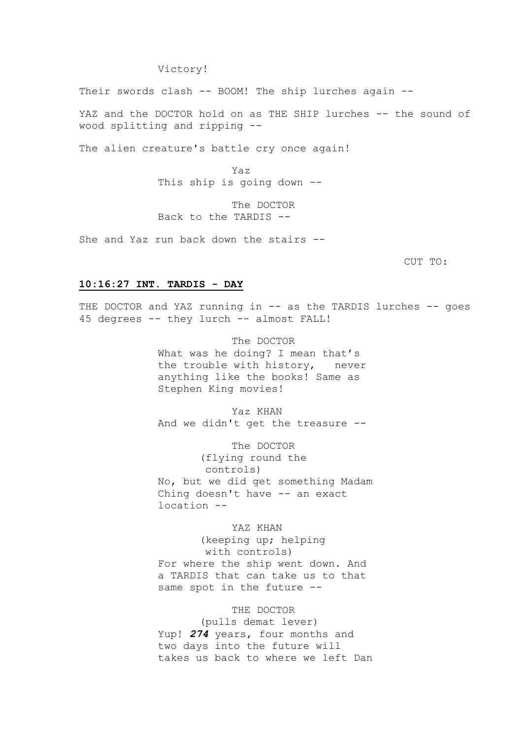Victory!

Their swords clash -- BOOM! The ship lurches again --

YAZ and the DOCTOR hold on as THE SHIP lurches -- the sound of wood splitting and ripping --

The alien creature's battle cry once again!

Yaz
This ship is going down --

The DOCTOR
Back to the TARDIS --

She and Yaz run back down the stairs --

CUT TO:

**10:16:27 INT. TARDIS - DAY**

THE DOCTOR and YAZ running in -- as the TARDIS lurches -- goes 45 degrees -- they lurch -- almost FALL!

The DOCTOR
What was he doing? I mean that's the trouble with history,   never anything like the books! Same as Stephen King movies!

Yaz KHAN
And we didn't get the treasure --

The DOCTOR
(flying round the controls)
No, but we did get something Madam Ching doesn't have -- an exact location --

YAZ KHAN
(keeping up; helping with controls)
For where the ship went down. And a TARDIS that can take us to that same spot in the future --

THE DOCTOR
(pulls demat lever)
Yup! ***274*** years, four months and two days into the future will takes us back to where we left Dan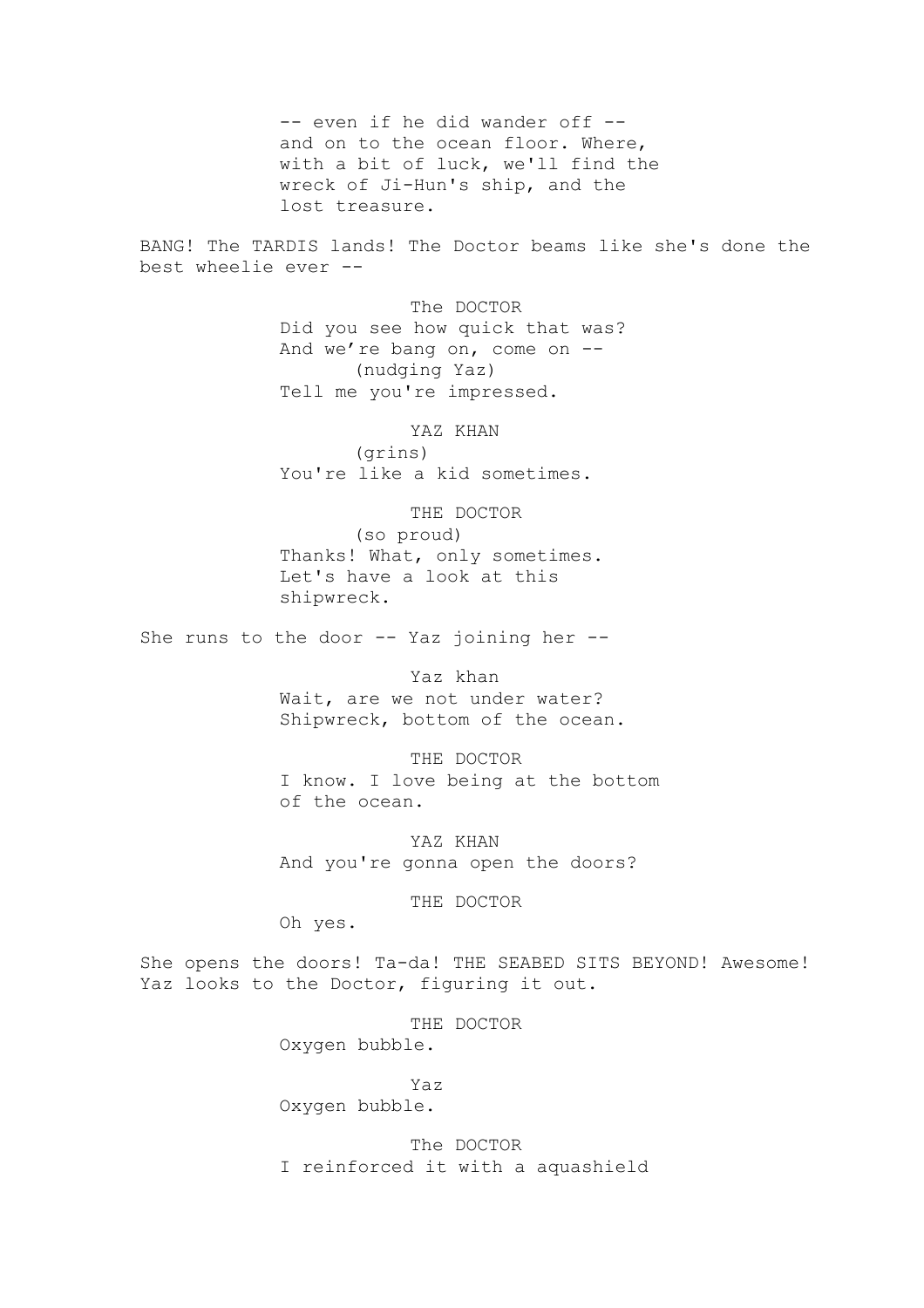-- even if he did wander off --
and on to the ocean floor. Where,
with a bit of luck, we'll find the
wreck of Ji-Hun's ship, and the
lost treasure.

BANG! The TARDIS lands! The Doctor beams like she's done the best wheelie ever --

The DOCTOR
Did you see how quick that was?
And we’re bang on, come on --
(nudging Yaz)
Tell me you're impressed.

YAZ KHAN
(grins)
You're like a kid sometimes.

THE DOCTOR
(so proud)
Thanks! What, only sometimes.
Let's have a look at this
shipwreck.

She runs to the door -- Yaz joining her --

Yaz khan
Wait, are we not under water?
Shipwreck, bottom of the ocean.

THE DOCTOR
I know. I love being at the bottom
of the ocean.

YAZ KHAN
And you're gonna open the doors?

THE DOCTOR
Oh yes.

She opens the doors! Ta-da! THE SEABED SITS BEYOND! Awesome! Yaz looks to the Doctor, figuring it out.

THE DOCTOR
Oxygen bubble.

Yaz
Oxygen bubble.

The DOCTOR
I reinforced it with a aquashield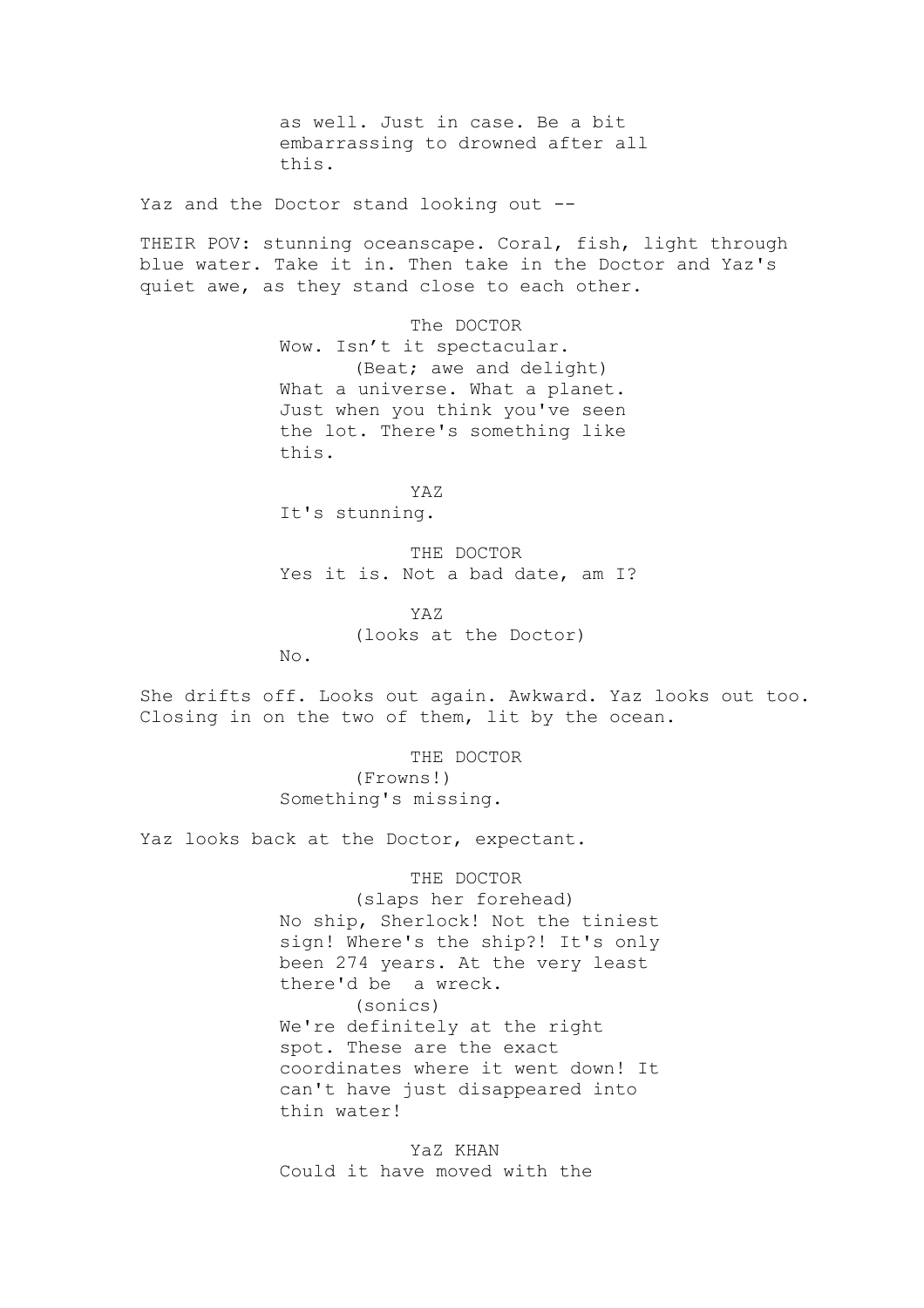as well. Just in case. Be a bit
embarrassing to drowned after all
this.

Yaz and the Doctor stand looking out --

THEIR POV: stunning oceanscape. Coral, fish, light through blue water. Take it in. Then take in the Doctor and Yaz's quiet awe, as they stand close to each other.

The DOCTOR
Wow. Isn't it spectacular.
(Beat; awe and delight)
What a universe. What a planet.
Just when you think you've seen
the lot. There's something like
this.

YAZ
It's stunning.

THE DOCTOR
Yes it is. Not a bad date, am I?

YAZ
(looks at the Doctor)
No.

She drifts off. Looks out again. Awkward. Yaz looks out too. Closing in on the two of them, lit by the ocean.

THE DOCTOR
(Frowns!)
Something's missing.

Yaz looks back at the Doctor, expectant.

THE DOCTOR
(slaps her forehead)
No ship, Sherlock! Not the tiniest
sign! Where's the ship?! It's only
been 274 years. At the very least
there'd be a wreck.
(sonics)
We're definitely at the right
spot. These are the exact
coordinates where it went down! It
can't have just disappeared into
thin water!

YaZ KHAN
Could it have moved with the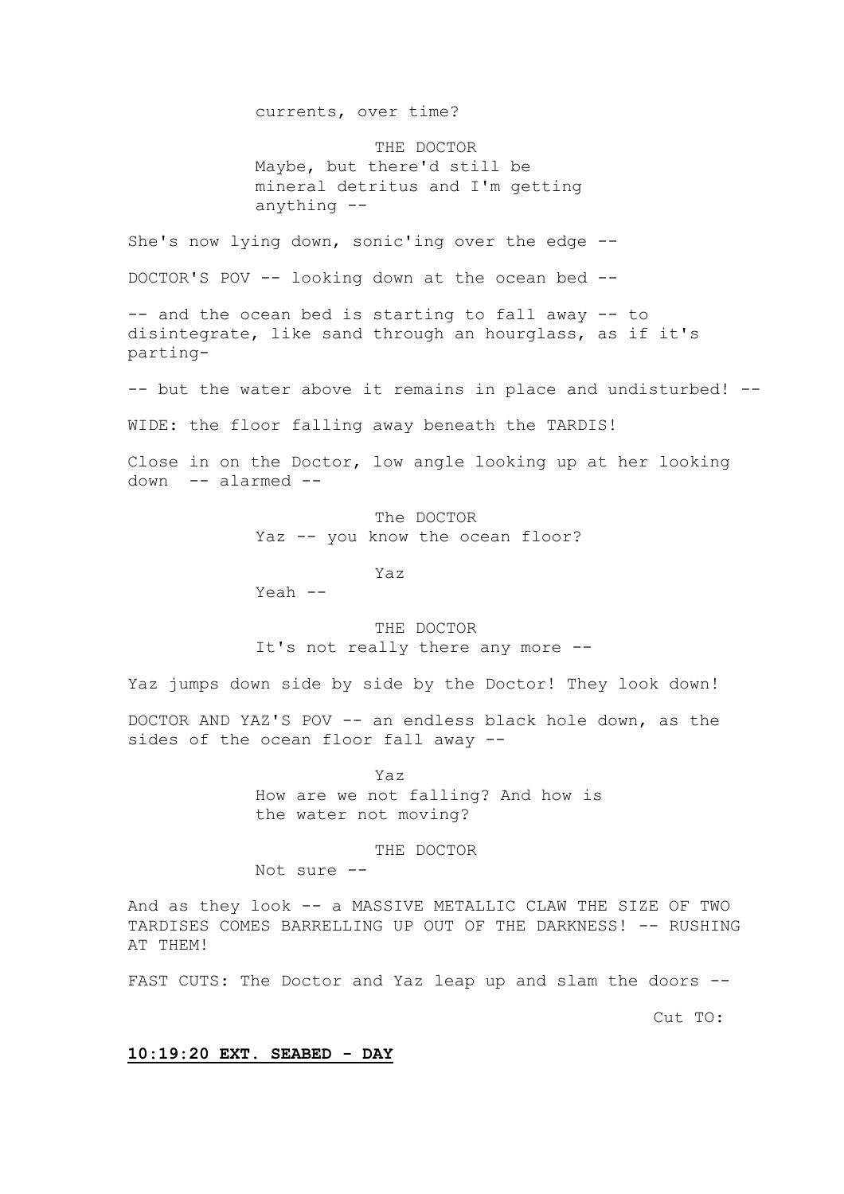currents, over time?

THE DOCTOR
Maybe, but there'd still be mineral detritus and I'm getting anything --

She's now lying down, sonic'ing over the edge --

DOCTOR'S POV -- looking down at the ocean bed --

-- and the ocean bed is starting to fall away -- to disintegrate, like sand through an hourglass, as if it's parting-

-- but the water above it remains in place and undisturbed! --

WIDE: the floor falling away beneath the TARDIS!

Close in on the Doctor, low angle looking up at her looking down -- alarmed --

The DOCTOR
Yaz -- you know the ocean floor?

Yaz
Yeah --

THE DOCTOR
It's not really there any more --

Yaz jumps down side by side by the Doctor! They look down!

DOCTOR AND YAZ'S POV -- an endless black hole down, as the sides of the ocean floor fall away --

Yaz
How are we not falling? And how is the water not moving?

THE DOCTOR
Not sure --

And as they look -- a MASSIVE METALLIC CLAW THE SIZE OF TWO TARDISES COMES BARRELLING UP OUT OF THE DARKNESS! -- RUSHING AT THEM!

FAST CUTS: The Doctor and Yaz leap up and slam the doors --

Cut TO:

**10:19:20 EXT. SEABED - DAY**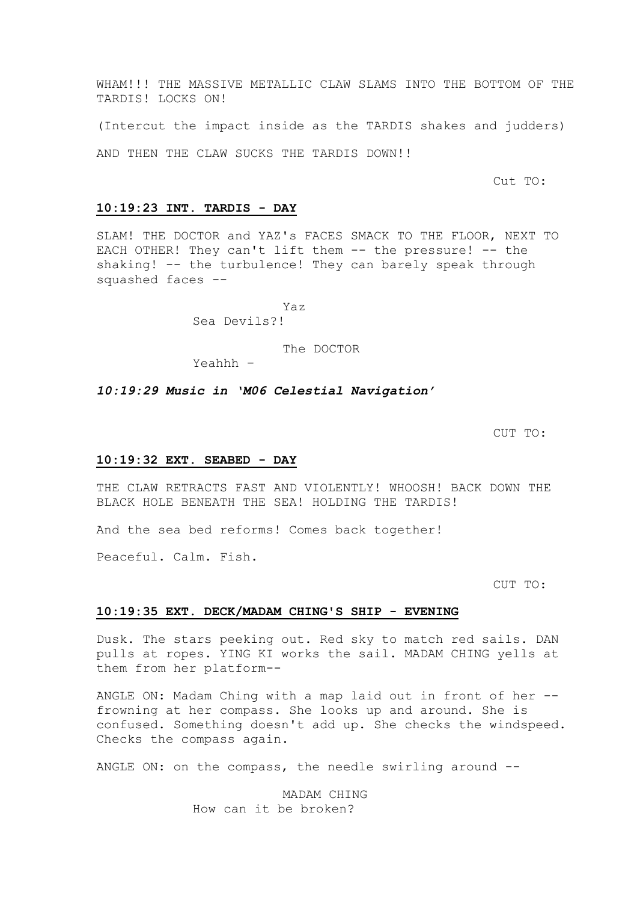WHAM!!! THE MASSIVE METALLIC CLAW SLAMS INTO THE BOTTOM OF THE TARDIS! LOCKS ON!

(Intercut the impact inside as the TARDIS shakes and judders)

AND THEN THE CLAW SUCKS THE TARDIS DOWN!!

Cut TO:

**10:19:23 INT. TARDIS - DAY**

SLAM! THE DOCTOR and YAZ's FACES SMACK TO THE FLOOR, NEXT TO EACH OTHER! They can't lift them -- the pressure! -- the shaking! -- the turbulence! They can barely speak through squashed faces --

Yaz
Sea Devils?!

The DOCTOR
Yeahhh –

***10:19:29 Music in 'M06 Celestial Navigation'***

CUT TO:

**10:19:32 EXT. SEABED - DAY**

THE CLAW RETRACTS FAST AND VIOLENTLY! WHOOSH! BACK DOWN THE BLACK HOLE BENEATH THE SEA! HOLDING THE TARDIS!

And the sea bed reforms! Comes back together!

Peaceful. Calm. Fish.

CUT TO:

**10:19:35 EXT. DECK/MADAM CHING'S SHIP - EVENING**

Dusk. The stars peeking out. Red sky to match red sails. DAN pulls at ropes. YING KI works the sail. MADAM CHING yells at them from her platform--

ANGLE ON: Madam Ching with a map laid out in front of her -- frowning at her compass. She looks up and around. She is confused. Something doesn't add up. She checks the windspeed. Checks the compass again.

ANGLE ON: on the compass, the needle swirling around --

MADAM CHING
How can it be broken?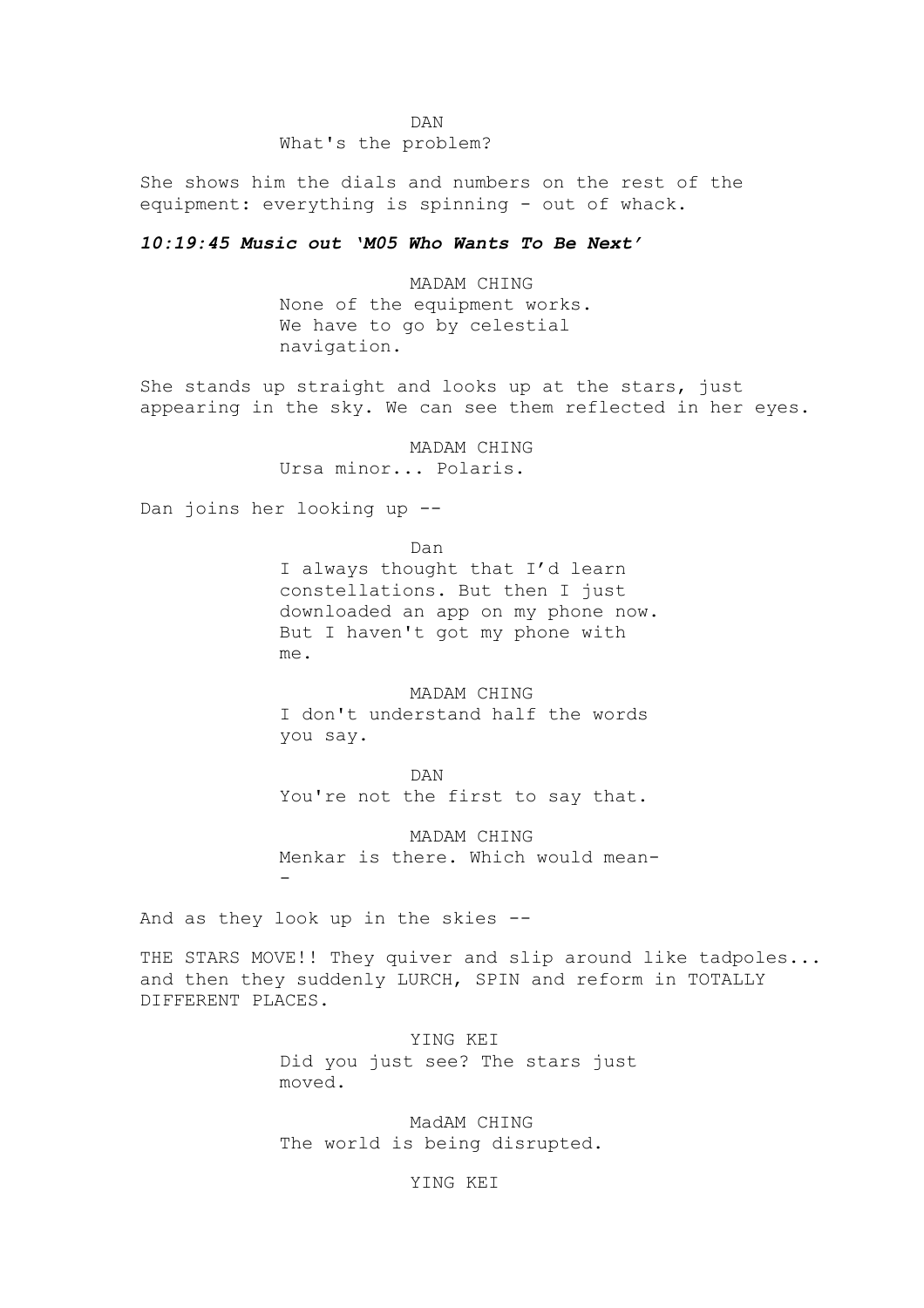DAN
What's the problem?

She shows him the dials and numbers on the rest of the equipment: everything is spinning - out of whack.

***10:19:45 Music out 'M05 Who Wants To Be Next'***

MADAM CHING
None of the equipment works. We have to go by celestial navigation.

She stands up straight and looks up at the stars, just appearing in the sky. We can see them reflected in her eyes.

MADAM CHING
Ursa minor... Polaris.

Dan joins her looking up --

Dan
I always thought that I'd learn constellations. But then I just downloaded an app on my phone now. But I haven't got my phone with me.

MADAM CHING
I don't understand half the words you say.

DAN
You're not the first to say that.

MADAM CHING
Menkar is there. Which would mean--

And as they look up in the skies --

THE STARS MOVE!! They quiver and slip around like tadpoles... and then they suddenly LURCH, SPIN and reform in TOTALLY DIFFERENT PLACES.

YING KEI
Did you just see? The stars just moved.

MadAM CHING
The world is being disrupted.

YING KEI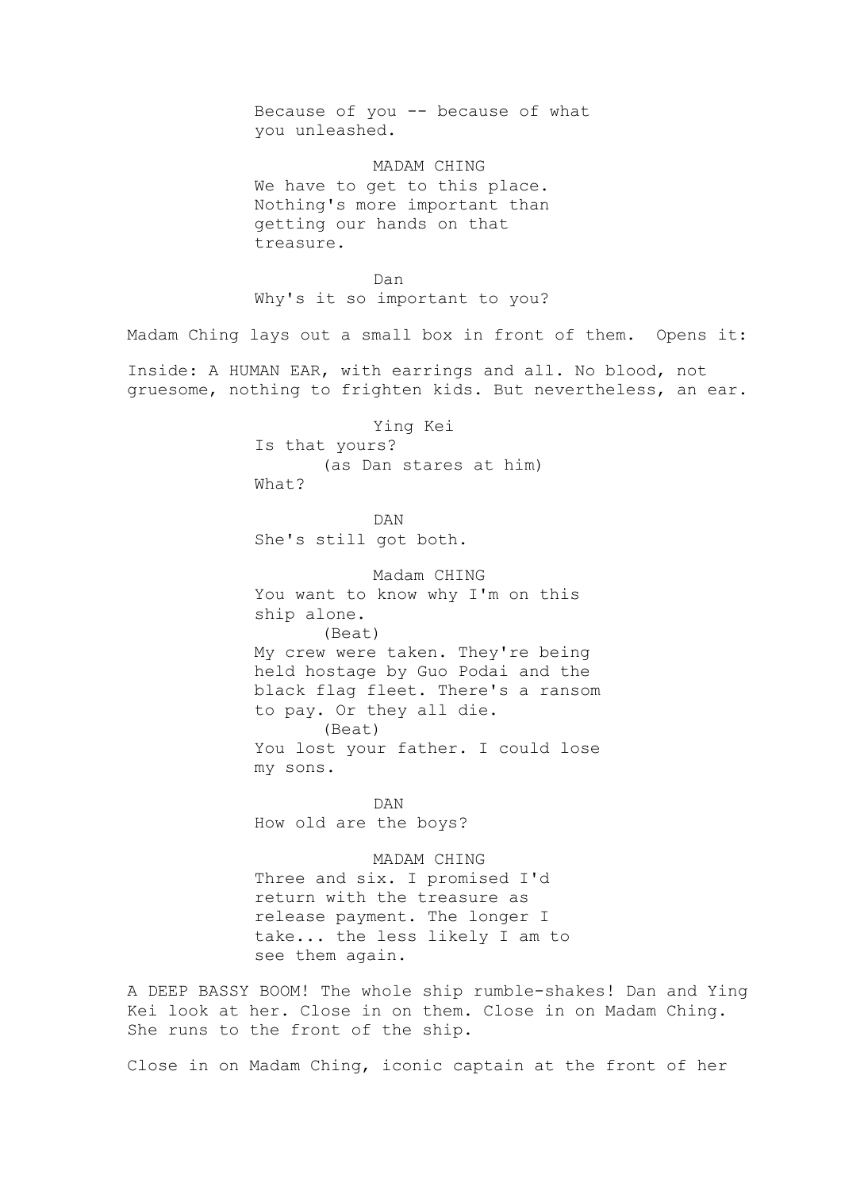Because of you -- because of what you unleashed.

MADAM CHING
We have to get to this place. Nothing's more important than getting our hands on that treasure.

Dan
Why's it so important to you?

Madam Ching lays out a small box in front of them. Opens it:

Inside: A HUMAN EAR, with earrings and all. No blood, not gruesome, nothing to frighten kids. But nevertheless, an ear.

Ying Kei
Is that yours?
(as Dan stares at him)
What?

DAN
She's still got both.

Madam CHING
You want to know why I'm on this ship alone.
(Beat)
My crew were taken. They're being held hostage by Guo Podai and the black flag fleet. There's a ransom to pay. Or they all die.
(Beat)
You lost your father. I could lose my sons.

DAN
How old are the boys?

MADAM CHING
Three and six. I promised I'd return with the treasure as release payment. The longer I take... the less likely I am to see them again.

A DEEP BASSY BOOM! The whole ship rumble-shakes! Dan and Ying Kei look at her. Close in on them. Close in on Madam Ching. She runs to the front of the ship.

Close in on Madam Ching, iconic captain at the front of her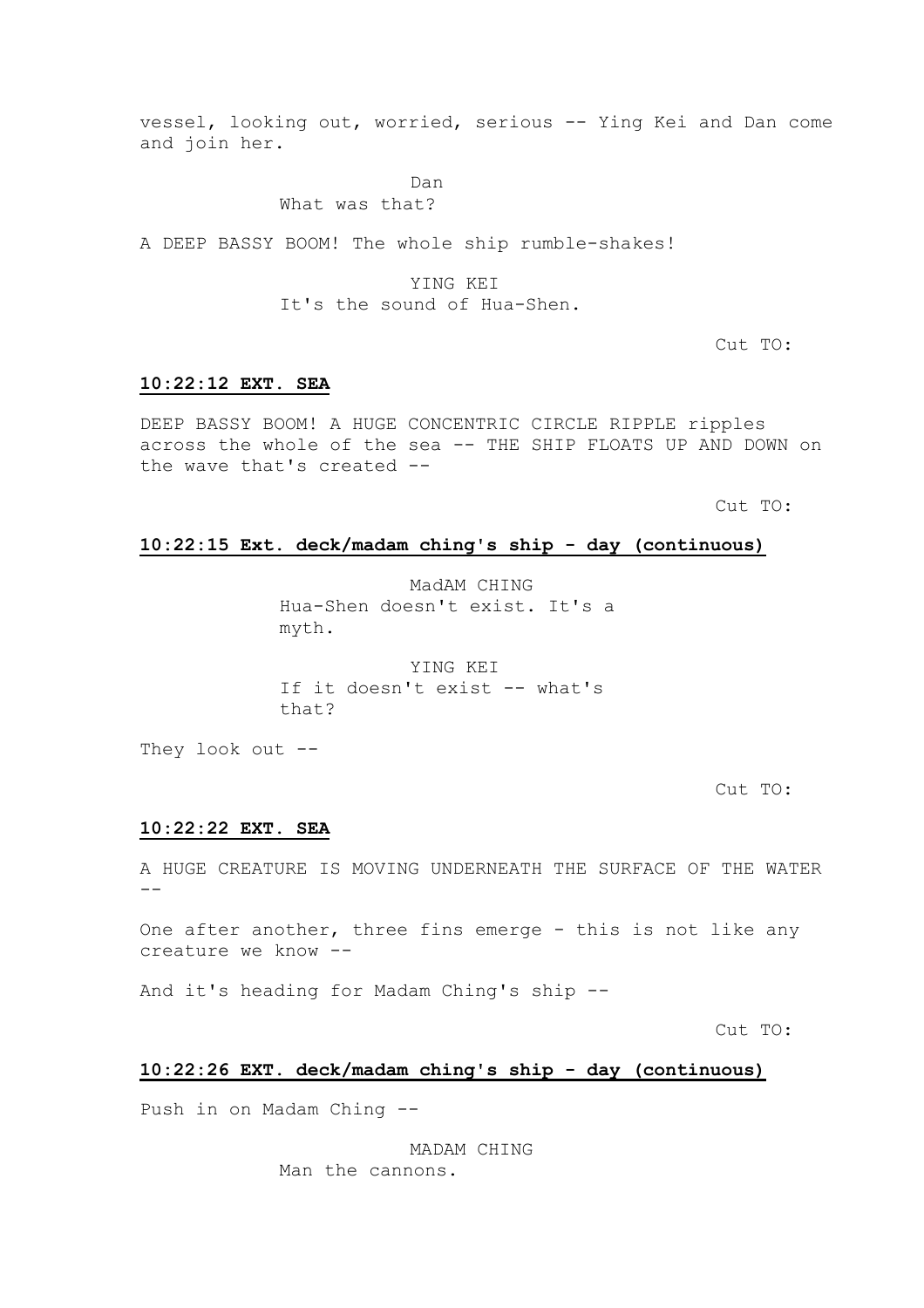vessel, looking out, worried, serious -- Ying Kei and Dan come and join her.

Dan
What was that?

A DEEP BASSY BOOM! The whole ship rumble-shakes!

YING KEI
It's the sound of Hua-Shen.

Cut TO:

**10:22:12 EXT. SEA**

DEEP BASSY BOOM! A HUGE CONCENTRIC CIRCLE RIPPLE ripples across the whole of the sea -- THE SHIP FLOATS UP AND DOWN on the wave that's created --

Cut TO:

**10:22:15 Ext. deck/madam ching's ship - day (continuous)**

MadAM CHING
Hua-Shen doesn't exist. It's a myth.

YING KEI
If it doesn't exist -- what's that?

They look out --

Cut TO:

**10:22:22 EXT. SEA**

A HUGE CREATURE IS MOVING UNDERNEATH THE SURFACE OF THE WATER --

One after another, three fins emerge - this is not like any creature we know --

And it's heading for Madam Ching's ship --

Cut TO:

**10:22:26 EXT. deck/madam ching's ship - day (continuous)**

Push in on Madam Ching --

MADAM CHING
Man the cannons.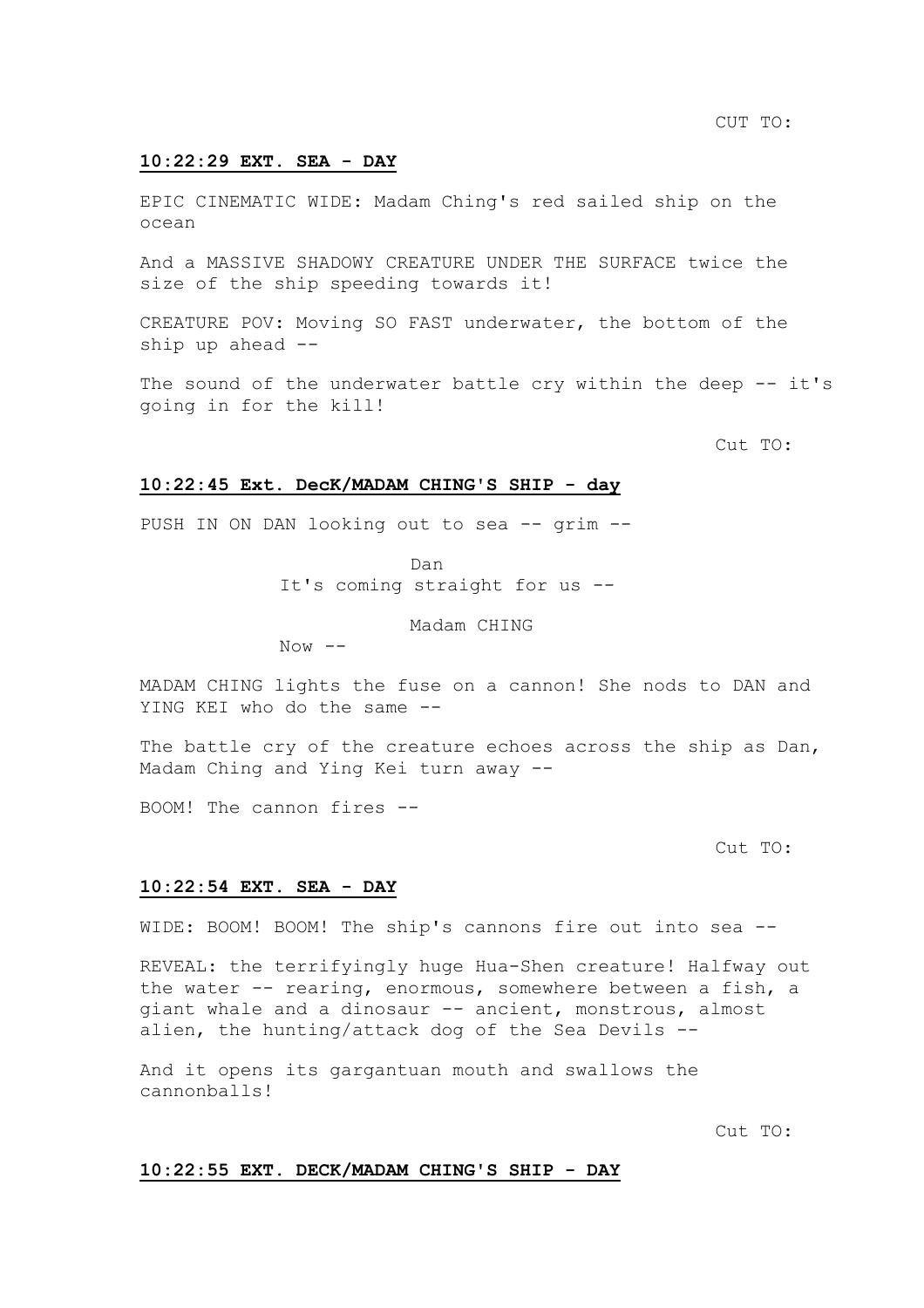CUT TO:

**10:22:29 EXT. SEA - DAY**

EPIC CINEMATIC WIDE: Madam Ching's red sailed ship on the ocean

And a MASSIVE SHADOWY CREATURE UNDER THE SURFACE twice the size of the ship speeding towards it!

CREATURE POV: Moving SO FAST underwater, the bottom of the ship up ahead --

The sound of the underwater battle cry within the deep -- it's going in for the kill!

Cut TO:

**10:22:45 Ext. DecK/MADAM CHING'S SHIP - day**

PUSH IN ON DAN looking out to sea -- grim --

Dan
It's coming straight for us --

Madam CHING
Now --

MADAM CHING lights the fuse on a cannon! She nods to DAN and YING KEI who do the same --

The battle cry of the creature echoes across the ship as Dan, Madam Ching and Ying Kei turn away --

BOOM! The cannon fires --

Cut TO:

**10:22:54 EXT. SEA - DAY**

WIDE: BOOM! BOOM! The ship's cannons fire out into sea --

REVEAL: the terrifyingly huge Hua-Shen creature! Halfway out the water -- rearing, enormous, somewhere between a fish, a giant whale and a dinosaur -- ancient, monstrous, almost alien, the hunting/attack dog of the Sea Devils --

And it opens its gargantuan mouth and swallows the cannonballs!

Cut TO:

**10:22:55 EXT. DECK/MADAM CHING'S SHIP - DAY**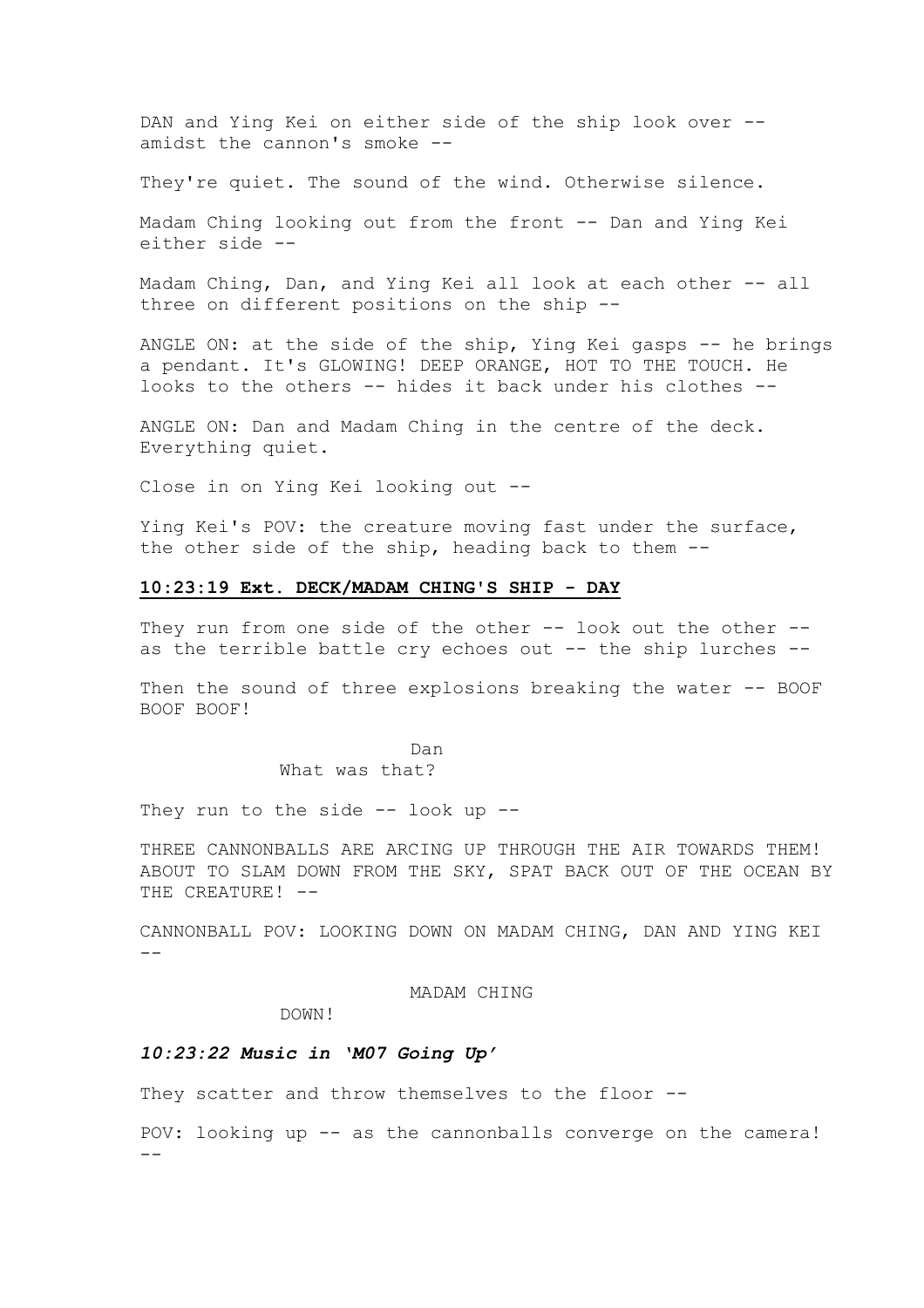DAN and Ying Kei on either side of the ship look over -- amidst the cannon's smoke --

They're quiet. The sound of the wind. Otherwise silence.

Madam Ching looking out from the front -- Dan and Ying Kei either side --

Madam Ching, Dan, and Ying Kei all look at each other -- all three on different positions on the ship --

ANGLE ON: at the side of the ship, Ying Kei gasps -- he brings a pendant. It's GLOWING! DEEP ORANGE, HOT TO THE TOUCH. He looks to the others -- hides it back under his clothes --

ANGLE ON: Dan and Madam Ching in the centre of the deck. Everything quiet.

Close in on Ying Kei looking out --

Ying Kei's POV: the creature moving fast under the surface, the other side of the ship, heading back to them --

**10:23:19 Ext. DECK/MADAM CHING'S SHIP - DAY**

They run from one side of the other -- look out the other -- as the terrible battle cry echoes out -- the ship lurches --

Then the sound of three explosions breaking the water -- BOOF BOOF BOOF!

Dan
What was that?

They run to the side -- look up --

THREE CANNONBALLS ARE ARCING UP THROUGH THE AIR TOWARDS THEM! ABOUT TO SLAM DOWN FROM THE SKY, SPAT BACK OUT OF THE OCEAN BY THE CREATURE! --

CANNONBALL POV: LOOKING DOWN ON MADAM CHING, DAN AND YING KEI --

MADAM CHING
DOWN!

***10:23:22 Music in 'M07 Going Up'***

They scatter and throw themselves to the floor --

POV: looking up -- as the cannonballs converge on the camera! --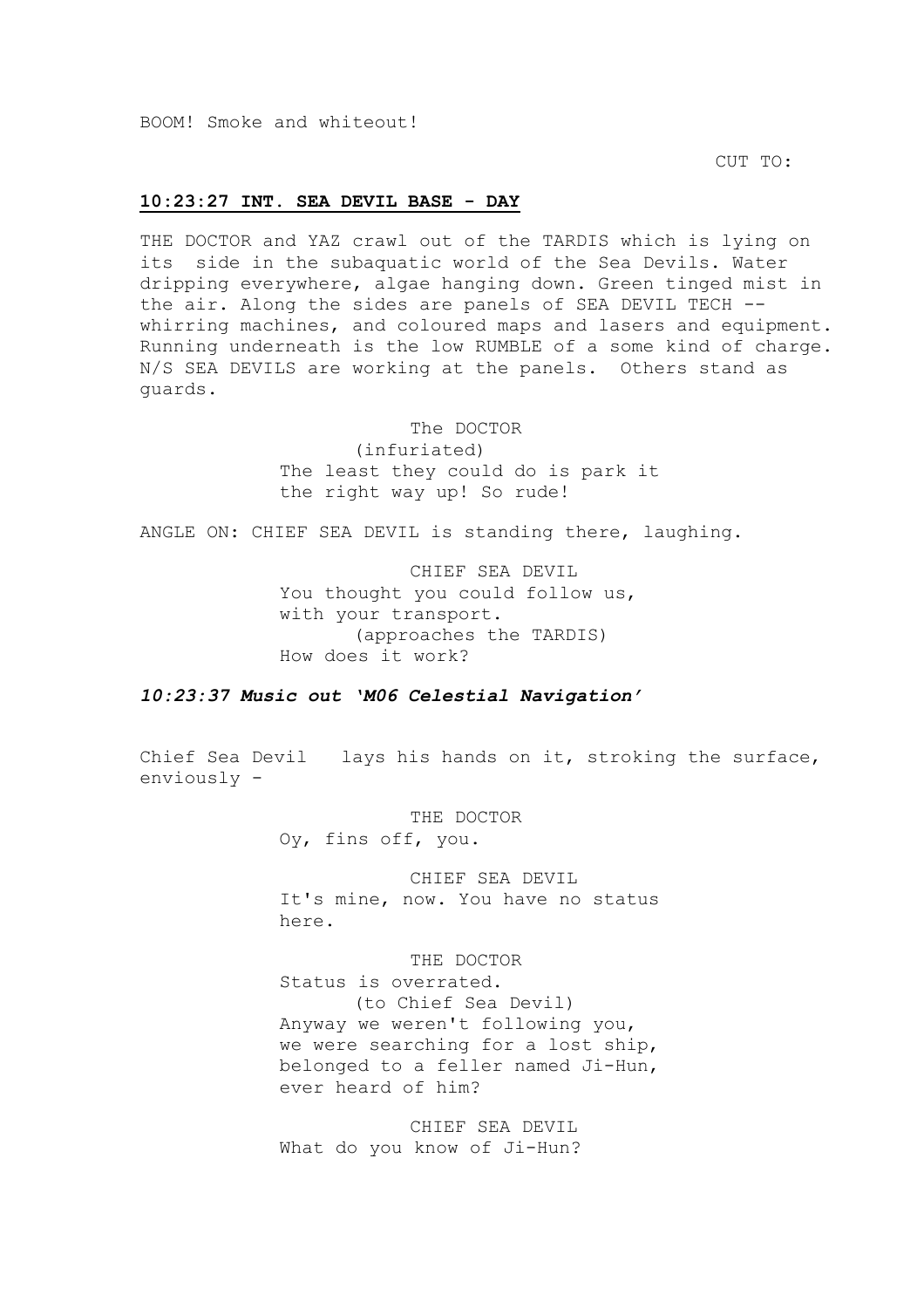BOOM! Smoke and whiteout!

CUT TO:

**10:23:27 INT. SEA DEVIL BASE - DAY**

THE DOCTOR and YAZ crawl out of the TARDIS which is lying on its side in the subaquatic world of the Sea Devils. Water dripping everywhere, algae hanging down. Green tinged mist in the air. Along the sides are panels of SEA DEVIL TECH -- whirring machines, and coloured maps and lasers and equipment. Running underneath is the low RUMBLE of a some kind of charge. N/S SEA DEVILS are working at the panels. Others stand as guards.

The DOCTOR
(infuriated)
The least they could do is park it the right way up! So rude!

ANGLE ON: CHIEF SEA DEVIL is standing there, laughing.

CHIEF SEA DEVIL
You thought you could follow us, with your transport.
(approaches the TARDIS)
How does it work?

***10:23:37 Music out 'M06 Celestial Navigation'***

Chief Sea Devil lays his hands on it, stroking the surface, enviously -

THE DOCTOR
Oy, fins off, you.

CHIEF SEA DEVIL
It's mine, now. You have no status here.

THE DOCTOR
Status is overrated.
(to Chief Sea Devil)
Anyway we weren't following you, we were searching for a lost ship, belonged to a feller named Ji-Hun, ever heard of him?

CHIEF SEA DEVIL
What do you know of Ji-Hun?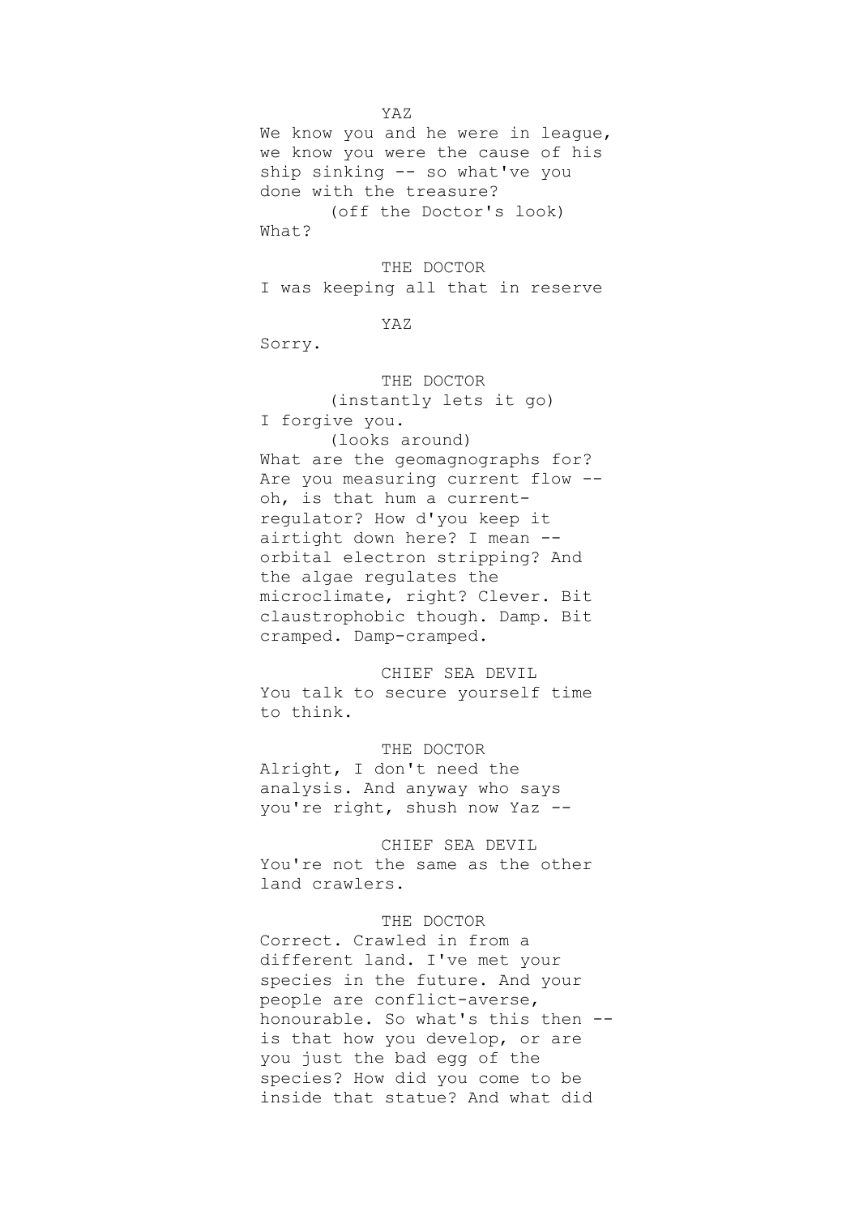YAZ

We know you and he were in league, we know you were the cause of his ship sinking -- so what've you done with the treasure?

(off the Doctor's look)

What?

THE DOCTOR

I was keeping all that in reserve

YAZ

Sorry.

THE DOCTOR

(instantly lets it go)

I forgive you.

(looks around)

What are the geomagnographs for? Are you measuring current flow -- oh, is that hum a current-regulator? How d'you keep it airtight down here? I mean -- orbital electron stripping? And the algae regulates the microclimate, right? Clever. Bit claustrophobic though. Damp. Bit cramped. Damp-cramped.

CHIEF SEA DEVIL

You talk to secure yourself time to think.

THE DOCTOR

Alright, I don't need the analysis. And anyway who says you're right, shush now Yaz --

CHIEF SEA DEVIL

You're not the same as the other land crawlers.

THE DOCTOR

Correct. Crawled in from a different land. I've met your species in the future. And your people are conflict-averse, honourable. So what's this then -- is that how you develop, or are you just the bad egg of the species? How did you come to be inside that statue? And what did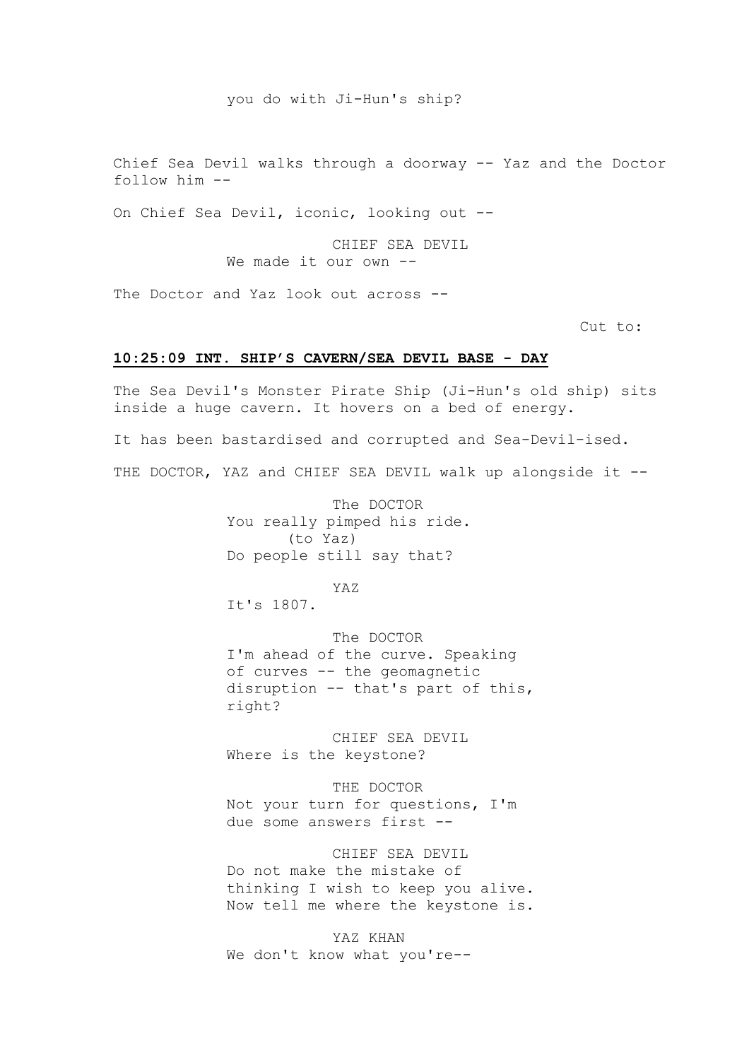you do with Ji-Hun's ship?

Chief Sea Devil walks through a doorway -- Yaz and the Doctor follow him --

On Chief Sea Devil, iconic, looking out --

CHIEF SEA DEVIL
We made it our own --

The Doctor and Yaz look out across --

Cut to:

**10:25:09 INT. SHIP'S CAVERN/SEA DEVIL BASE - DAY**

The Sea Devil's Monster Pirate Ship (Ji-Hun's old ship) sits inside a huge cavern. It hovers on a bed of energy.

It has been bastardised and corrupted and Sea-Devil-ised.

THE DOCTOR, YAZ and CHIEF SEA DEVIL walk up alongside it --

The DOCTOR
You really pimped his ride.
(to Yaz)
Do people still say that?

YAZ
It's 1807.

The DOCTOR
I'm ahead of the curve. Speaking of curves -- the geomagnetic disruption -- that's part of this, right?

CHIEF SEA DEVIL
Where is the keystone?

THE DOCTOR
Not your turn for questions, I'm due some answers first --

CHIEF SEA DEVIL
Do not make the mistake of thinking I wish to keep you alive. Now tell me where the keystone is.

YAZ KHAN
We don't know what you're--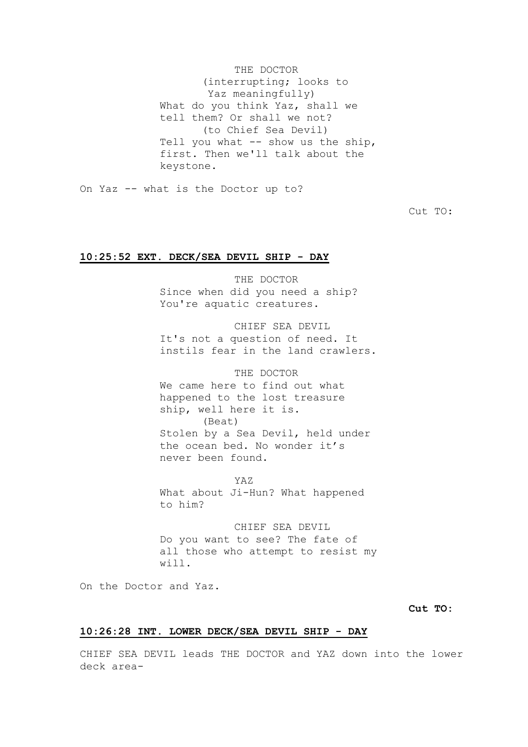THE DOCTOR
(interrupting; looks to Yaz meaningfully)
What do you think Yaz, shall we tell them? Or shall we not?
(to Chief Sea Devil)
Tell you what -- show us the ship, first. Then we'll talk about the keystone.

On Yaz -- what is the Doctor up to?

Cut TO:

**10:25:52 EXT. DECK/SEA DEVIL SHIP - DAY**

THE DOCTOR
Since when did you need a ship? You're aquatic creatures.

CHIEF SEA DEVIL
It's not a question of need. It instils fear in the land crawlers.

THE DOCTOR
We came here to find out what happened to the lost treasure ship, well here it is.
(Beat)
Stolen by a Sea Devil, held under the ocean bed. No wonder it’s never been found.

YAZ
What about Ji-Hun? What happened to him?

CHIEF SEA DEVIL
Do you want to see? The fate of all those who attempt to resist my will.

On the Doctor and Yaz.

**Cut TO:**

**10:26:28 INT. LOWER DECK/SEA DEVIL SHIP - DAY**

CHIEF SEA DEVIL leads THE DOCTOR and YAZ down into the lower deck area-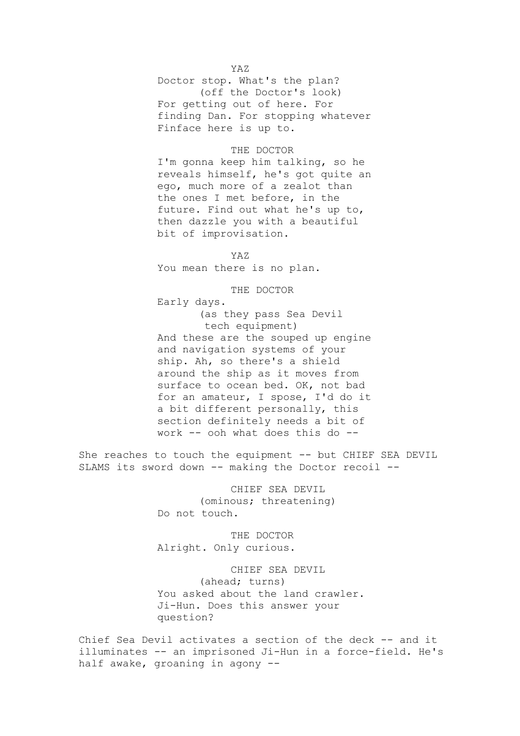YAZ

Doctor stop. What's the plan?

(off the Doctor's look)

For getting out of here. For finding Dan. For stopping whatever Finface here is up to.

THE DOCTOR

I'm gonna keep him talking, so he reveals himself, he's got quite an ego, much more of a zealot than the ones I met before, in the future. Find out what he's up to, then dazzle you with a beautiful bit of improvisation.

YAZ

You mean there is no plan.

THE DOCTOR

Early days.

(as they pass Sea Devil tech equipment)

And these are the souped up engine and navigation systems of your ship. Ah, so there's a shield around the ship as it moves from surface to ocean bed. OK, not bad for an amateur, I spose, I'd do it a bit different personally, this section definitely needs a bit of work -- ooh what does this do --

She reaches to touch the equipment -- but CHIEF SEA DEVIL SLAMS its sword down -- making the Doctor recoil --

CHIEF SEA DEVIL

(ominous; threatening)

Do not touch.

THE DOCTOR

Alright. Only curious.

CHIEF SEA DEVIL

(ahead; turns)

You asked about the land crawler. Ji-Hun. Does this answer your question?

Chief Sea Devil activates a section of the deck -- and it illuminates -- an imprisoned Ji-Hun in a force-field. He's half awake, groaning in agony --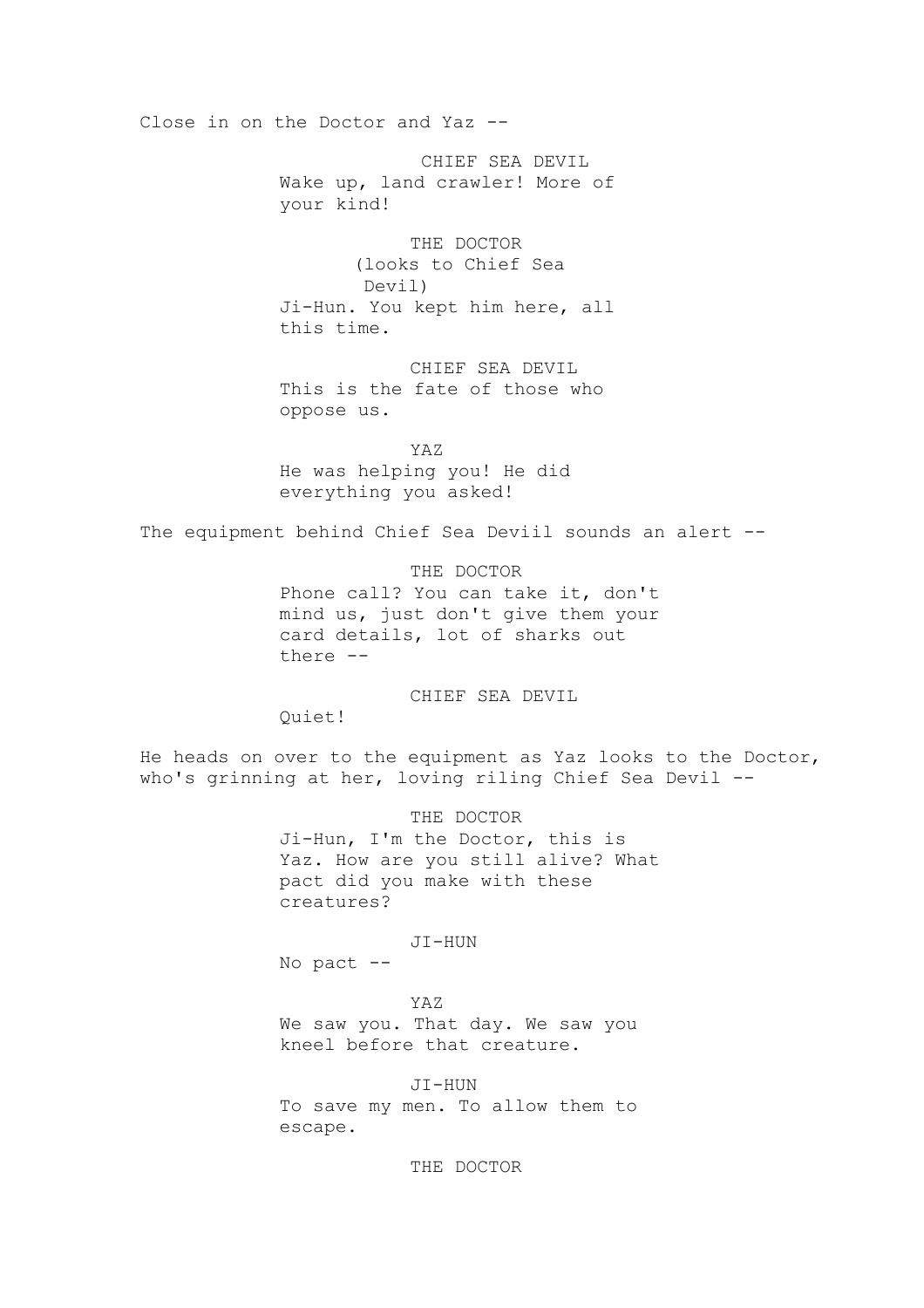Close in on the Doctor and Yaz --

CHIEF SEA DEVIL
Wake up, land crawler! More of your kind!

THE DOCTOR
(looks to Chief Sea Devil)
Ji-Hun. You kept him here, all this time.

CHIEF SEA DEVIL
This is the fate of those who oppose us.

YAZ
He was helping you! He did everything you asked!

The equipment behind Chief Sea Deviil sounds an alert --

THE DOCTOR
Phone call? You can take it, don't mind us, just don't give them your card details, lot of sharks out there --

CHIEF SEA DEVIL
Quiet!

He heads on over to the equipment as Yaz looks to the Doctor, who's grinning at her, loving riling Chief Sea Devil --

THE DOCTOR
Ji-Hun, I'm the Doctor, this is Yaz. How are you still alive? What pact did you make with these creatures?

JI-HUN
No pact --

YAZ
We saw you. That day. We saw you kneel before that creature.

JI-HUN
To save my men. To allow them to escape.

THE DOCTOR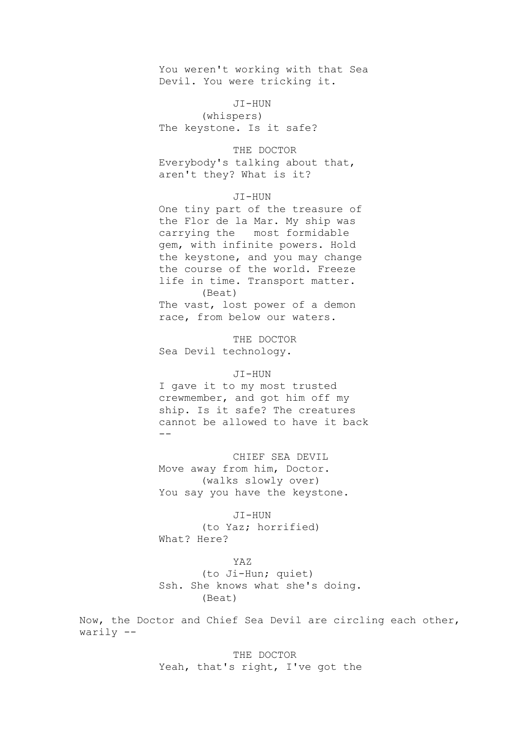You weren't working with that Sea Devil. You were tricking it.

JI-HUN
(whispers)
The keystone. Is it safe?

THE DOCTOR
Everybody's talking about that, aren't they? What is it?

JI-HUN
One tiny part of the treasure of the Flor de la Mar. My ship was carrying the most formidable gem, with infinite powers. Hold the keystone, and you may change the course of the world. Freeze life in time. Transport matter.
(Beat)
The vast, lost power of a demon race, from below our waters.

THE DOCTOR
Sea Devil technology.

JI-HUN
I gave it to my most trusted crewmember, and got him off my ship. Is it safe? The creatures cannot be allowed to have it back --

CHIEF SEA DEVIL
Move away from him, Doctor.
(walks slowly over)
You say you have the keystone.

JI-HUN
(to Yaz; horrified)
What? Here?

YAZ
(to Ji-Hun; quiet)
Ssh. She knows what she's doing.
(Beat)

Now, the Doctor and Chief Sea Devil are circling each other, warily --

THE DOCTOR
Yeah, that's right, I've got the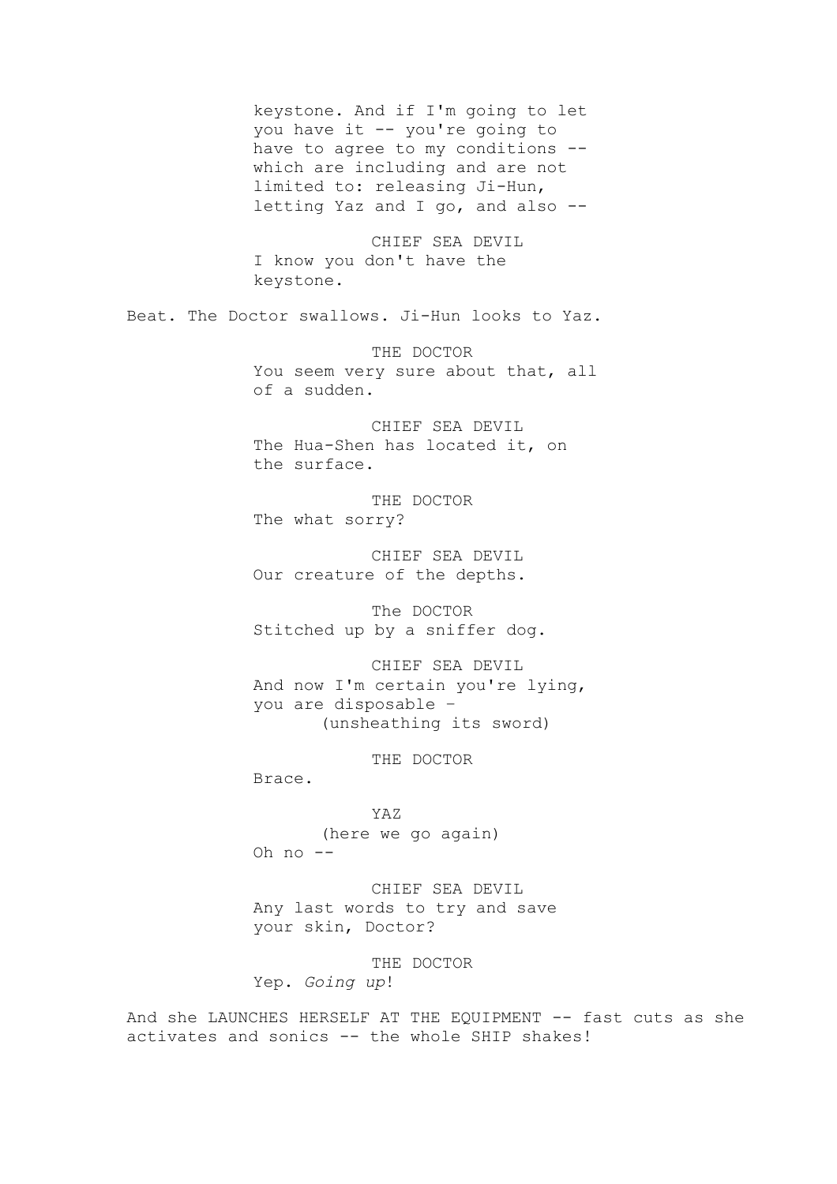keystone. And if I'm going to let you have it -- you're going to have to agree to my conditions -- which are including and are not limited to: releasing Ji-Hun, letting Yaz and I go, and also --

CHIEF SEA DEVIL
I know you don't have the keystone.

Beat. The Doctor swallows. Ji-Hun looks to Yaz.

THE DOCTOR
You seem very sure about that, all of a sudden.

CHIEF SEA DEVIL
The Hua-Shen has located it, on the surface.

THE DOCTOR
The what sorry?

CHIEF SEA DEVIL
Our creature of the depths.

The DOCTOR
Stitched up by a sniffer dog.

CHIEF SEA DEVIL
And now I'm certain you're lying, you are disposable –
(unsheathing its sword)

THE DOCTOR
Brace.

YAZ
(here we go again)
Oh no --

CHIEF SEA DEVIL
Any last words to try and save your skin, Doctor?

THE DOCTOR
Yep. *Going up*!

And she LAUNCHES HERSELF AT THE EQUIPMENT -- fast cuts as she activates and sonics -- the whole SHIP shakes!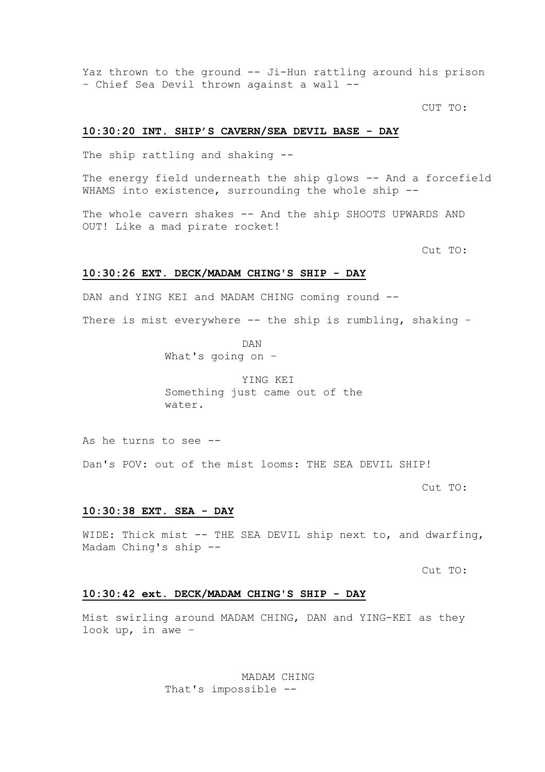Yaz thrown to the ground -- Ji-Hun rattling around his prison – Chief Sea Devil thrown against a wall --

CUT TO:

**10:30:20 INT. SHIP'S CAVERN/SEA DEVIL BASE - DAY**

The ship rattling and shaking --

The energy field underneath the ship glows -- And a forcefield WHAMS into existence, surrounding the whole ship --

The whole cavern shakes -- And the ship SHOOTS UPWARDS AND OUT! Like a mad pirate rocket!

Cut TO:

**10:30:26 EXT. DECK/MADAM CHING'S SHIP - DAY**

DAN and YING KEI and MADAM CHING coming round --

There is mist everywhere -- the ship is rumbling, shaking –

DAN
What's going on –

YING KEI
Something just came out of the water.

As he turns to see --

Dan's POV: out of the mist looms: THE SEA DEVIL SHIP!

Cut TO:

**10:30:38 EXT. SEA - DAY**

WIDE: Thick mist -- THE SEA DEVIL ship next to, and dwarfing, Madam Ching's ship --

Cut TO:

**10:30:42 ext. DECK/MADAM CHING'S SHIP - DAY**

Mist swirling around MADAM CHING, DAN and YING-KEI as they look up, in awe –

MADAM CHING
That's impossible --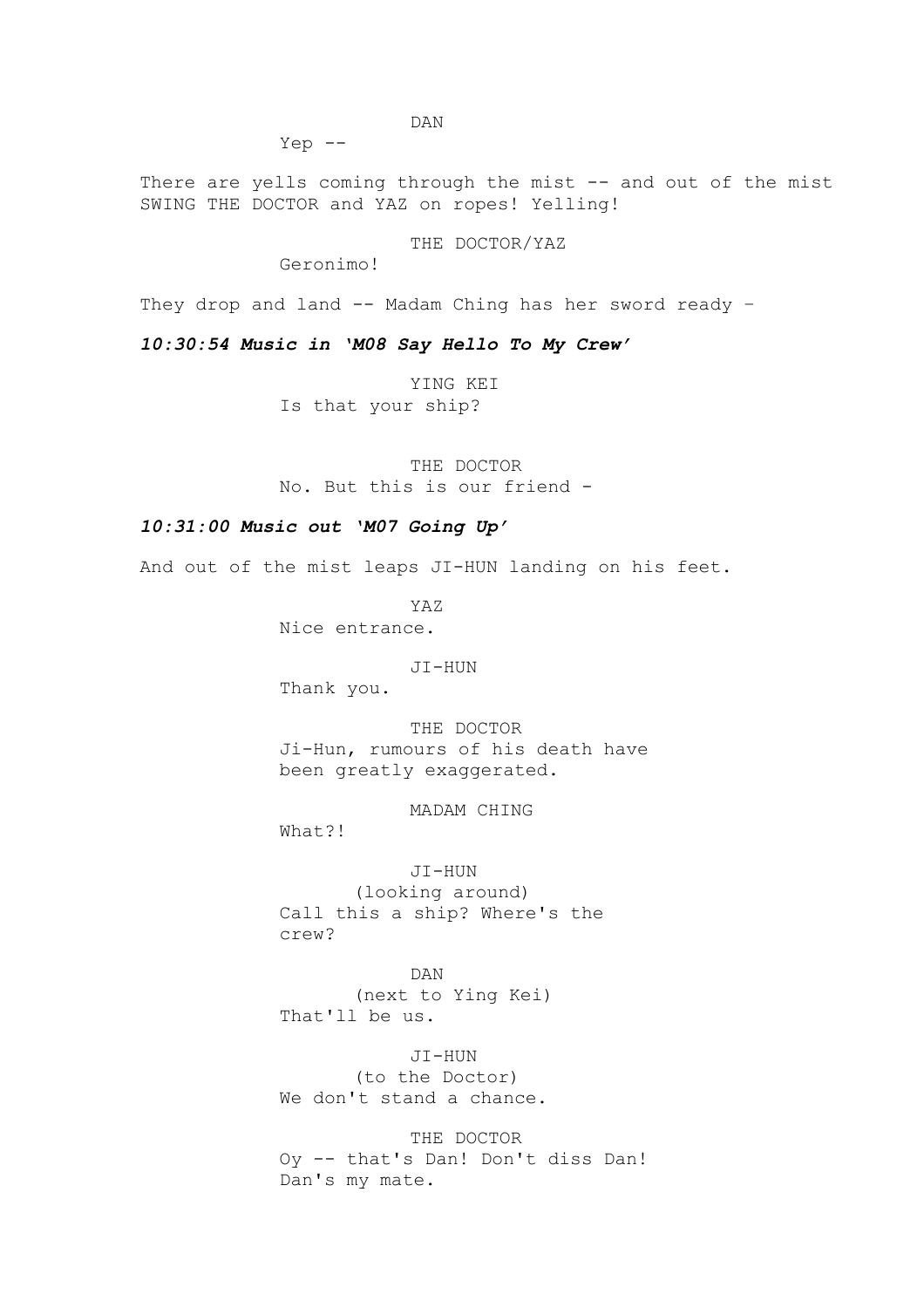DAN

Yep --

There are yells coming through the mist -- and out of the mist SWING THE DOCTOR and YAZ on ropes! Yelling!

THE DOCTOR/YAZ

Geronimo!

They drop and land -- Madam Ching has her sword ready –

***10:30:54 Music in 'M08 Say Hello To My Crew'***

YING KEI

Is that your ship?

THE DOCTOR

No. But this is our friend -

***10:31:00 Music out 'M07 Going Up'***

And out of the mist leaps JI-HUN landing on his feet.

YAZ

Nice entrance.

JI-HUN

Thank you.

THE DOCTOR

Ji-Hun, rumours of his death have been greatly exaggerated.

MADAM CHING

What?!

JI-HUN

(looking around)

Call this a ship? Where's the crew?

DAN

(next to Ying Kei)

That'll be us.

JI-HUN

(to the Doctor)

We don't stand a chance.

THE DOCTOR

Oy -- that's Dan! Don't diss Dan! Dan's my mate.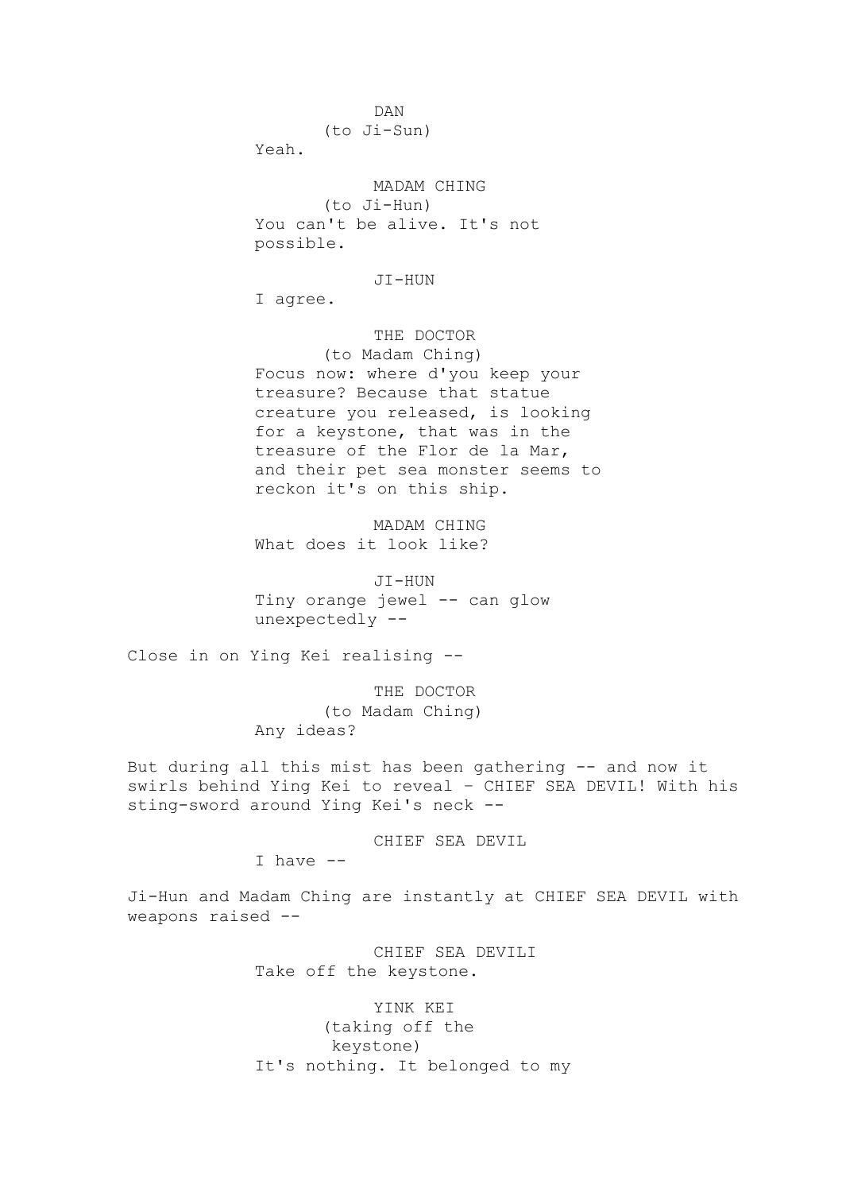DAN
(to Ji-Sun)
Yeah.

MADAM CHING
(to Ji-Hun)
You can't be alive. It's not possible.

JI-HUN
I agree.

THE DOCTOR
(to Madam Ching)
Focus now: where d'you keep your treasure? Because that statue creature you released, is looking for a keystone, that was in the treasure of the Flor de la Mar, and their pet sea monster seems to reckon it's on this ship.

MADAM CHING
What does it look like?

JI-HUN
Tiny orange jewel -- can glow unexpectedly --

Close in on Ying Kei realising --

THE DOCTOR
(to Madam Ching)
Any ideas?

But during all this mist has been gathering -- and now it swirls behind Ying Kei to reveal - CHIEF SEA DEVIL! With his sting-sword around Ying Kei's neck --

CHIEF SEA DEVIL
I have --

Ji-Hun and Madam Ching are instantly at CHIEF SEA DEVIL with weapons raised --

CHIEF SEA DEVILI
Take off the keystone.

YINK KEI
(taking off the keystone)
It's nothing. It belonged to my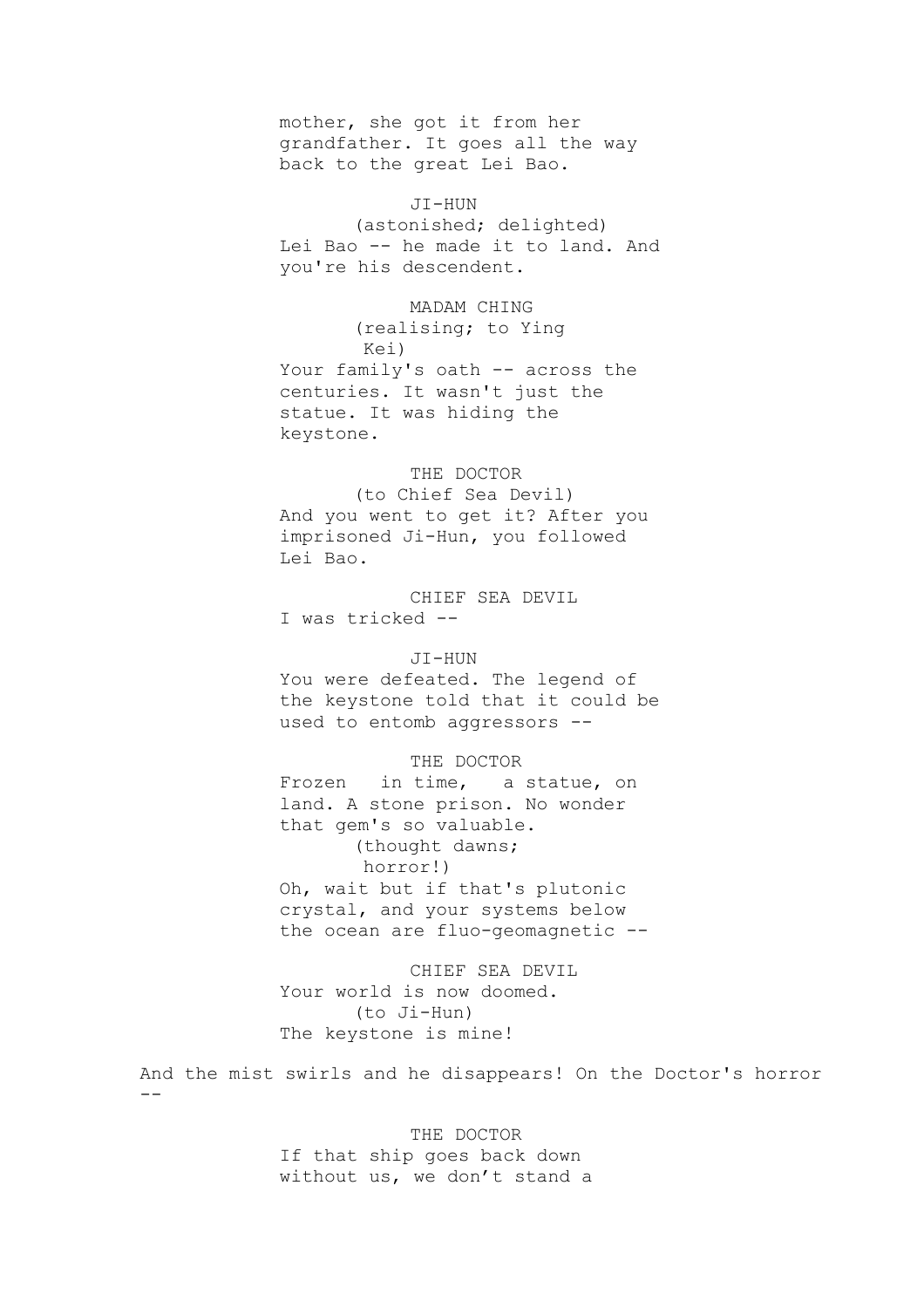mother, she got it from her grandfather. It goes all the way back to the great Lei Bao.

JI-HUN
(astonished; delighted)
Lei Bao -- he made it to land. And you're his descendent.

MADAM CHING
(realising; to Ying Kei)
Your family's oath -- across the centuries. It wasn't just the statue. It was hiding the keystone.

THE DOCTOR
(to Chief Sea Devil)
And you went to get it? After you imprisoned Ji-Hun, you followed Lei Bao.

CHIEF SEA DEVIL
I was tricked --

JI-HUN
You were defeated. The legend of the keystone told that it could be used to entomb aggressors --

THE DOCTOR
Frozen in time, a statue, on land. A stone prison. No wonder that gem's so valuable.
(thought dawns; horror!)
Oh, wait but if that's plutonic crystal, and your systems below the ocean are fluo-geomagnetic --

CHIEF SEA DEVIL
Your world is now doomed.
(to Ji-Hun)
The keystone is mine!

And the mist swirls and he disappears! On the Doctor's horror --

THE DOCTOR
If that ship goes back down without us, we don't stand a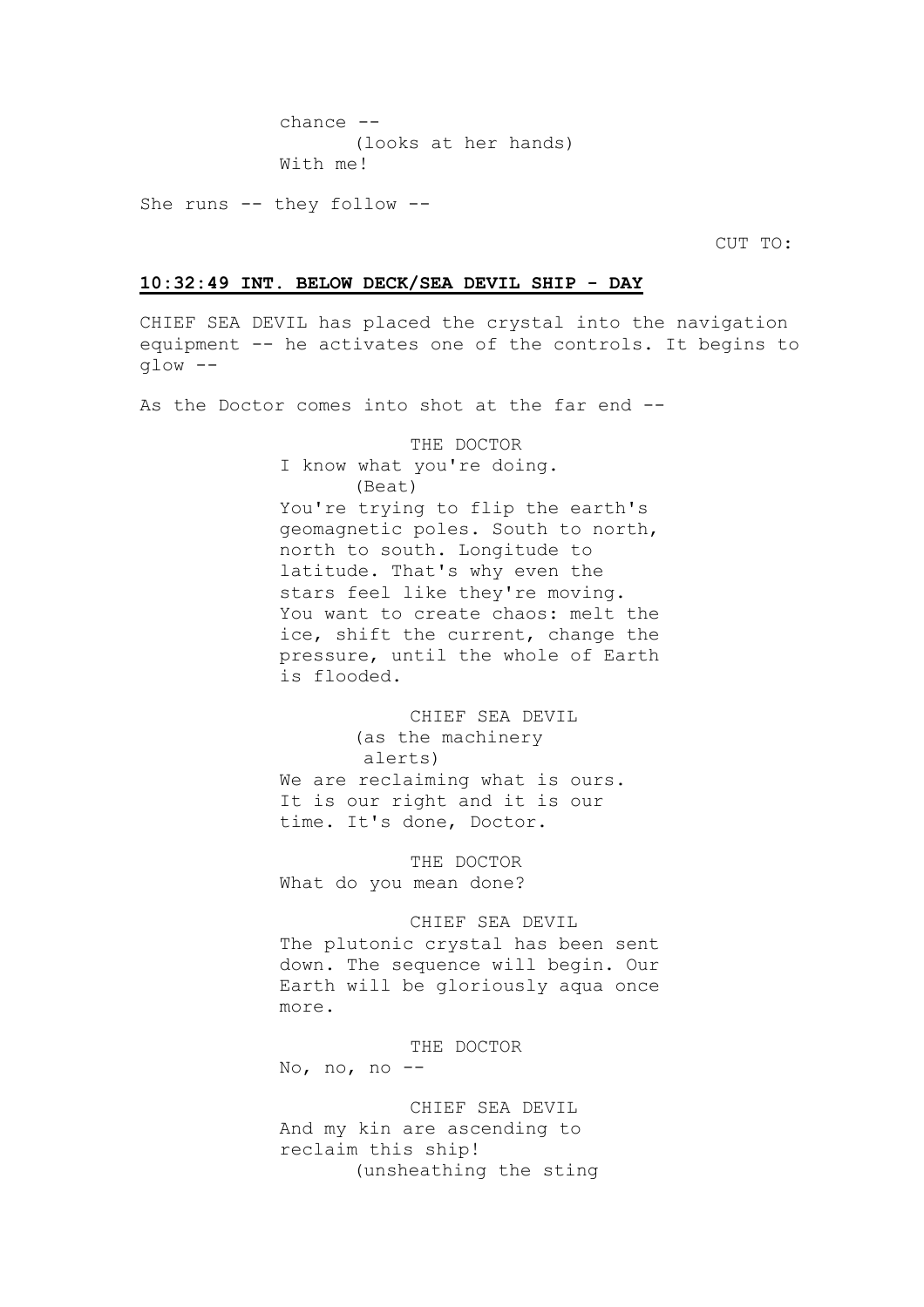chance --
(looks at her hands)
With me!

She runs -- they follow --

CUT TO:

**10:32:49 INT. BELOW DECK/SEA DEVIL SHIP - DAY**

CHIEF SEA DEVIL has placed the crystal into the navigation equipment -- he activates one of the controls. It begins to glow --

As the Doctor comes into shot at the far end --

THE DOCTOR
I know what you're doing.
(Beat)
You're trying to flip the earth's geomagnetic poles. South to north, north to south. Longitude to latitude. That's why even the stars feel like they're moving. You want to create chaos: melt the ice, shift the current, change the pressure, until the whole of Earth is flooded.

CHIEF SEA DEVIL
(as the machinery alerts)
We are reclaiming what is ours. It is our right and it is our time. It's done, Doctor.

THE DOCTOR
What do you mean done?

CHIEF SEA DEVIL
The plutonic crystal has been sent down. The sequence will begin. Our Earth will be gloriously aqua once more.

THE DOCTOR
No, no, no --

CHIEF SEA DEVIL
And my kin are ascending to reclaim this ship!
(unsheathing the sting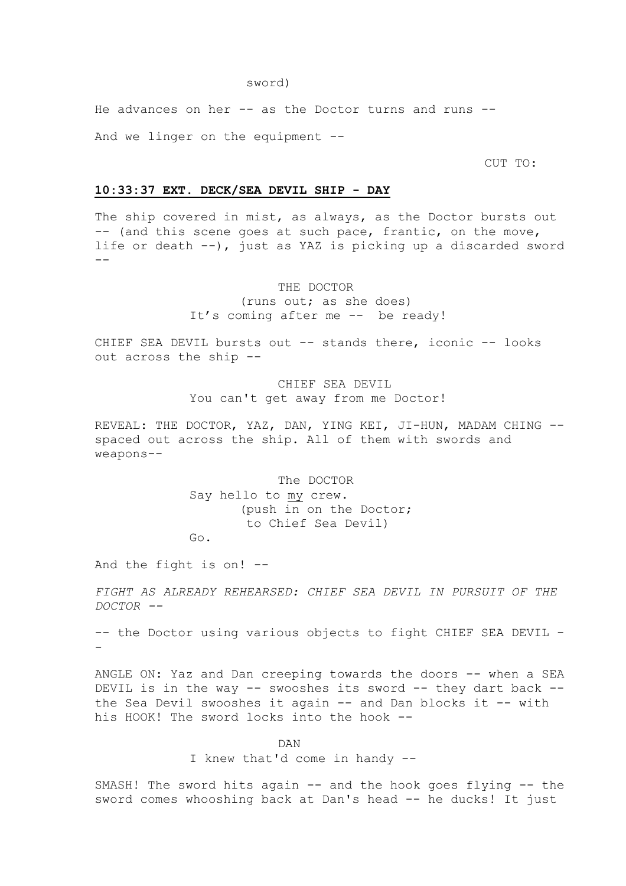sword)

He advances on her -- as the Doctor turns and runs --

And we linger on the equipment --

CUT TO:

**10:33:37 EXT. DECK/SEA DEVIL SHIP - DAY**

The ship covered in mist, as always, as the Doctor bursts out -- (and this scene goes at such pace, frantic, on the move, life or death --), just as YAZ is picking up a discarded sword --

THE DOCTOR
(runs out; as she does)
It's coming after me -- be ready!

CHIEF SEA DEVIL bursts out -- stands there, iconic -- looks out across the ship --

CHIEF SEA DEVIL
You can't get away from me Doctor!

REVEAL: THE DOCTOR, YAZ, DAN, YING KEI, JI-HUN, MADAM CHING -- spaced out across the ship. All of them with swords and weapons--

The DOCTOR
Say hello to my crew.
(push in on the Doctor;
to Chief Sea Devil)
Go.

And the fight is on! --

*FIGHT AS ALREADY REHEARSED: CHIEF SEA DEVIL IN PURSUIT OF THE DOCTOR --*

-- the Doctor using various objects to fight CHIEF SEA DEVIL --

ANGLE ON: Yaz and Dan creeping towards the doors -- when a SEA DEVIL is in the way -- swooshes its sword -- they dart back -- the Sea Devil swooshes it again -- and Dan blocks it -- with his HOOK! The sword locks into the hook --

DAN
I knew that'd come in handy --

SMASH! The sword hits again -- and the hook goes flying -- the sword comes whooshing back at Dan's head -- he ducks! It just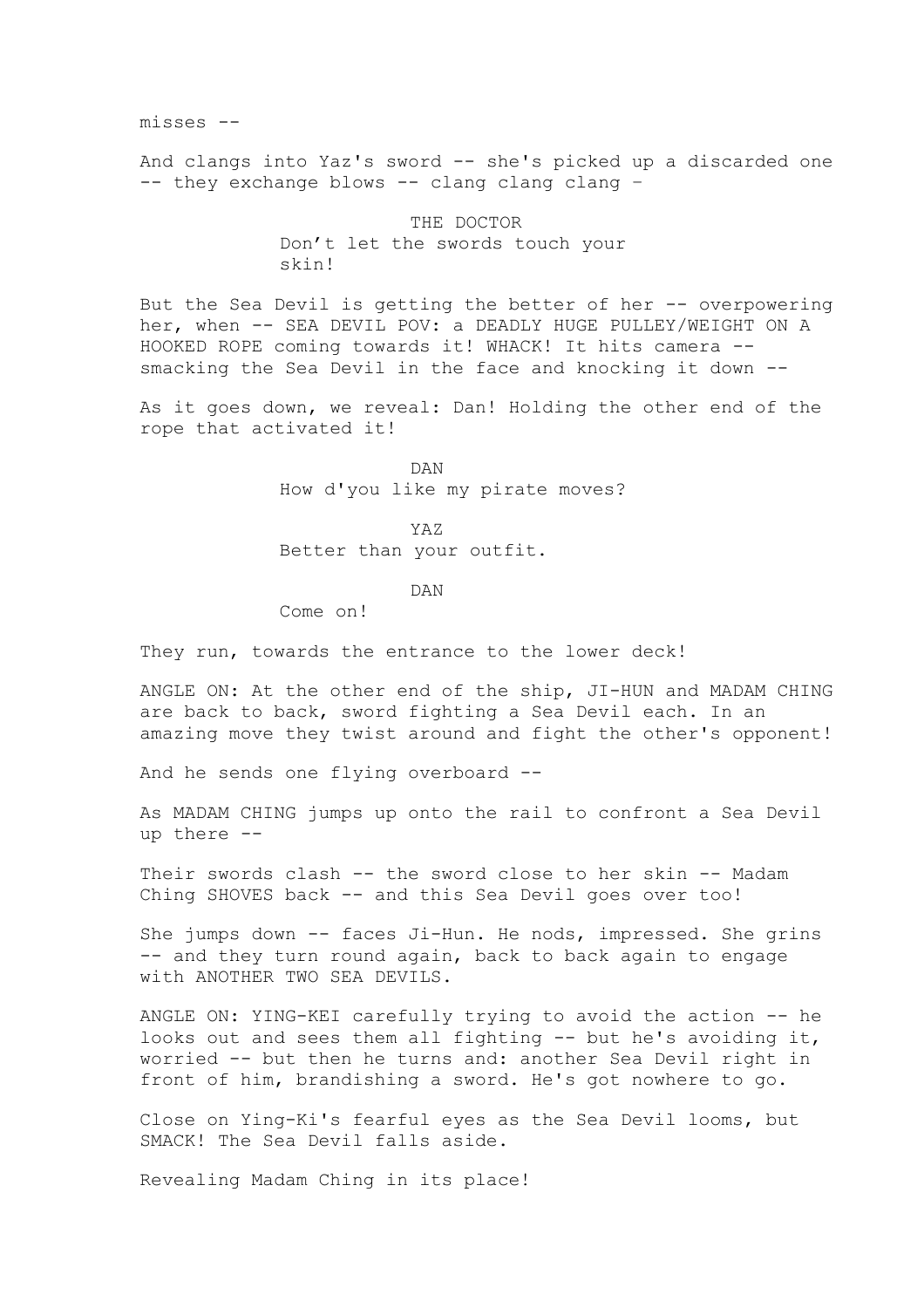misses --

And clangs into Yaz's sword -- she's picked up a discarded one -- they exchange blows -- clang clang clang –

THE DOCTOR
Don't let the swords touch your skin!

But the Sea Devil is getting the better of her -- overpowering her, when -- SEA DEVIL POV: a DEADLY HUGE PULLEY/WEIGHT ON A HOOKED ROPE coming towards it! WHACK! It hits camera -- smacking the Sea Devil in the face and knocking it down --

As it goes down, we reveal: Dan! Holding the other end of the rope that activated it!

DAN
How d'you like my pirate moves?

YAZ
Better than your outfit.

DAN
Come on!

They run, towards the entrance to the lower deck!

ANGLE ON: At the other end of the ship, JI-HUN and MADAM CHING are back to back, sword fighting a Sea Devil each. In an amazing move they twist around and fight the other's opponent!

And he sends one flying overboard --

As MADAM CHING jumps up onto the rail to confront a Sea Devil up there --

Their swords clash -- the sword close to her skin -- Madam Ching SHOVES back -- and this Sea Devil goes over too!

She jumps down -- faces Ji-Hun. He nods, impressed. She grins -- and they turn round again, back to back again to engage with ANOTHER TWO SEA DEVILS.

ANGLE ON: YING-KEI carefully trying to avoid the action -- he looks out and sees them all fighting -- but he's avoiding it, worried -- but then he turns and: another Sea Devil right in front of him, brandishing a sword. He's got nowhere to go.

Close on Ying-Ki's fearful eyes as the Sea Devil looms, but SMACK! The Sea Devil falls aside.

Revealing Madam Ching in its place!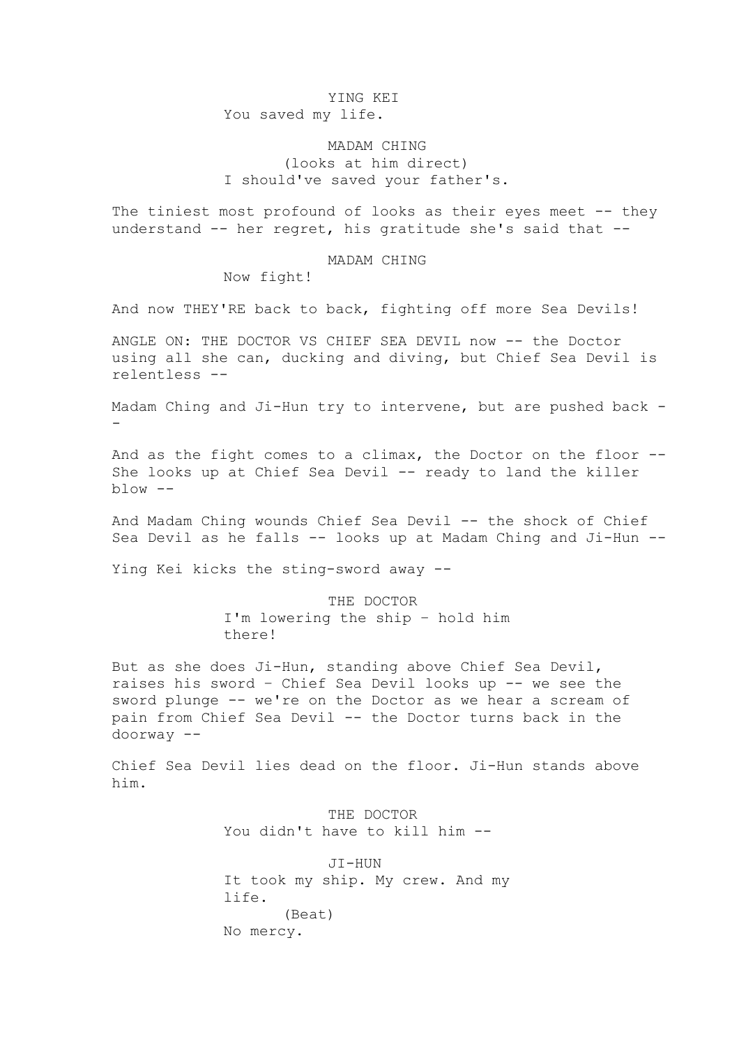YING KEI
You saved my life.

MADAM CHING
(looks at him direct)
I should've saved your father's.

The tiniest most profound of looks as their eyes meet -- they understand -- her regret, his gratitude she's said that --

MADAM CHING
Now fight!

And now THEY'RE back to back, fighting off more Sea Devils!

ANGLE ON: THE DOCTOR VS CHIEF SEA DEVIL now -- the Doctor using all she can, ducking and diving, but Chief Sea Devil is relentless --

Madam Ching and Ji-Hun try to intervene, but are pushed back --

And as the fight comes to a climax, the Doctor on the floor -- She looks up at Chief Sea Devil -- ready to land the killer blow --

And Madam Ching wounds Chief Sea Devil -- the shock of Chief Sea Devil as he falls -- looks up at Madam Ching and Ji-Hun --

Ying Kei kicks the sting-sword away --

THE DOCTOR
I'm lowering the ship – hold him there!

But as she does Ji-Hun, standing above Chief Sea Devil, raises his sword – Chief Sea Devil looks up -- we see the sword plunge -- we're on the Doctor as we hear a scream of pain from Chief Sea Devil -- the Doctor turns back in the doorway --

Chief Sea Devil lies dead on the floor. Ji-Hun stands above him.

THE DOCTOR
You didn't have to kill him --

JI-HUN
It took my ship. My crew. And my life.
(Beat)
No mercy.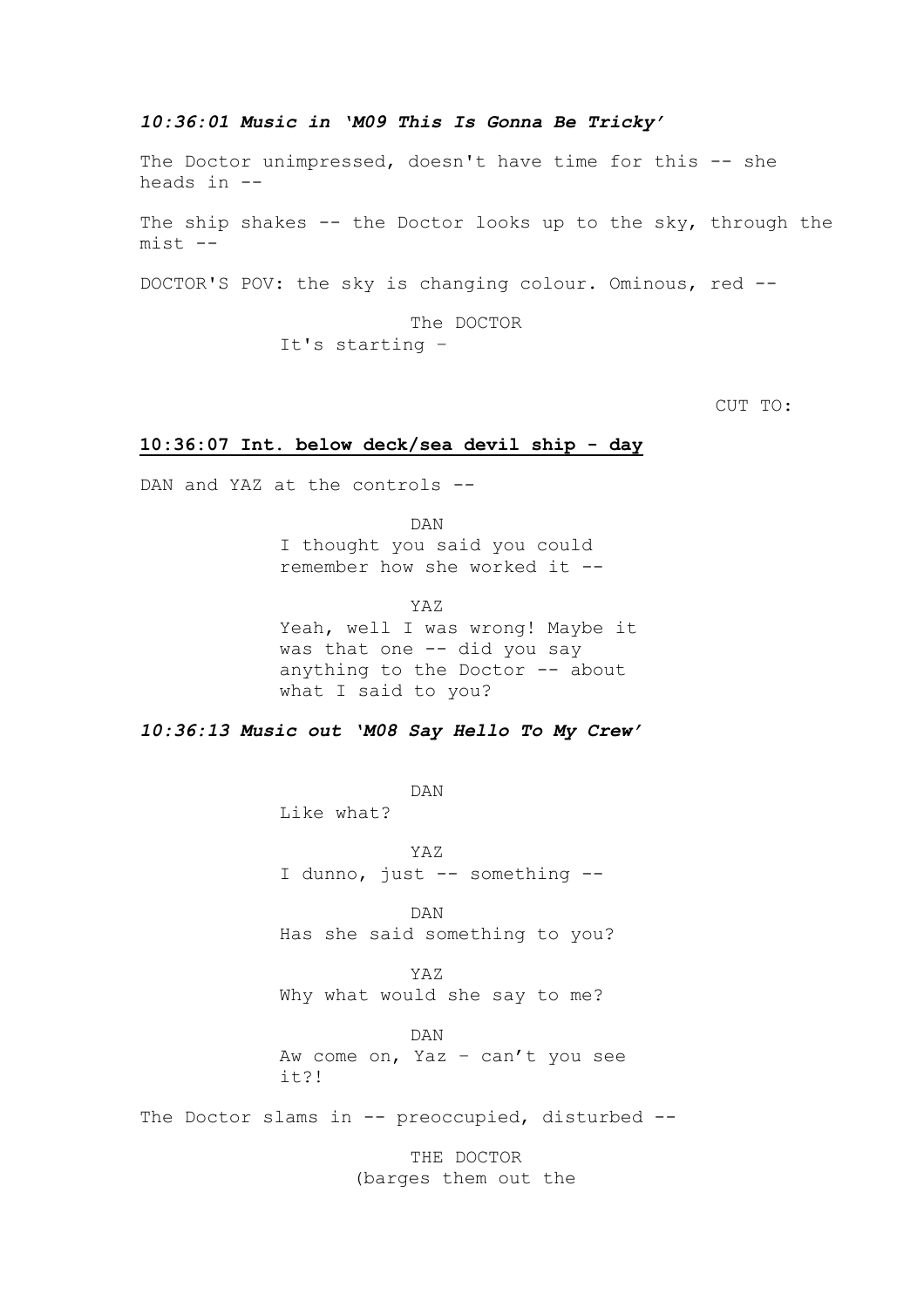***10:36:01 Music in 'M09 This Is Gonna Be Tricky'***

The Doctor unimpressed, doesn't have time for this -- she heads in --

The ship shakes -- the Doctor looks up to the sky, through the mist --

DOCTOR'S POV: the sky is changing colour. Ominous, red --

The DOCTOR
It's starting –

CUT TO:

**10:36:07 Int. below deck/sea devil ship - day**

DAN and YAZ at the controls --

DAN
I thought you said you could remember how she worked it --

YAZ
Yeah, well I was wrong! Maybe it was that one -- did you say anything to the Doctor -- about what I said to you?

***10:36:13 Music out 'M08 Say Hello To My Crew'***

DAN
Like what?

YAZ
I dunno, just -- something --

DAN
Has she said something to you?

YAZ
Why what would she say to me?

DAN
Aw come on, Yaz – can't you see it?!

The Doctor slams in -- preoccupied, disturbed --

THE DOCTOR
(barges them out the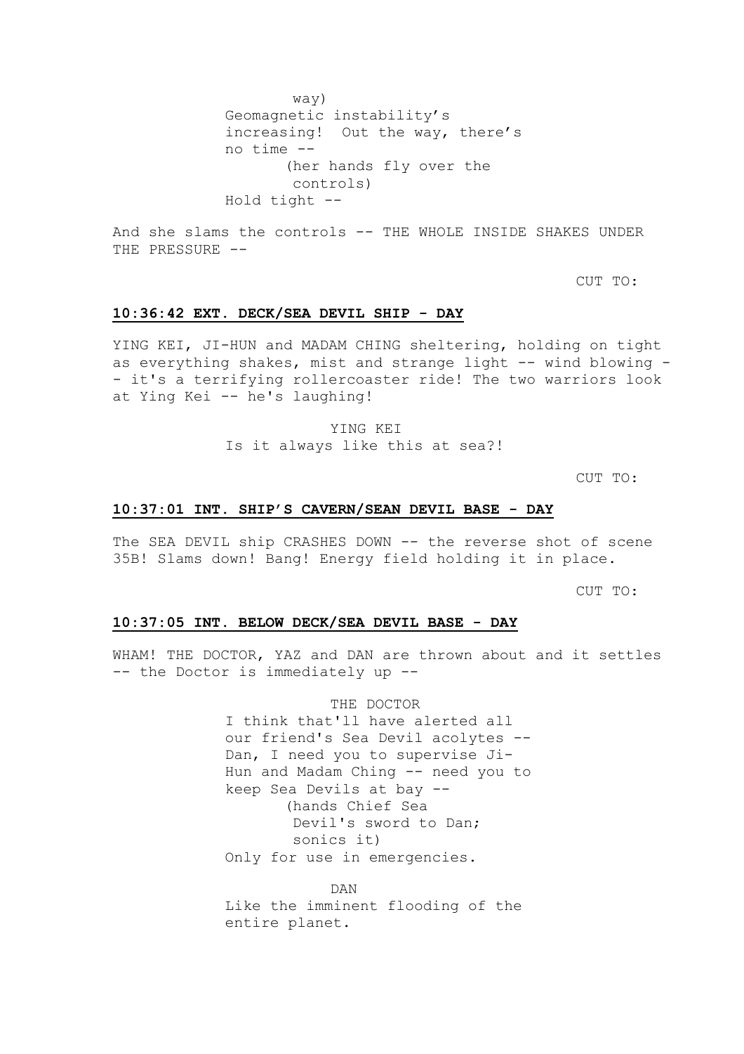way)
Geomagnetic instability's increasing! Out the way, there's no time --
(her hands fly over the controls)
Hold tight --

And she slams the controls -- THE WHOLE INSIDE SHAKES UNDER THE PRESSURE --

CUT TO:

**10:36:42 EXT. DECK/SEA DEVIL SHIP - DAY**

YING KEI, JI-HUN and MADAM CHING sheltering, holding on tight as everything shakes, mist and strange light -- wind blowing -- it's a terrifying rollercoaster ride! The two warriors look at Ying Kei -- he's laughing!

YING KEI
Is it always like this at sea?!

CUT TO:

**10:37:01 INT. SHIP'S CAVERN/SEAN DEVIL BASE - DAY**

The SEA DEVIL ship CRASHES DOWN -- the reverse shot of scene 35B! Slams down! Bang! Energy field holding it in place.

CUT TO:

**10:37:05 INT. BELOW DECK/SEA DEVIL BASE - DAY**

WHAM! THE DOCTOR, YAZ and DAN are thrown about and it settles -- the Doctor is immediately up --

THE DOCTOR
I think that'll have alerted all our friend's Sea Devil acolytes -- Dan, I need you to supervise Ji-Hun and Madam Ching -- need you to keep Sea Devils at bay --
(hands Chief Sea Devil's sword to Dan; sonics it)
Only for use in emergencies.

DAN
Like the imminent flooding of the entire planet.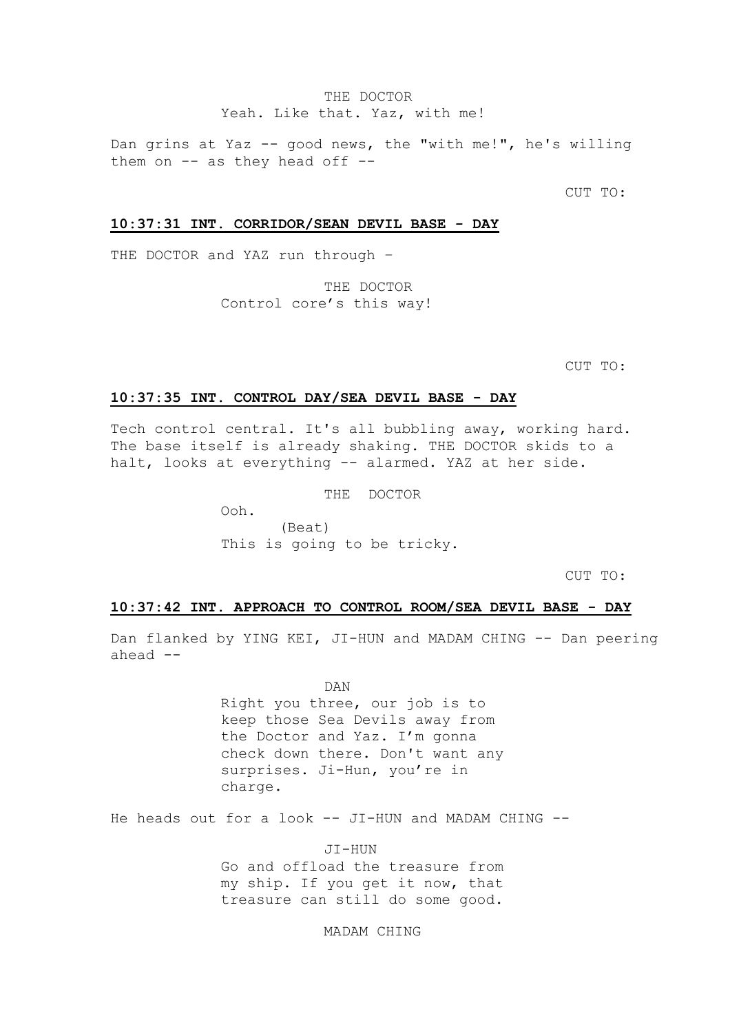THE DOCTOR
Yeah. Like that. Yaz, with me!

Dan grins at Yaz -- good news, the "with me!", he's willing them on -- as they head off --

CUT TO:

**10:37:31 INT. CORRIDOR/SEAN DEVIL BASE - DAY**

THE DOCTOR and YAZ run through –

THE DOCTOR
Control core's this way!

CUT TO:

**10:37:35 INT. CONTROL DAY/SEA DEVIL BASE - DAY**

Tech control central. It's all bubbling away, working hard. The base itself is already shaking. THE DOCTOR skids to a halt, looks at everything -- alarmed. YAZ at her side.

THE  DOCTOR
Ooh.
(Beat)
This is going to be tricky.

CUT TO:

**10:37:42 INT. APPROACH TO CONTROL ROOM/SEA DEVIL BASE - DAY**

Dan flanked by YING KEI, JI-HUN and MADAM CHING -- Dan peering ahead --

DAN
Right you three, our job is to keep those Sea Devils away from the Doctor and Yaz. I'm gonna check down there. Don't want any surprises. Ji-Hun, you're in charge.

He heads out for a look -- JI-HUN and MADAM CHING --

JI-HUN
Go and offload the treasure from my ship. If you get it now, that treasure can still do some good.

MADAM CHING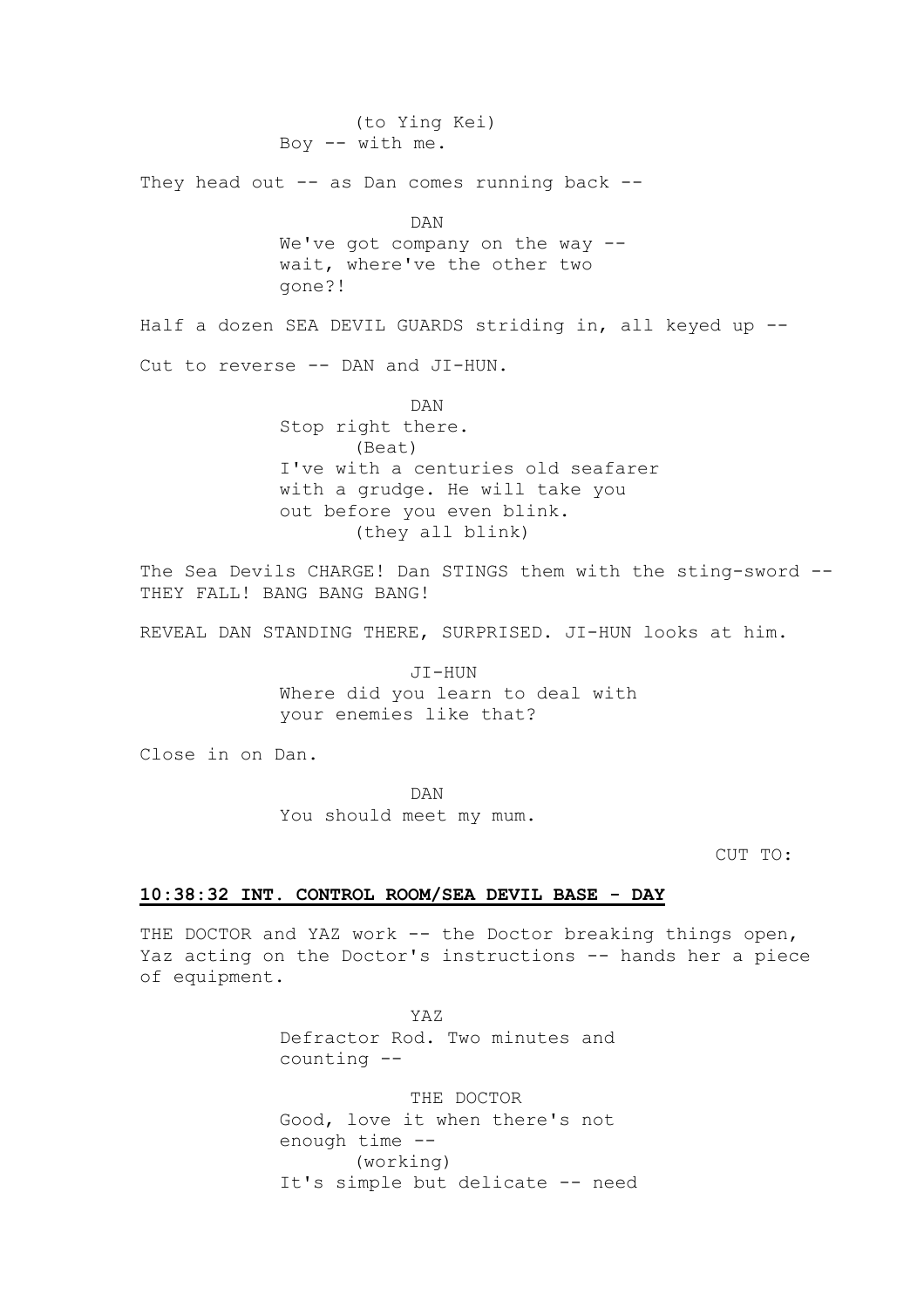(to Ying Kei)
Boy -- with me.

They head out -- as Dan comes running back --

DAN
We've got company on the way -- wait, where've the other two gone?!

Half a dozen SEA DEVIL GUARDS striding in, all keyed up --

Cut to reverse -- DAN and JI-HUN.

DAN
Stop right there.
(Beat)
I've with a centuries old seafarer with a grudge. He will take you out before you even blink.
(they all blink)

The Sea Devils CHARGE! Dan STINGS them with the sting-sword -- THEY FALL! BANG BANG BANG!

REVEAL DAN STANDING THERE, SURPRISED. JI-HUN looks at him.

JI-HUN
Where did you learn to deal with your enemies like that?

Close in on Dan.

DAN
You should meet my mum.

CUT TO:

**10:38:32 INT. CONTROL ROOM/SEA DEVIL BASE - DAY**

THE DOCTOR and YAZ work -- the Doctor breaking things open, Yaz acting on the Doctor's instructions -- hands her a piece of equipment.

YAZ
Defractor Rod. Two minutes and counting --

THE DOCTOR
Good, love it when there's not enough time --
(working)
It's simple but delicate -- need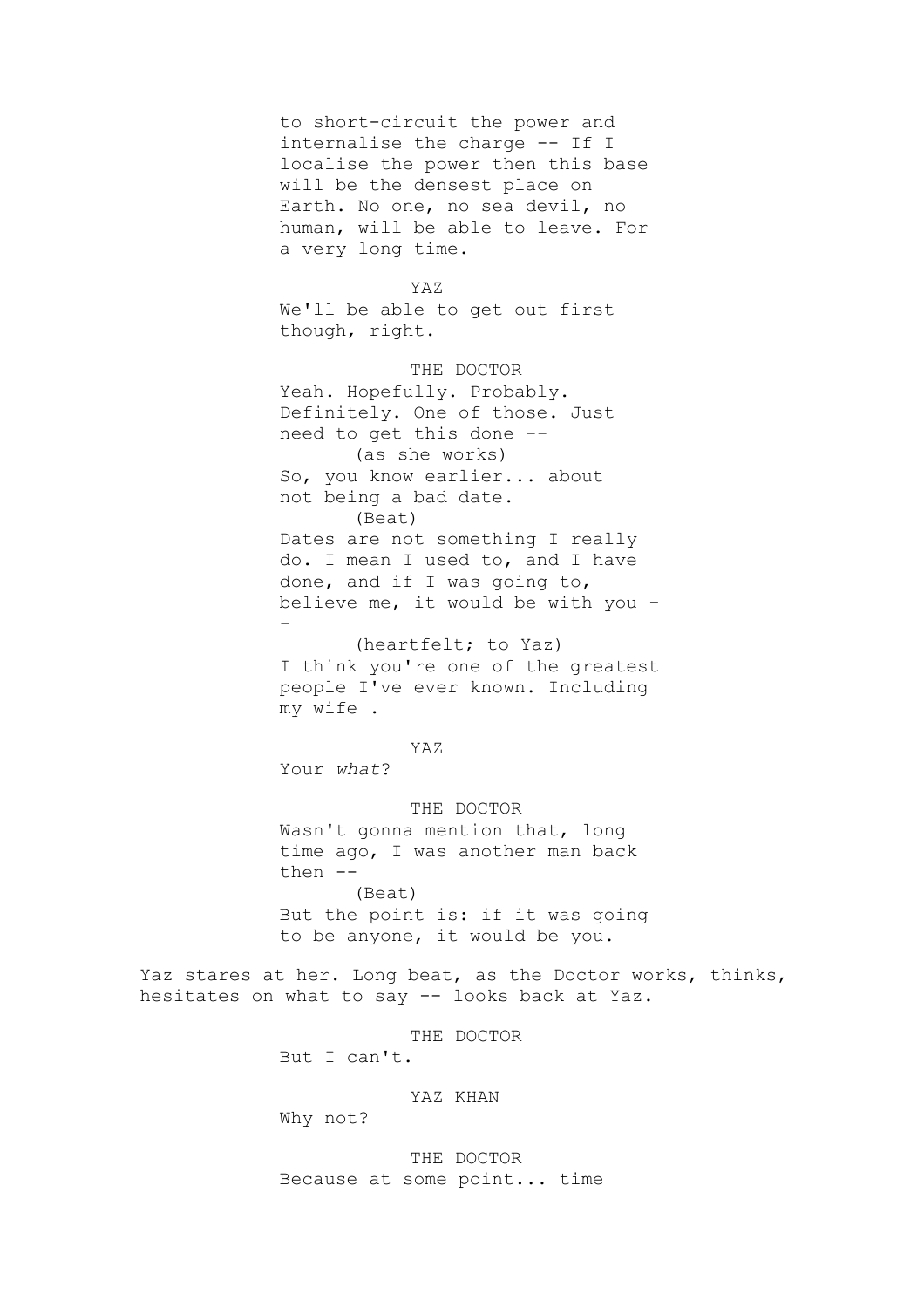to short-circuit the power and internalise the charge -- If I localise the power then this base will be the densest place on Earth. No one, no sea devil, no human, will be able to leave. For a very long time.

YAZ

We'll be able to get out first though, right.

THE DOCTOR

Yeah. Hopefully. Probably. Definitely. One of those. Just need to get this done --

(as she works)

So, you know earlier... about not being a bad date.

(Beat)

Dates are not something I really do. I mean I used to, and I have done, and if I was going to, believe me, it would be with you --

(heartfelt; to Yaz)

I think you're one of the greatest people I've ever known. Including my wife .

YAZ

Your *what*?

THE DOCTOR

Wasn't gonna mention that, long time ago, I was another man back then --

(Beat)

But the point is: if it was going to be anyone, it would be you.

Yaz stares at her. Long beat, as the Doctor works, thinks, hesitates on what to say -- looks back at Yaz.

THE DOCTOR

But I can't.

YAZ KHAN

Why not?

THE DOCTOR

Because at some point... time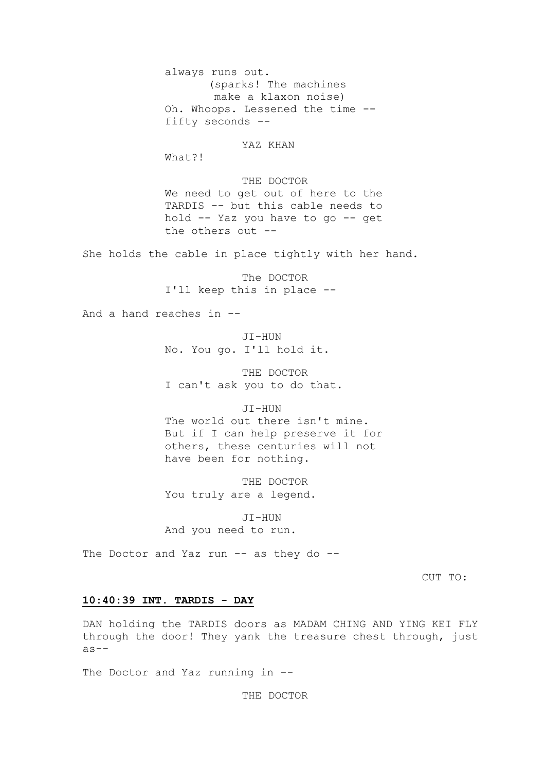always runs out.

(sparks! The machines make a klaxon noise)

Oh. Whoops. Lessened the time -- fifty seconds --

YAZ KHAN

What?!

THE DOCTOR

We need to get out of here to the TARDIS -- but this cable needs to hold -- Yaz you have to go -- get the others out --

She holds the cable in place tightly with her hand.

The DOCTOR

I'll keep this in place --

And a hand reaches in --

JI-HUN

No. You go. I'll hold it.

THE DOCTOR

I can't ask you to do that.

JI-HUN

The world out there isn't mine. But if I can help preserve it for others, these centuries will not have been for nothing.

THE DOCTOR

You truly are a legend.

JI-HUN

And you need to run.

The Doctor and Yaz run -- as they do --

CUT TO:

**10:40:39 INT. TARDIS - DAY**

DAN holding the TARDIS doors as MADAM CHING AND YING KEI FLY through the door! They yank the treasure chest through, just as--

The Doctor and Yaz running in --

THE DOCTOR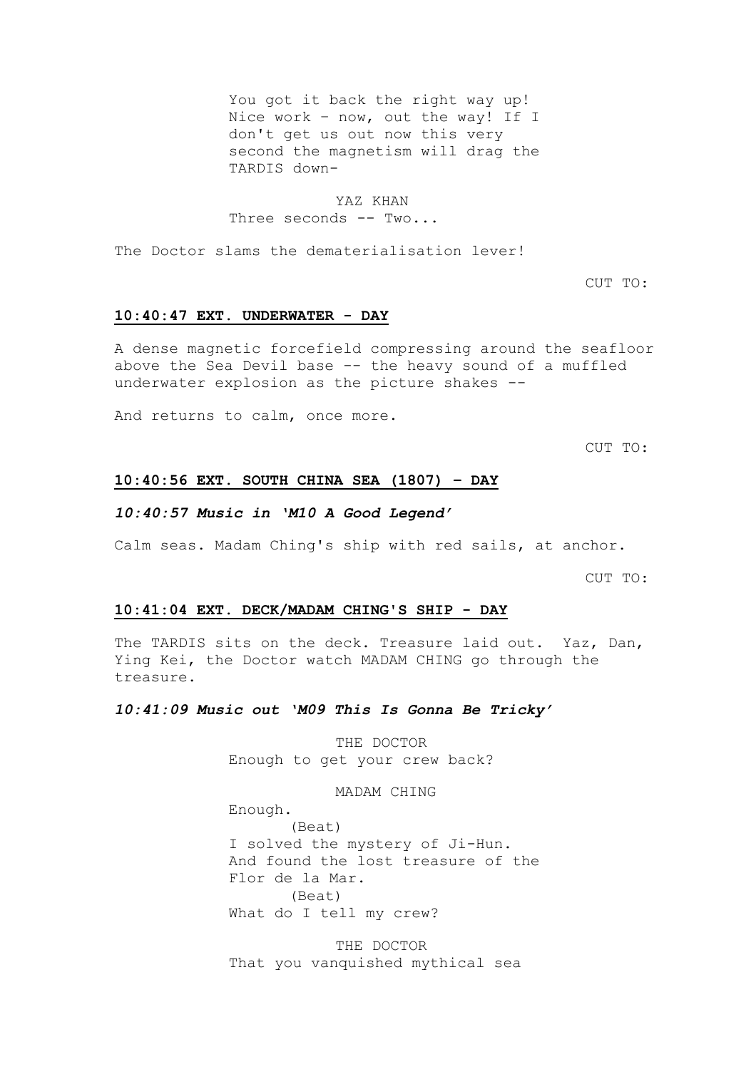You got it back the right way up! Nice work – now, out the way! If I don't get us out now this very second the magnetism will drag the TARDIS down-

YAZ KHAN
Three seconds -- Two...

The Doctor slams the dematerialisation lever!

CUT TO:

**10:40:47 EXT. UNDERWATER - DAY**

A dense magnetic forcefield compressing around the seafloor above the Sea Devil base -- the heavy sound of a muffled underwater explosion as the picture shakes --

And returns to calm, once more.

CUT TO:

**10:40:56 EXT. SOUTH CHINA SEA (1807) – DAY**

***10:40:57 Music in 'M10 A Good Legend'***

Calm seas. Madam Ching's ship with red sails, at anchor.

CUT TO:

**10:41:04 EXT. DECK/MADAM CHING'S SHIP - DAY**

The TARDIS sits on the deck. Treasure laid out. Yaz, Dan, Ying Kei, the Doctor watch MADAM CHING go through the treasure.

***10:41:09 Music out 'M09 This Is Gonna Be Tricky'***

THE DOCTOR
Enough to get your crew back?

MADAM CHING
Enough.
(Beat)
I solved the mystery of Ji-Hun. And found the lost treasure of the Flor de la Mar.
(Beat)
What do I tell my crew?

THE DOCTOR
That you vanquished mythical sea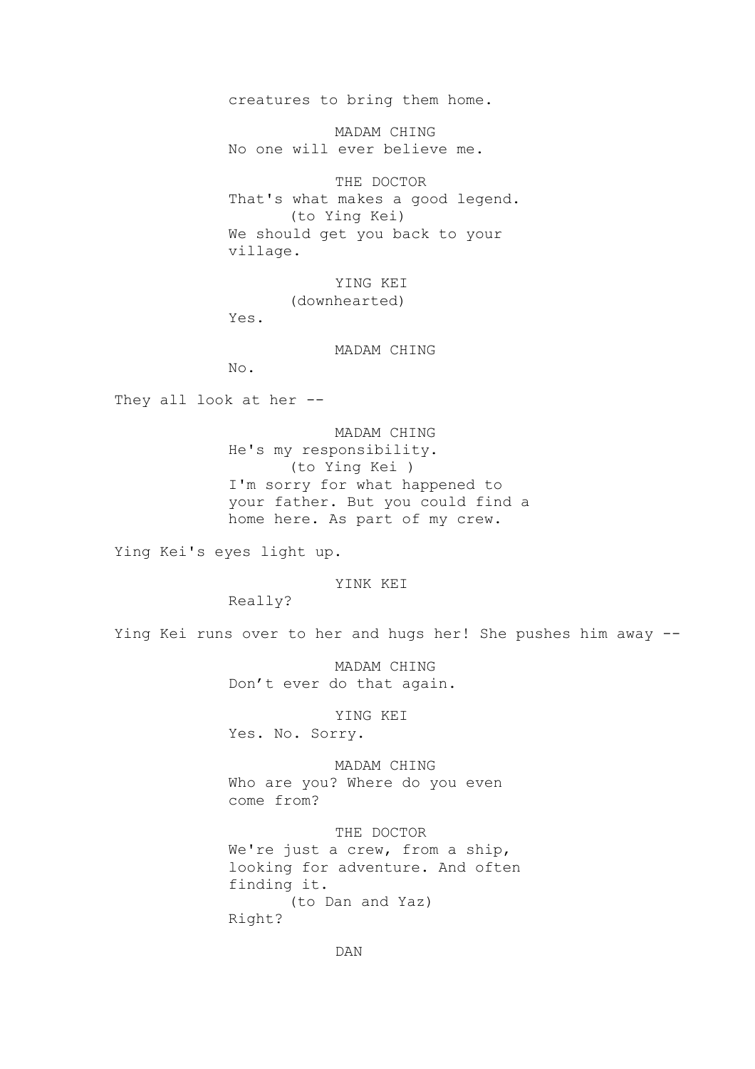creatures to bring them home.

MADAM CHING
No one will ever believe me.

THE DOCTOR
That's what makes a good legend.
(to Ying Kei)
We should get you back to your village.

YING KEI
(downhearted)
Yes.

MADAM CHING
No.

They all look at her --

MADAM CHING
He's my responsibility.
(to Ying Kei )
I'm sorry for what happened to your father. But you could find a home here. As part of my crew.

Ying Kei's eyes light up.

YINK KEI
Really?

Ying Kei runs over to her and hugs her! She pushes him away --

MADAM CHING
Don't ever do that again.

YING KEI
Yes. No. Sorry.

MADAM CHING
Who are you? Where do you even come from?

THE DOCTOR
We're just a crew, from a ship, looking for adventure. And often finding it.
(to Dan and Yaz)
Right?

DAN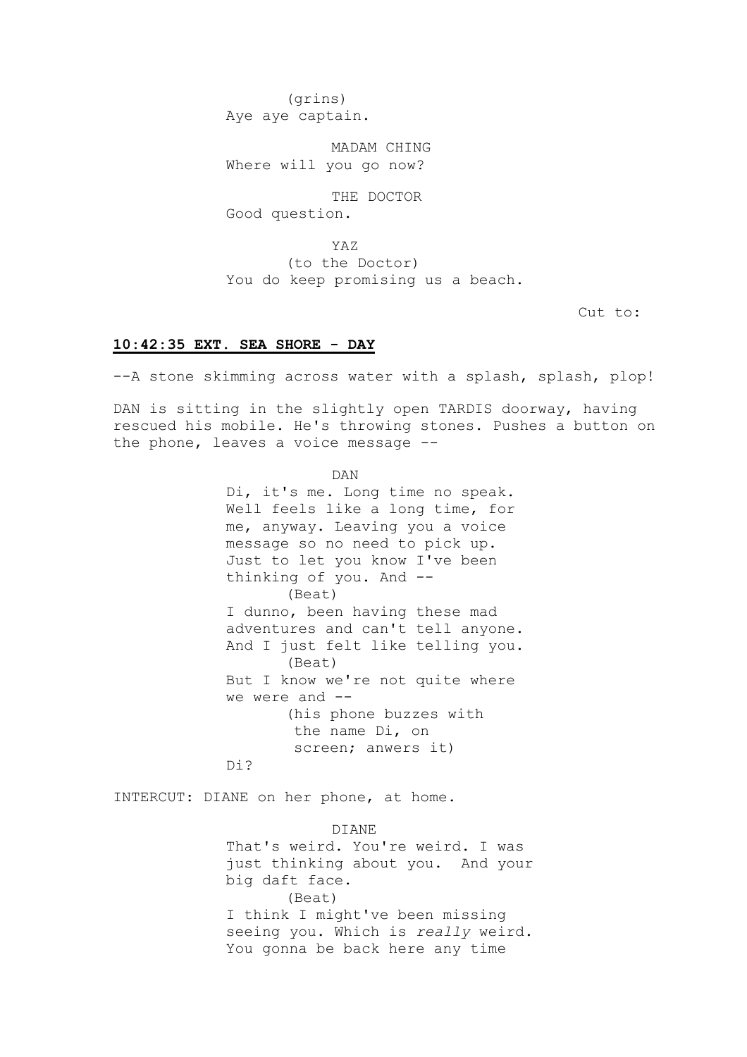(grins)
Aye aye captain.

MADAM CHING
Where will you go now?

THE DOCTOR
Good question.

YAZ
(to the Doctor)
You do keep promising us a beach.

Cut to:

**10:42:35 EXT. SEA SHORE - DAY**

--A stone skimming across water with a splash, splash, plop!

DAN is sitting in the slightly open TARDIS doorway, having rescued his mobile. He's throwing stones. Pushes a button on the phone, leaves a voice message --

DAN
Di, it's me. Long time no speak. Well feels like a long time, for me, anyway. Leaving you a voice message so no need to pick up. Just to let you know I've been thinking of you. And --
(Beat)
I dunno, been having these mad adventures and can't tell anyone. And I just felt like telling you.
(Beat)
But I know we're not quite where we were and --
(his phone buzzes with the name Di, on screen; anwers it)
Di?

INTERCUT: DIANE on her phone, at home.

DIANE
That's weird. You're weird. I was just thinking about you. And your big daft face.
(Beat)
I think I might've been missing seeing you. Which is *really* weird. You gonna be back here any time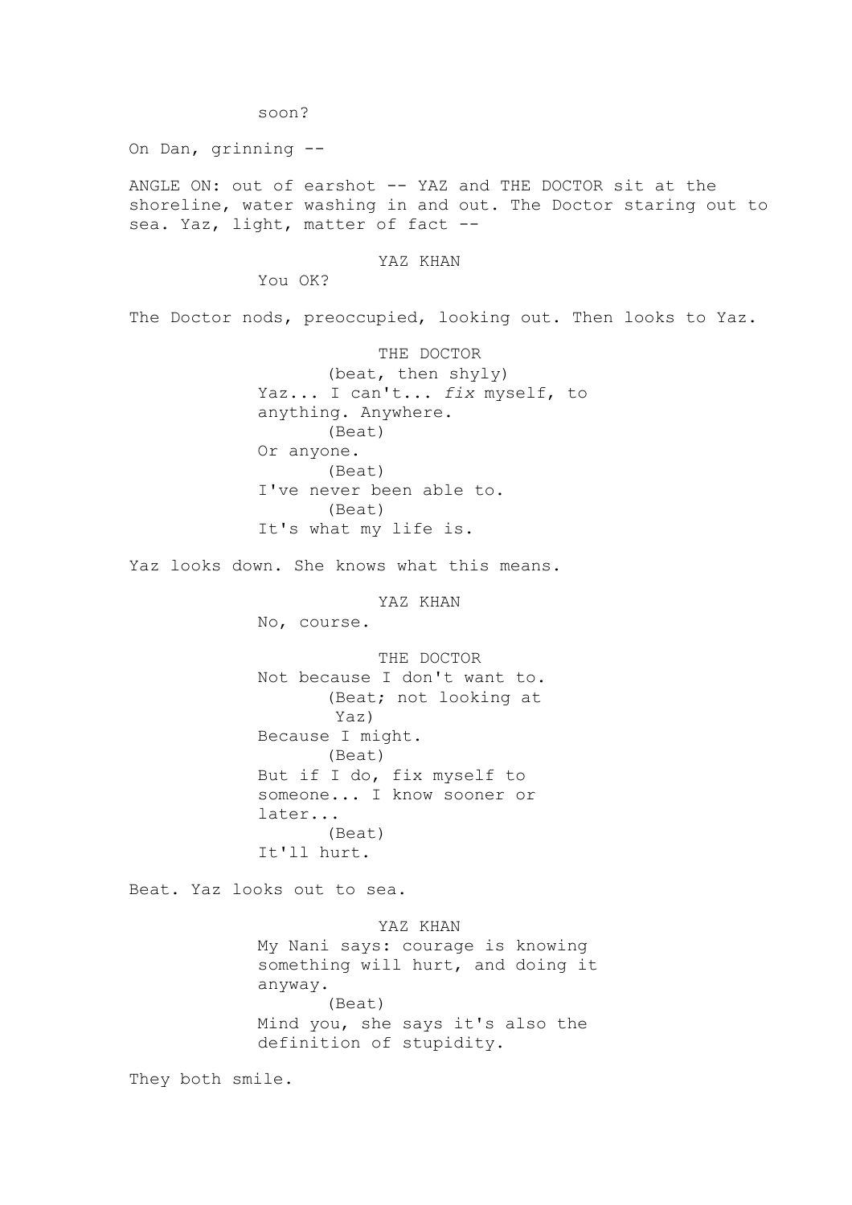soon?

On Dan, grinning --

ANGLE ON: out of earshot -- YAZ and THE DOCTOR sit at the shoreline, water washing in and out. The Doctor staring out to sea. Yaz, light, matter of fact --

YAZ KHAN

You OK?

The Doctor nods, preoccupied, looking out. Then looks to Yaz.

THE DOCTOR

(beat, then shyly)

Yaz... I can't... *fix* myself, to anything. Anywhere.

(Beat)

Or anyone.

(Beat)

I've never been able to.

(Beat)

It's what my life is.

Yaz looks down. She knows what this means.

YAZ KHAN

No, course.

THE DOCTOR

Not because I don't want to.

(Beat; not looking at Yaz)

Because I might.

(Beat)

But if I do, fix myself to someone... I know sooner or later...

(Beat)

It'll hurt.

Beat. Yaz looks out to sea.

YAZ KHAN

My Nani says: courage is knowing something will hurt, and doing it anyway.

(Beat)

Mind you, she says it's also the definition of stupidity.

They both smile.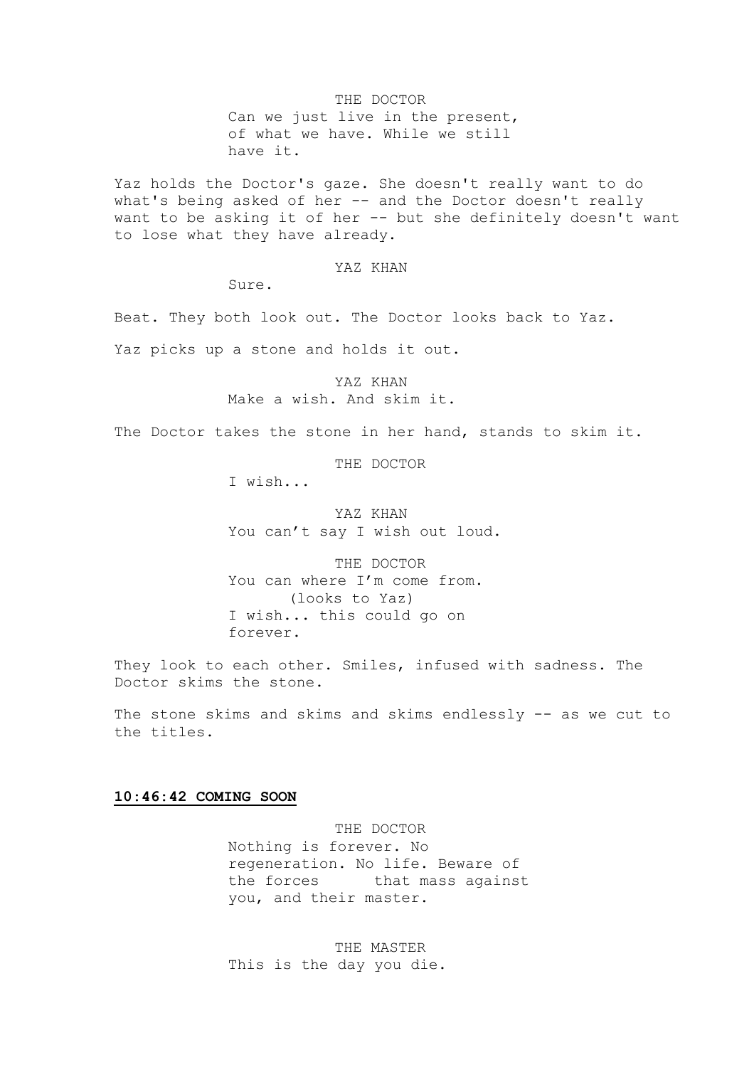THE DOCTOR
Can we just live in the present, of what we have. While we still have it.

Yaz holds the Doctor's gaze. She doesn't really want to do what's being asked of her -- and the Doctor doesn't really want to be asking it of her -- but she definitely doesn't want to lose what they have already.

YAZ KHAN
Sure.

Beat. They both look out. The Doctor looks back to Yaz.

Yaz picks up a stone and holds it out.

YAZ KHAN
Make a wish. And skim it.

The Doctor takes the stone in her hand, stands to skim it.

THE DOCTOR
I wish...

YAZ KHAN
You can’t say I wish out loud.

THE DOCTOR
You can where I’m come from.
(looks to Yaz)
I wish... this could go on forever.

They look to each other. Smiles, infused with sadness. The Doctor skims the stone.

The stone skims and skims and skims endlessly -- as we cut to the titles.

**10:46:42 COMING SOON**

THE DOCTOR
Nothing is forever. No regeneration. No life. Beware of the forces that mass against you, and their master.

THE MASTER
This is the day you die.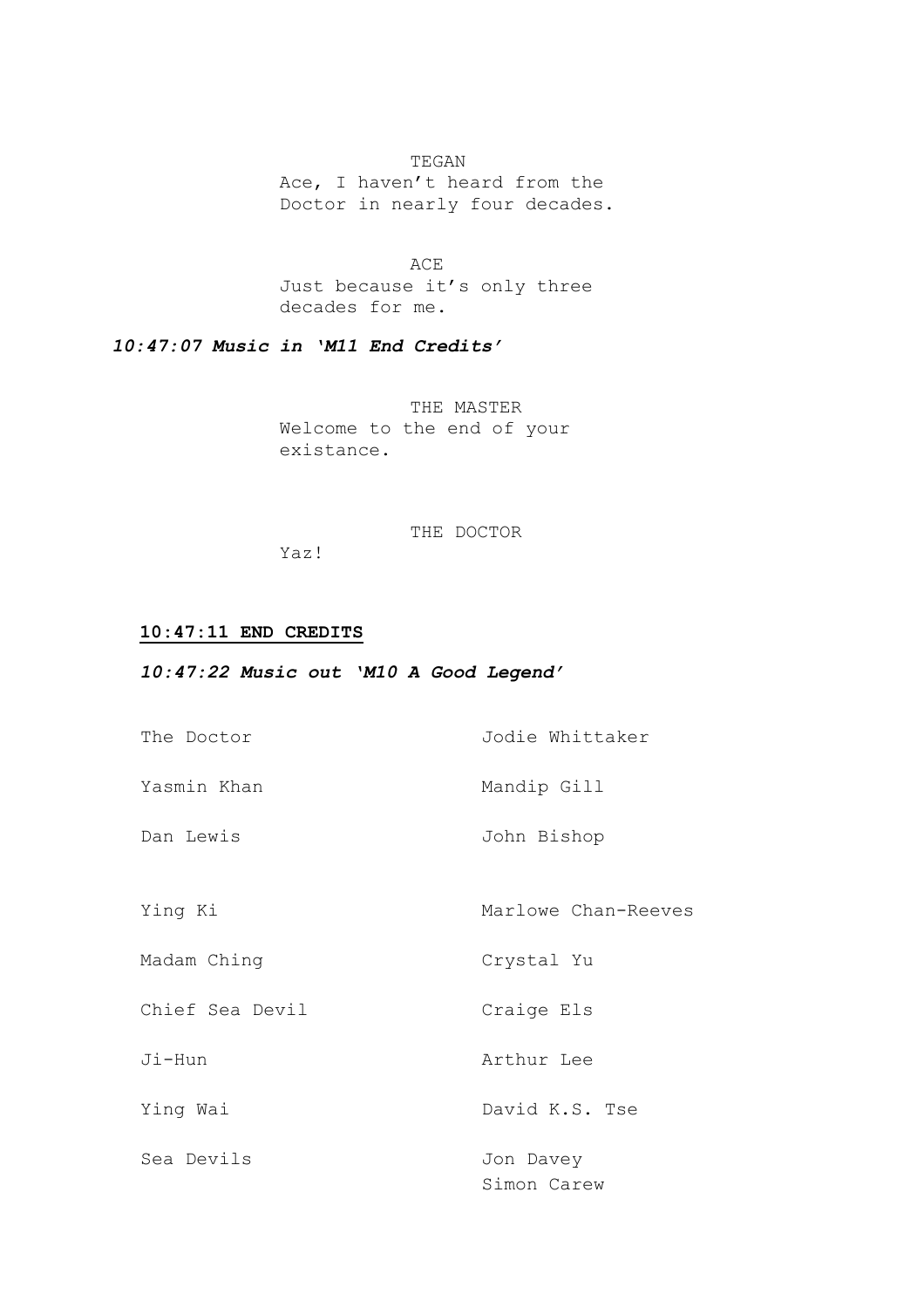TEGAN
Ace, I haven't heard from the Doctor in nearly four decades.

ACE
Just because it's only three decades for me.

***10:47:07 Music in 'M11 End Credits'***

THE MASTER
Welcome to the end of your existance.

THE DOCTOR
Yaz!

**10:47:11 END CREDITS**

***10:47:22 Music out 'M10 A Good Legend'***

| | |
|---|---|
| The Doctor | Jodie Whittaker |
| Yasmin Khan | Mandip Gill |
| Dan Lewis | John Bishop |
| | |
| Ying Ki | Marlowe Chan-Reeves |
| Madam Ching | Crystal Yu |
| Chief Sea Devil | Craige Els |
| Ji-Hun | Arthur Lee |
| Ying Wai | David K.S. Tse |
| Sea Devils | Jon Davey<br>Simon Carew |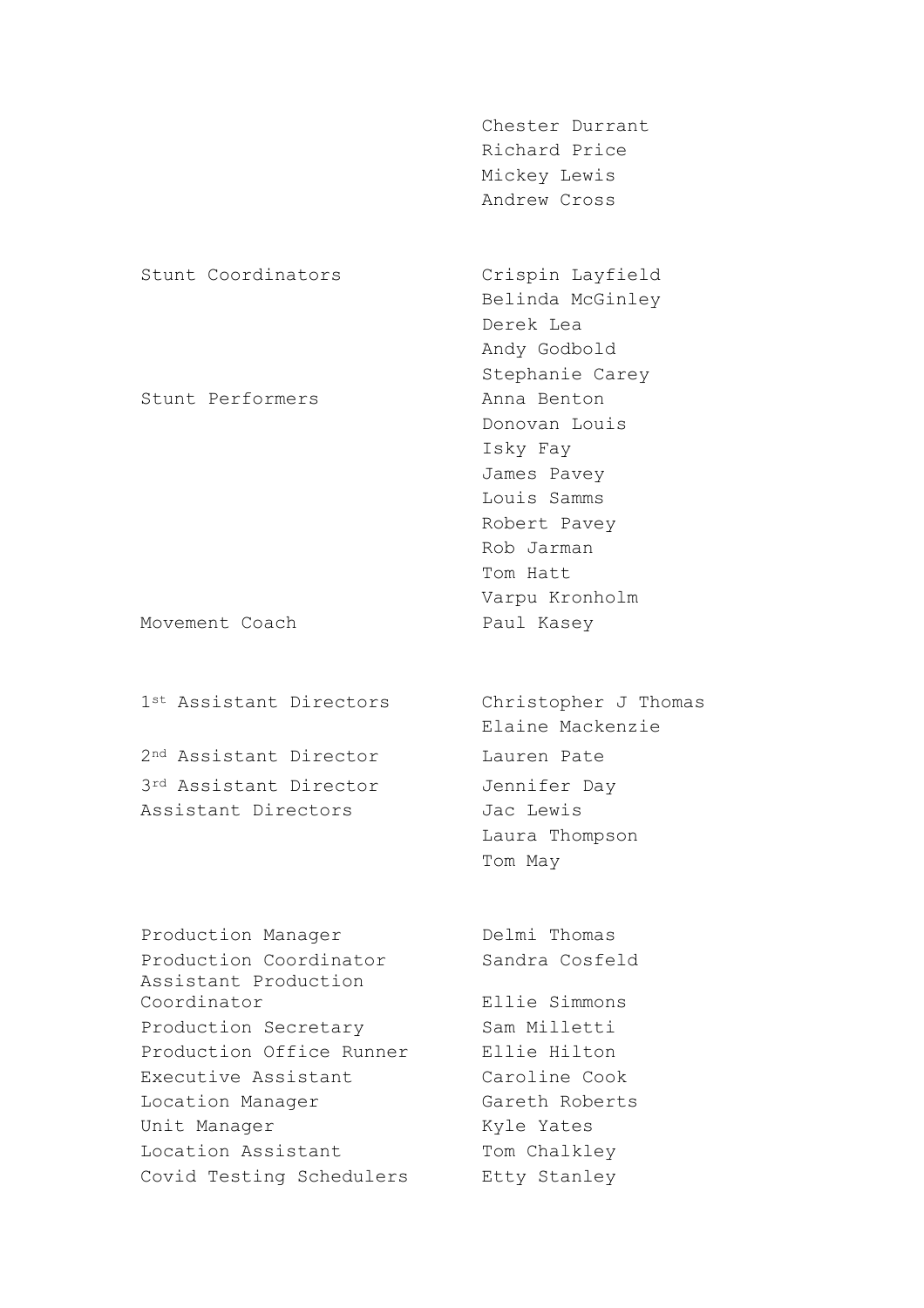| | |
|---|---|
| | Chester Durrant |
| | Richard Price |
| | Mickey Lewis |
| | Andrew Cross |
| | |
| Stunt Coordinators | Crispin Layfield |
| | Belinda McGinley |
| | Derek Lea |
| | Andy Godbold |
| | Stephanie Carey |
| Stunt Performers | Anna Benton |
| | Donovan Louis |
| | Isky Fay |
| | James Pavey |
| | Louis Samms |
| | Robert Pavey |
| | Rob Jarman |
| | Tom Hatt |
| | Varpu Kronholm |
| Movement Coach | Paul Kasey |
| | |
| 1st Assistant Directors | Christopher J Thomas |
| | Elaine Mackenzie |
| 2nd Assistant Director | Lauren Pate |
| 3rd Assistant Director | Jennifer Day |
| Assistant Directors | Jac Lewis |
| | Laura Thompson |
| | Tom May |
| | |
| Production Manager | Delmi Thomas |
| Production Coordinator | Sandra Cosfeld |
| Assistant Production Coordinator | Ellie Simmons |
| Production Secretary | Sam Milletti |
| Production Office Runner | Ellie Hilton |
| Executive Assistant | Caroline Cook |
| Location Manager | Gareth Roberts |
| Unit Manager | Kyle Yates |
| Location Assistant | Tom Chalkley |
| Covid Testing Schedulers | Etty Stanley |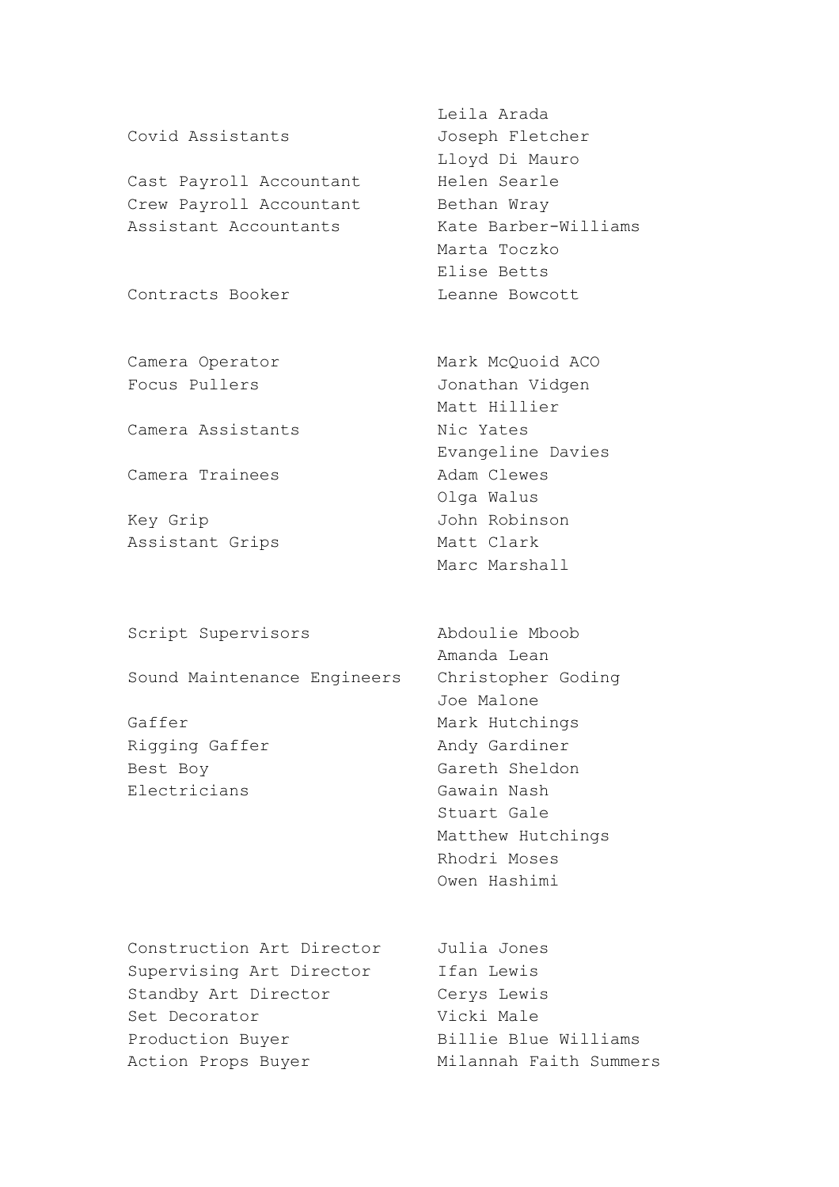| | |
|---|---|
| Covid Assistants | Leila Arada |
| | Joseph Fletcher |
| | Lloyd Di Mauro |
| Cast Payroll Accountant | Helen Searle |
| Crew Payroll Accountant | Bethan Wray |
| Assistant Accountants | Kate Barber-Williams |
| | Marta Toczko |
| | Elise Betts |
| Contracts Booker | Leanne Bowcott |
| | |
| Camera Operator | Mark McQuoid ACO |
| Focus Pullers | Jonathan Vidgen |
| | Matt Hillier |
| Camera Assistants | Nic Yates |
| | Evangeline Davies |
| Camera Trainees | Adam Clewes |
| | Olga Walus |
| Key Grip | John Robinson |
| Assistant Grips | Matt Clark |
| | Marc Marshall |
| | |
| Script Supervisors | Abdoulie Mboob |
| | Amanda Lean |
| Sound Maintenance Engineers | Christopher Goding |
| | Joe Malone |
| Gaffer | Mark Hutchings |
| Rigging Gaffer | Andy Gardiner |
| Best Boy | Gareth Sheldon |
| Electricians | Gawain Nash |
| | Stuart Gale |
| | Matthew Hutchings |
| | Rhodri Moses |
| | Owen Hashimi |
| | |
| Construction Art Director | Julia Jones |
| Supervising Art Director | Ifan Lewis |
| Standby Art Director | Cerys Lewis |
| Set Decorator | Vicki Male |
| Production Buyer | Billie Blue Williams |
| Action Props Buyer | Milannah Faith Summers |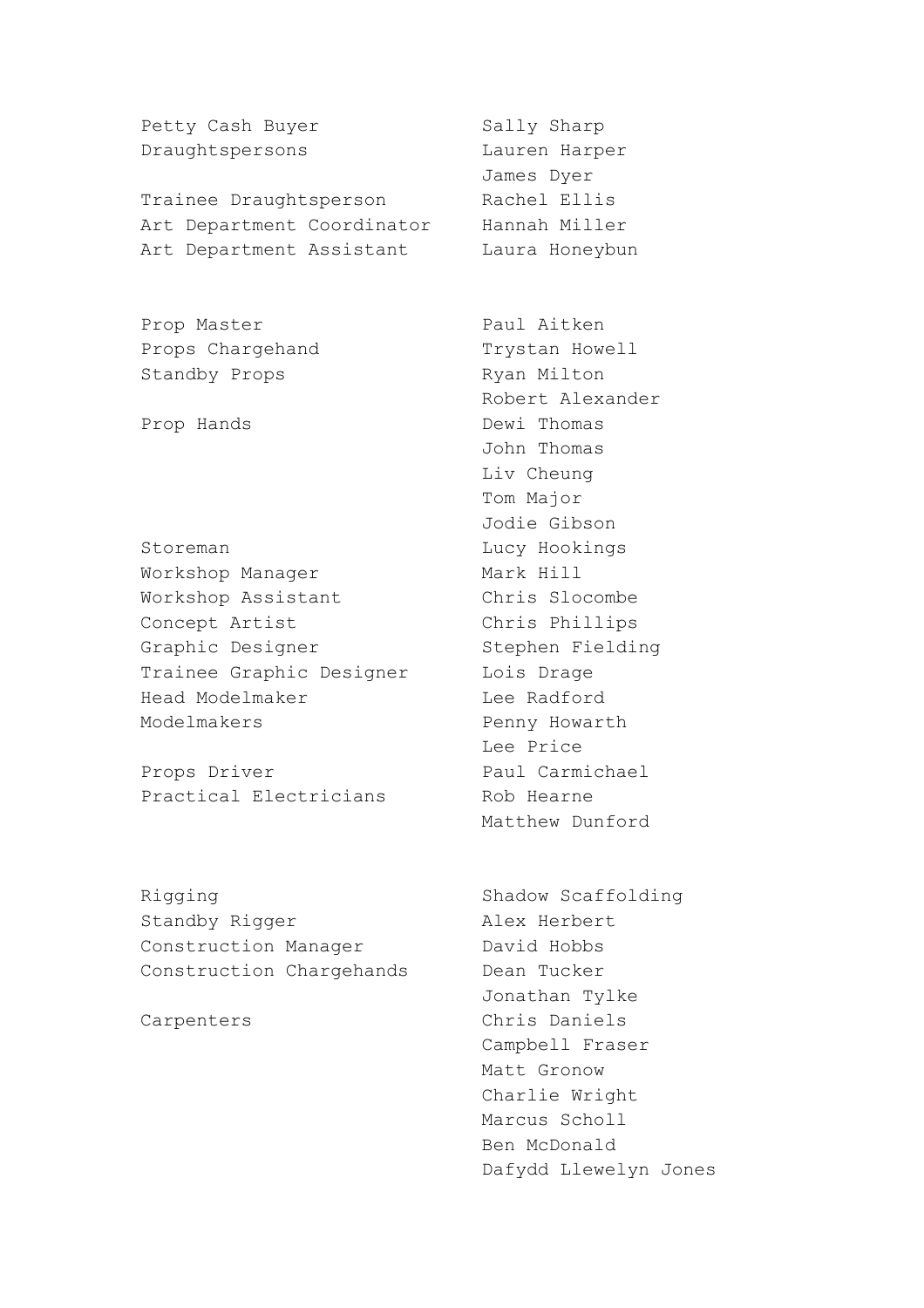| | |
|---|---|
| Petty Cash Buyer | Sally Sharp |
| Draughtspersons | Lauren Harper |
| | James Dyer |
| Trainee Draughtsperson | Rachel Ellis |
| Art Department Coordinator | Hannah Miller |
| Art Department Assistant | Laura Honeybun |
| | |
| Prop Master | Paul Aitken |
| Props Chargehand | Trystan Howell |
| Standby Props | Ryan Milton |
| | Robert Alexander |
| Prop Hands | Dewi Thomas |
| | John Thomas |
| | Liv Cheung |
| | Tom Major |
| | Jodie Gibson |
| Storeman | Lucy Hookings |
| Workshop Manager | Mark Hill |
| Workshop Assistant | Chris Slocombe |
| Concept Artist | Chris Phillips |
| Graphic Designer | Stephen Fielding |
| Trainee Graphic Designer | Lois Drage |
| Head Modelmaker | Lee Radford |
| Modelmakers | Penny Howarth |
| | Lee Price |
| Props Driver | Paul Carmichael |
| Practical Electricians | Rob Hearne |
| | Matthew Dunford |
| | |
| Rigging | Shadow Scaffolding |
| Standby Rigger | Alex Herbert |
| Construction Manager | David Hobbs |
| Construction Chargehands | Dean Tucker |
| | Jonathan Tylke |
| Carpenters | Chris Daniels |
| | Campbell Fraser |
| | Matt Gronow |
| | Charlie Wright |
| | Marcus Scholl |
| | Ben McDonald |
| | Dafydd Llewelyn Jones |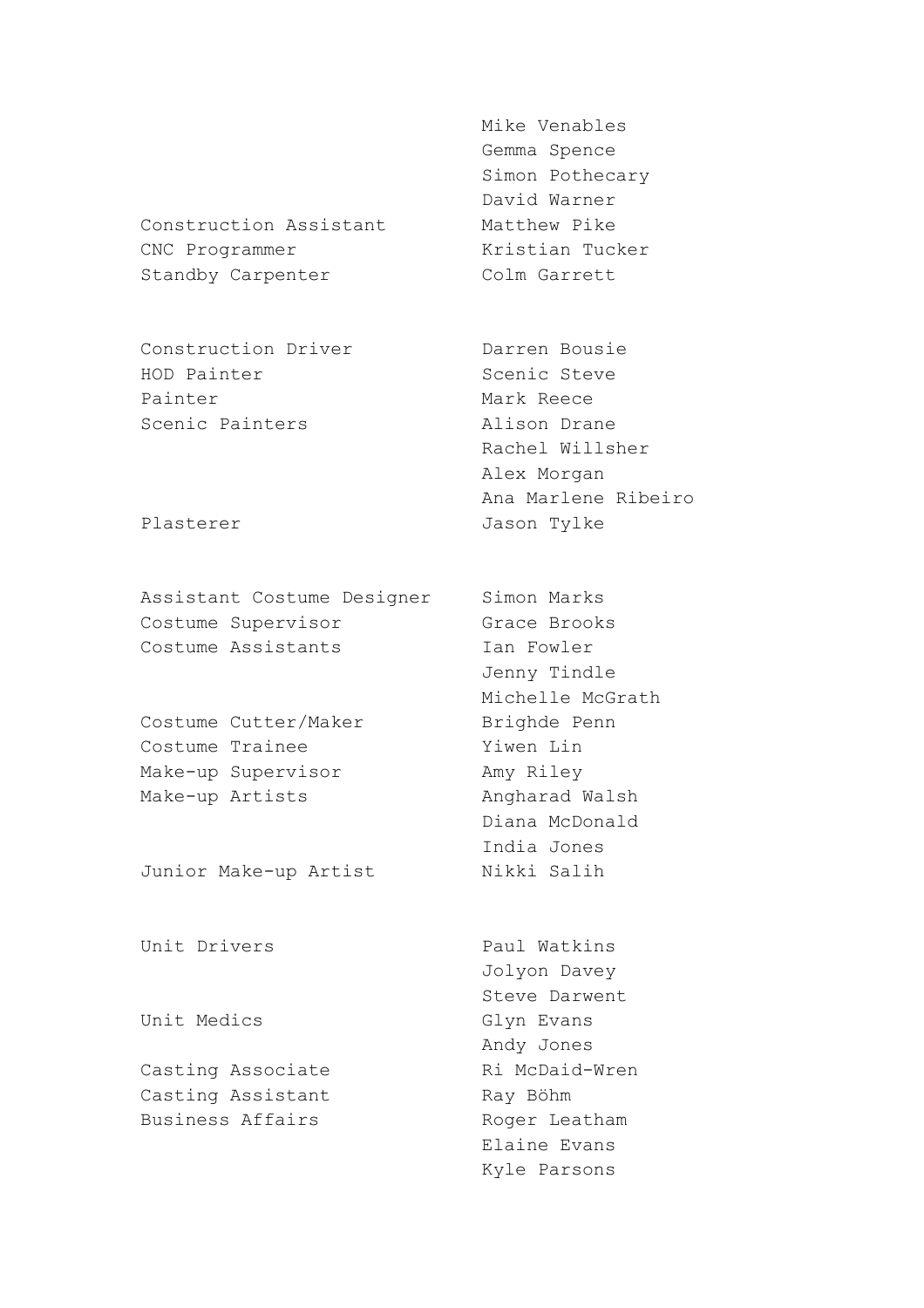| | |
|---|---|
| | Mike Venables |
| | Gemma Spence |
| | Simon Pothecary |
| | David Warner |
| Construction Assistant | Matthew Pike |
| CNC Programmer | Kristian Tucker |
| Standby Carpenter | Colm Garrett |
| | |
| Construction Driver | Darren Bousie |
| HOD Painter | Scenic Steve |
| Painter | Mark Reece |
| Scenic Painters | Alison Drane |
| | Rachel Willsher |
| | Alex Morgan |
| | Ana Marlene Ribeiro |
| Plasterer | Jason Tylke |
| | |
| Assistant Costume Designer | Simon Marks |
| Costume Supervisor | Grace Brooks |
| Costume Assistants | Ian Fowler |
| | Jenny Tindle |
| | Michelle McGrath |
| Costume Cutter/Maker | Brighde Penn |
| Costume Trainee | Yiwen Lin |
| Make-up Supervisor | Amy Riley |
| Make-up Artists | Angharad Walsh |
| | Diana McDonald |
| | India Jones |
| Junior Make-up Artist | Nikki Salih |
| | |
| Unit Drivers | Paul Watkins |
| | Jolyon Davey |
| | Steve Darwent |
| Unit Medics | Glyn Evans |
| | Andy Jones |
| Casting Associate | Ri McDaid-Wren |
| Casting Assistant | Ray Böhm |
| Business Affairs | Roger Leatham |
| | Elaine Evans |
| | Kyle Parsons |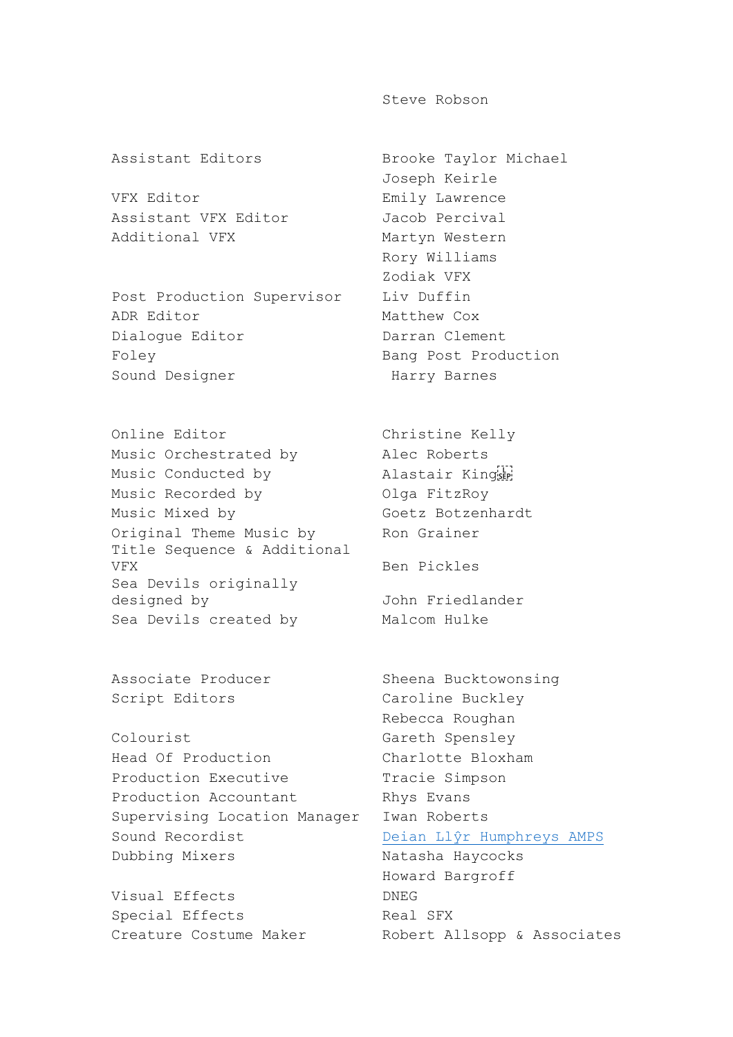| | |
|---|---|
| | Steve Robson |
| Assistant Editors | Brooke Taylor Michael |
| | Joseph Keirle |
| VFX Editor | Emily Lawrence |
| Assistant VFX Editor | Jacob Percival |
| Additional VFX | Martyn Western |
| | Rory Williams |
| | Zodiak VFX |
| Post Production Supervisor | Liv Duffin |
| ADR Editor | Matthew Cox |
| Dialogue Editor | Darran Clement |
| Foley | Bang Post Production |
| Sound Designer | Harry Barnes |
| Online Editor | Christine Kelly |
| Music Orchestrated by | Alec Roberts |
| Music Conducted by | Alastair King |
| Music Recorded by | Olga FitzRoy |
| Music Mixed by | Goetz Botzenhardt |
| Original Theme Music by | Ron Grainer |
| Title Sequence & Additional VFX | Ben Pickles |
| Sea Devils originally designed by | John Friedlander |
| Sea Devils created by | Malcom Hulke |
| Associate Producer | Sheena Bucktowonsing |
| Script Editors | Caroline Buckley |
| | Rebecca Roughan |
| Colourist | Gareth Spensley |
| Head Of Production | Charlotte Bloxham |
| Production Executive | Tracie Simpson |
| Production Accountant | Rhys Evans |
| Supervising Location Manager | Iwan Roberts |
| Sound Recordist | Deian Llŷr Humphreys AMPS |
| Dubbing Mixers | Natasha Haycocks |
| | Howard Bargroff |
| Visual Effects | DNEG |
| Special Effects | Real SFX |
| Creature Costume Maker | Robert Allsopp & Associates |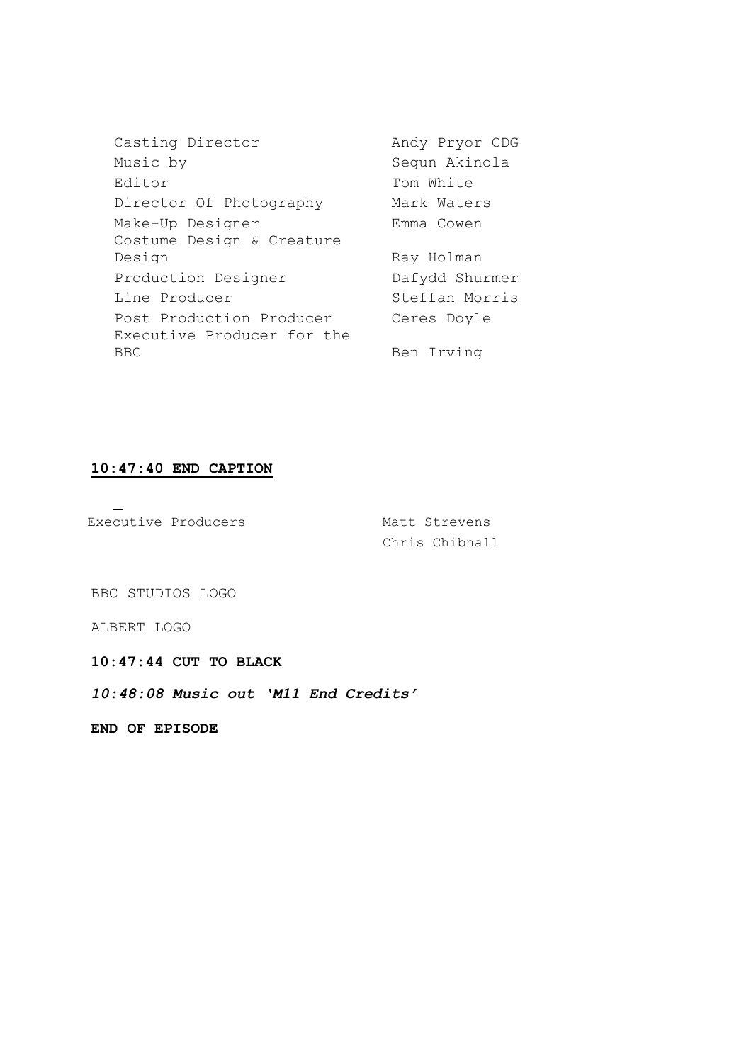| | |
|---|---|
| Casting Director | Andy Pryor CDG |
| Music by | Segun Akinola |
| Editor | Tom White |
| Director Of Photography | Mark Waters |
| Make-Up Designer | Emma Cowen |
| Costume Design & Creature Design | Ray Holman |
| Production Designer | Dafydd Shurmer |
| Line Producer | Steffan Morris |
| Post Production Producer | Ceres Doyle |
| Executive Producer for the BBC | Ben Irving |

**10:47:40 END CAPTION**

| | |
|---|---|
| Executive Producers | Matt Strevens<br>Chris Chibnall |

BBC STUDIOS LOGO

ALBERT LOGO

**10:47:44 CUT TO BLACK**

***10:48:08 Music out 'M11 End Credits'***

**END OF EPISODE**